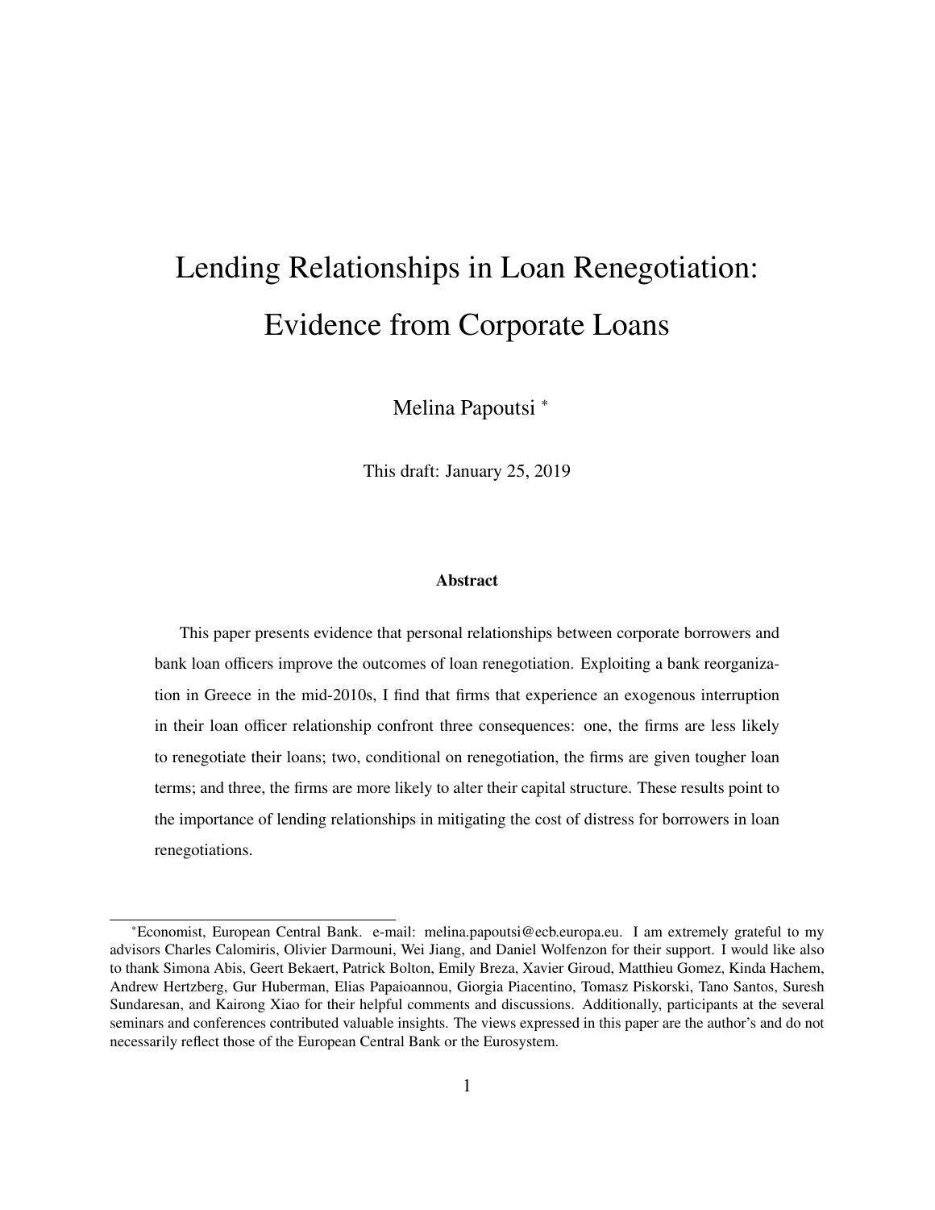# Lending Relationships in Loan Renegotiation: Evidence from Corporate Loans

Melina Papoutsi [*]

This draft: January 25, 2019

### Abstract

This paper presents evidence that personal relationships between corporate borrowers and bank loan officers improve the outcomes of loan renegotiation. Exploiting a bank reorganization in Greece in the mid-2010s, I find that firms that experience an exogenous interruption in their loan officer relationship confront three consequences: one, the firms are less likely to renegotiate their loans; two, conditional on renegotiation, the firms are given tougher loan terms; and three, the firms are more likely to alter their capital structure. These results point to the importance of lending relationships in mitigating the cost of distress for borrowers in loan renegotiations.

---

[*] Economist, European Central Bank. e-mail: melina.papoutsi@ecb.europa.eu. I am extremely grateful to my advisors Charles Calomiris, Olivier Darmouni, Wei Jiang, and Daniel Wolfenzon for their support. I would like also to thank Simona Abis, Geert Bekaert, Patrick Bolton, Emily Breza, Xavier Giroud, Matthieu Gomez, Kinda Hachem, Andrew Hertzberg, Gur Huberman, Elias Papaioannou, Giorgia Piacentino, Tomasz Piskorski, Tano Santos, Suresh Sundaresan, and Kairong Xiao for their helpful comments and discussions. Additionally, participants at the several seminars and conferences contributed valuable insights. The views expressed in this paper are the author's and do not necessarily reflect those of the European Central Bank or the Eurosystem.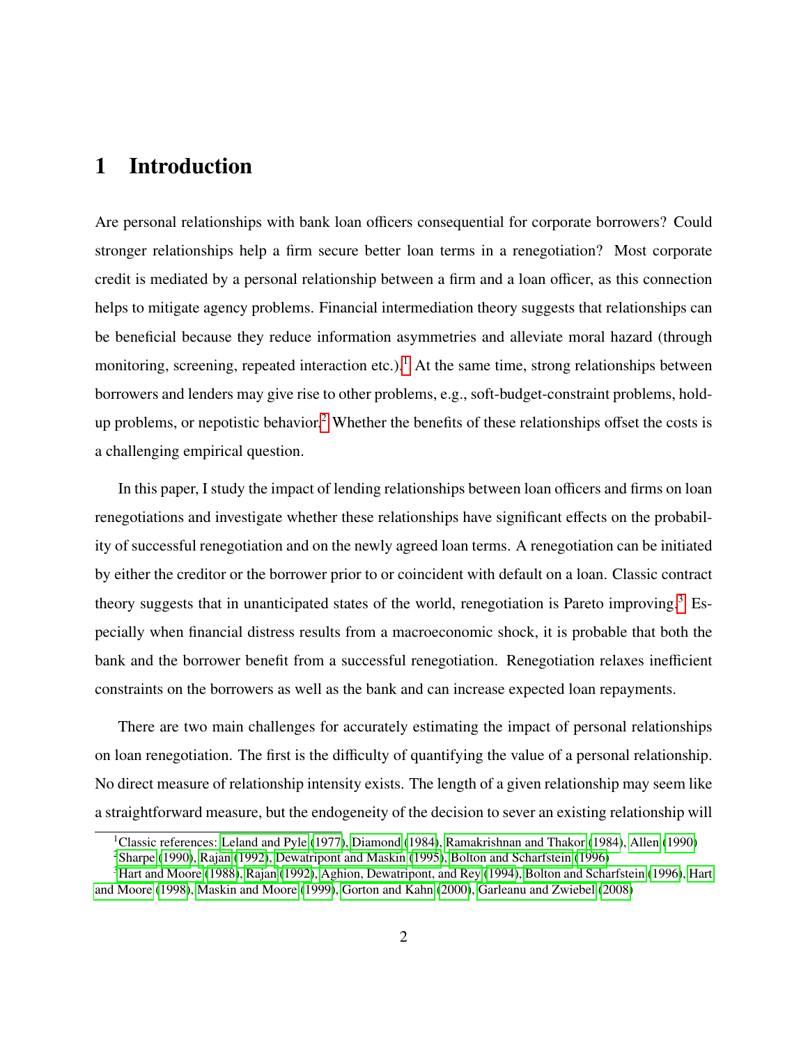# 1 Introduction

Are personal relationships with bank loan officers consequential for corporate borrowers? Could stronger relationships help a firm secure better loan terms in a renegotiation? Most corporate credit is mediated by a personal relationship between a firm and a loan officer, as this connection helps to mitigate agency problems. Financial intermediation theory suggests that relationships can be beneficial because they reduce information asymmetries and alleviate moral hazard (through monitoring, screening, repeated interaction etc.).[1] At the same time, strong relationships between borrowers and lenders may give rise to other problems, e.g., soft-budget-constraint problems, hold-up problems, or nepotistic behavior.[2] Whether the benefits of these relationships offset the costs is a challenging empirical question.

In this paper, I study the impact of lending relationships between loan officers and firms on loan renegotiations and investigate whether these relationships have significant effects on the probability of successful renegotiation and on the newly agreed loan terms. A renegotiation can be initiated by either the creditor or the borrower prior to or coincident with default on a loan. Classic contract theory suggests that in unanticipated states of the world, renegotiation is Pareto improving.[3] Especially when financial distress results from a macroeconomic shock, it is probable that both the bank and the borrower benefit from a successful renegotiation. Renegotiation relaxes inefficient constraints on the borrowers as well as the bank and can increase expected loan repayments.

There are two main challenges for accurately estimating the impact of personal relationships on loan renegotiation. The first is the difficulty of quantifying the value of a personal relationship. No direct measure of relationship intensity exists. The length of a given relationship may seem like a straightforward measure, but the endogeneity of the decision to sever an existing relationship will

---

[1] Classic references: Leland and Pyle (1977), Diamond (1984), Ramakrishnan and Thakor (1984), Allen (1990)

[2] Sharpe (1990), Rajan (1992), Dewatripont and Maskin (1995), Bolton and Scharfstein (1996)

[3] Hart and Moore (1988), Rajan (1992), Aghion, Dewatripont, and Rey (1994), Bolton and Scharfstein (1996), Hart and Moore (1998), Maskin and Moore (1999), Gorton and Kahn (2000), Garleanu and Zwiebel (2008)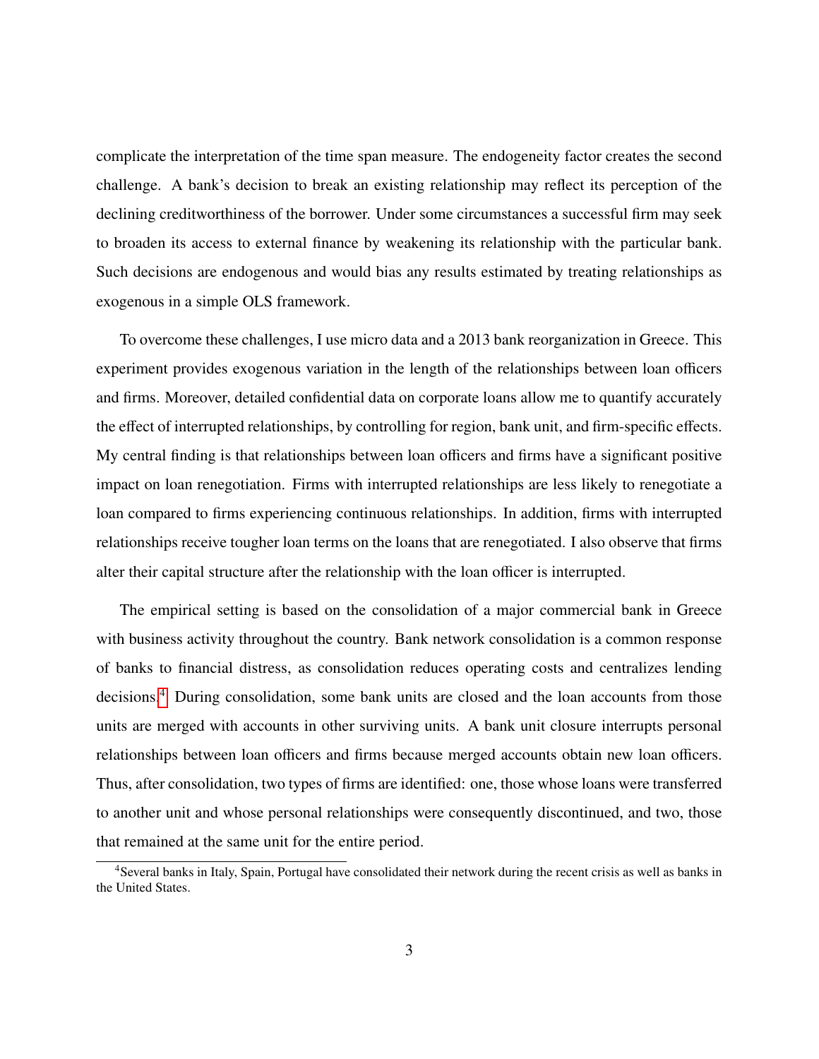complicate the interpretation of the time span measure. The endogeneity factor creates the second challenge. A bank's decision to break an existing relationship may reflect its perception of the declining creditworthiness of the borrower. Under some circumstances a successful firm may seek to broaden its access to external finance by weakening its relationship with the particular bank. Such decisions are endogenous and would bias any results estimated by treating relationships as exogenous in a simple OLS framework.

To overcome these challenges, I use micro data and a 2013 bank reorganization in Greece. This experiment provides exogenous variation in the length of the relationships between loan officers and firms. Moreover, detailed confidential data on corporate loans allow me to quantify accurately the effect of interrupted relationships, by controlling for region, bank unit, and firm-specific effects. My central finding is that relationships between loan officers and firms have a significant positive impact on loan renegotiation. Firms with interrupted relationships are less likely to renegotiate a loan compared to firms experiencing continuous relationships. In addition, firms with interrupted relationships receive tougher loan terms on the loans that are renegotiated. I also observe that firms alter their capital structure after the relationship with the loan officer is interrupted.

The empirical setting is based on the consolidation of a major commercial bank in Greece with business activity throughout the country. Bank network consolidation is a common response of banks to financial distress, as consolidation reduces operating costs and centralizes lending decisions.[4] During consolidation, some bank units are closed and the loan accounts from those units are merged with accounts in other surviving units. A bank unit closure interrupts personal relationships between loan officers and firms because merged accounts obtain new loan officers. Thus, after consolidation, two types of firms are identified: one, those whose loans were transferred to another unit and whose personal relationships were consequently discontinued, and two, those that remained at the same unit for the entire period.

[4] Several banks in Italy, Spain, Portugal have consolidated their network during the recent crisis as well as banks in the United States.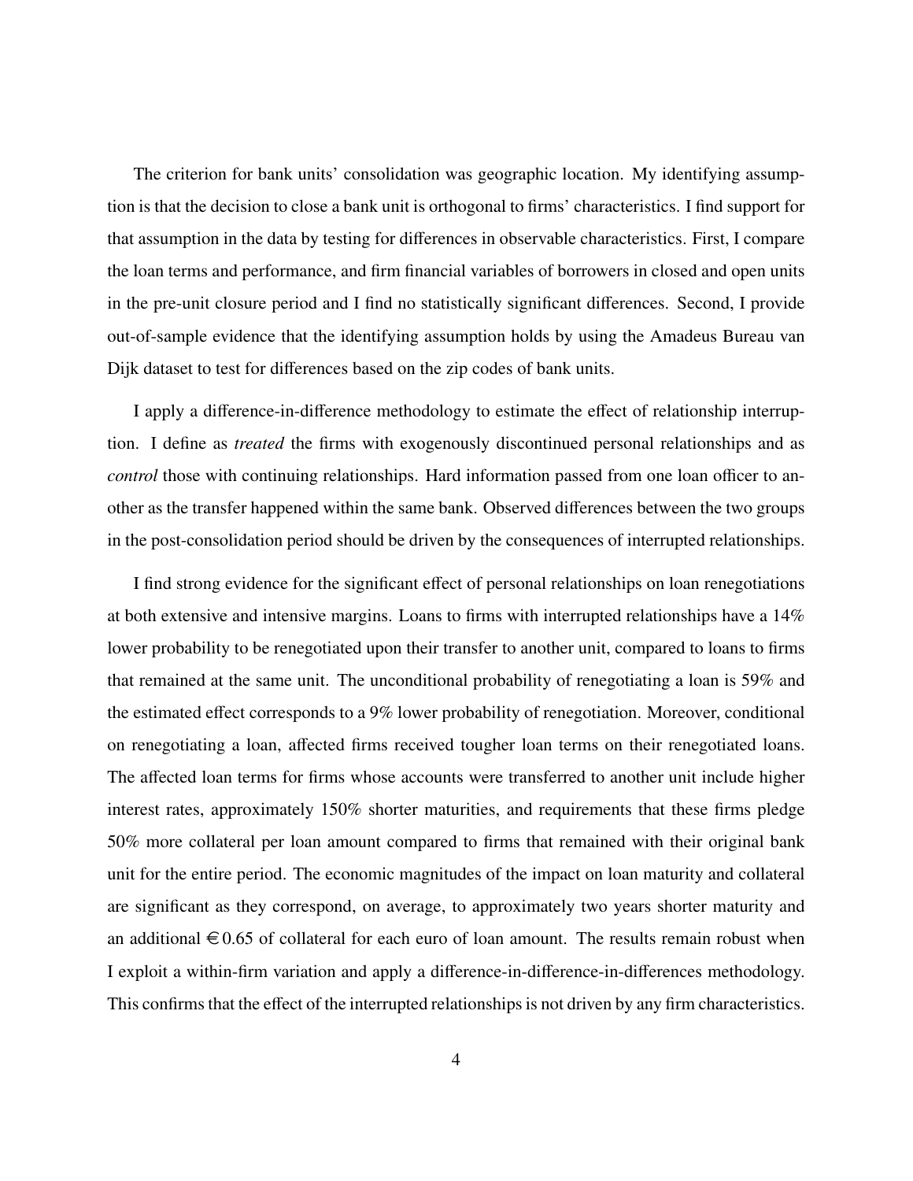The criterion for bank units' consolidation was geographic location. My identifying assumption is that the decision to close a bank unit is orthogonal to firms' characteristics. I find support for that assumption in the data by testing for differences in observable characteristics. First, I compare the loan terms and performance, and firm financial variables of borrowers in closed and open units in the pre-unit closure period and I find no statistically significant differences. Second, I provide out-of-sample evidence that the identifying assumption holds by using the Amadeus Bureau van Dijk dataset to test for differences based on the zip codes of bank units.

I apply a difference-in-difference methodology to estimate the effect of relationship interruption. I define as *treated* the firms with exogenously discontinued personal relationships and as *control* those with continuing relationships. Hard information passed from one loan officer to another as the transfer happened within the same bank. Observed differences between the two groups in the post-consolidation period should be driven by the consequences of interrupted relationships.

I find strong evidence for the significant effect of personal relationships on loan renegotiations at both extensive and intensive margins. Loans to firms with interrupted relationships have a 14% lower probability to be renegotiated upon their transfer to another unit, compared to loans to firms that remained at the same unit. The unconditional probability of renegotiating a loan is 59% and the estimated effect corresponds to a 9% lower probability of renegotiation. Moreover, conditional on renegotiating a loan, affected firms received tougher loan terms on their renegotiated loans. The affected loan terms for firms whose accounts were transferred to another unit include higher interest rates, approximately 150% shorter maturities, and requirements that these firms pledge 50% more collateral per loan amount compared to firms that remained with their original bank unit for the entire period. The economic magnitudes of the impact on loan maturity and collateral are significant as they correspond, on average, to approximately two years shorter maturity and an additional €0.65 of collateral for each euro of loan amount. The results remain robust when I exploit a within-firm variation and apply a difference-in-difference-in-differences methodology. This confirms that the effect of the interrupted relationships is not driven by any firm characteristics.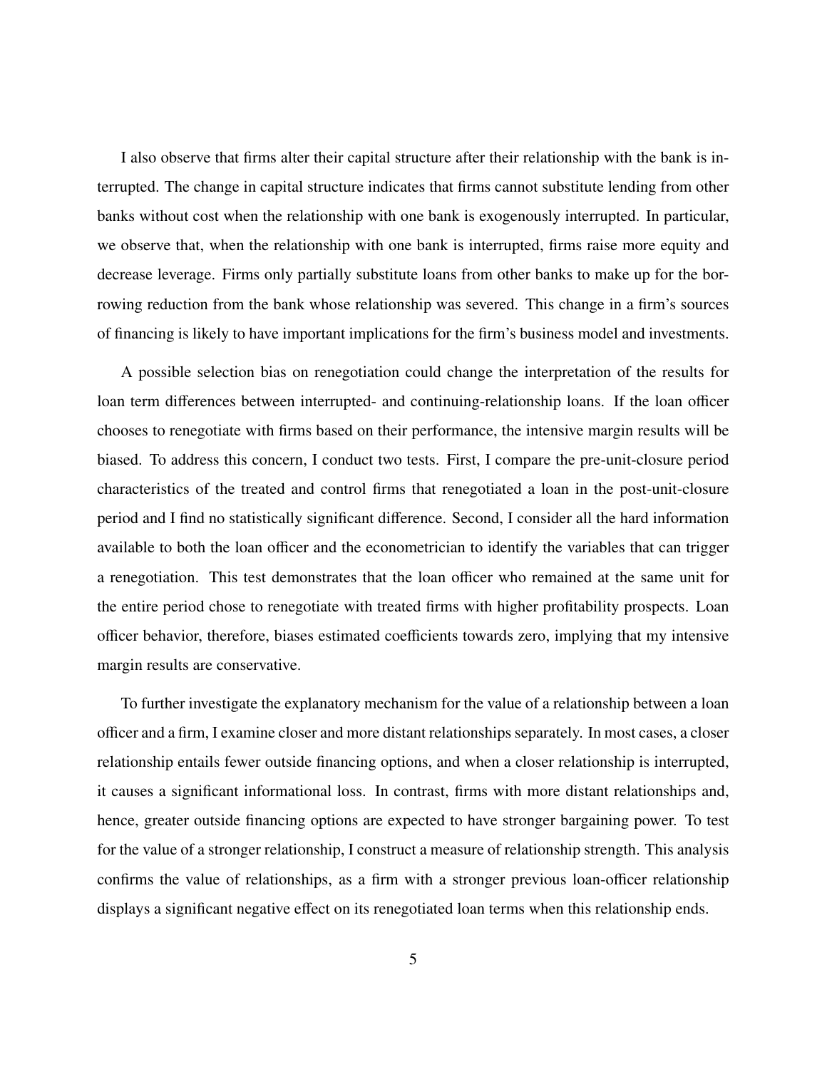I also observe that firms alter their capital structure after their relationship with the bank is interrupted. The change in capital structure indicates that firms cannot substitute lending from other banks without cost when the relationship with one bank is exogenously interrupted. In particular, we observe that, when the relationship with one bank is interrupted, firms raise more equity and decrease leverage. Firms only partially substitute loans from other banks to make up for the borrowing reduction from the bank whose relationship was severed. This change in a firm's sources of financing is likely to have important implications for the firm's business model and investments.

A possible selection bias on renegotiation could change the interpretation of the results for loan term differences between interrupted- and continuing-relationship loans. If the loan officer chooses to renegotiate with firms based on their performance, the intensive margin results will be biased. To address this concern, I conduct two tests. First, I compare the pre-unit-closure period characteristics of the treated and control firms that renegotiated a loan in the post-unit-closure period and I find no statistically significant difference. Second, I consider all the hard information available to both the loan officer and the econometrician to identify the variables that can trigger a renegotiation. This test demonstrates that the loan officer who remained at the same unit for the entire period chose to renegotiate with treated firms with higher profitability prospects. Loan officer behavior, therefore, biases estimated coefficients towards zero, implying that my intensive margin results are conservative.

To further investigate the explanatory mechanism for the value of a relationship between a loan officer and a firm, I examine closer and more distant relationships separately. In most cases, a closer relationship entails fewer outside financing options, and when a closer relationship is interrupted, it causes a significant informational loss. In contrast, firms with more distant relationships and, hence, greater outside financing options are expected to have stronger bargaining power. To test for the value of a stronger relationship, I construct a measure of relationship strength. This analysis confirms the value of relationships, as a firm with a stronger previous loan-officer relationship displays a significant negative effect on its renegotiated loan terms when this relationship ends.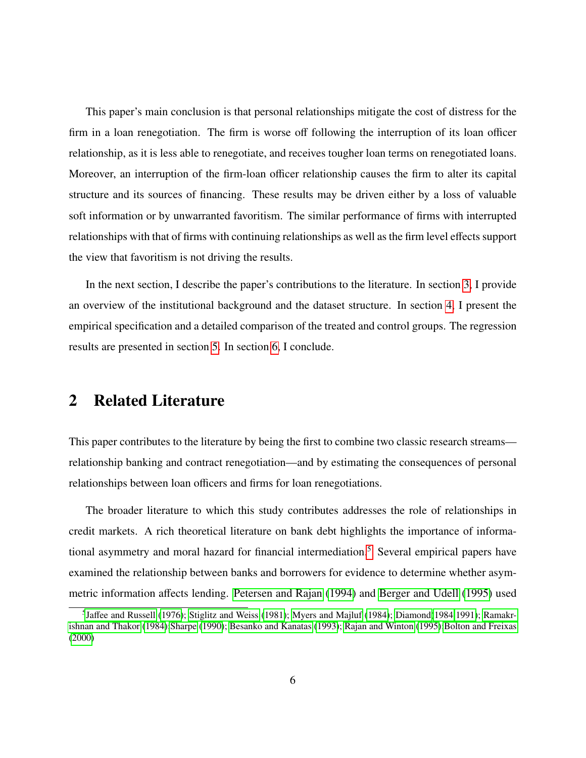This paper's main conclusion is that personal relationships mitigate the cost of distress for the firm in a loan renegotiation. The firm is worse off following the interruption of its loan officer relationship, as it is less able to renegotiate, and receives tougher loan terms on renegotiated loans. Moreover, an interruption of the firm-loan officer relationship causes the firm to alter its capital structure and its sources of financing. These results may be driven either by a loss of valuable soft information or by unwarranted favoritism. The similar performance of firms with interrupted relationships with that of firms with continuing relationships as well as the firm level effects support the view that favoritism is not driving the results.

In the next section, I describe the paper's contributions to the literature. In section 3, I provide an overview of the institutional background and the dataset structure. In section 4, I present the empirical specification and a detailed comparison of the treated and control groups. The regression results are presented in section 5. In section 6, I conclude.

## 2 Related Literature

This paper contributes to the literature by being the first to combine two classic research streams—relationship banking and contract renegotiation—and by estimating the consequences of personal relationships between loan officers and firms for loan renegotiations.

The broader literature to which this study contributes addresses the role of relationships in credit markets. A rich theoretical literature on bank debt highlights the importance of informational asymmetry and moral hazard for financial intermediation.[5] Several empirical papers have examined the relationship between banks and borrowers for evidence to determine whether asymmetric information affects lending. Petersen and Rajan (1994) and Berger and Udell (1995) used

[5] Jaffee and Russell (1976); Stiglitz and Weiss (1981); Myers and Majluf (1984); Diamond (1984, 1991); Ramakrishnan and Thakor (1984); Sharpe (1990); Besanko and Kanatas (1993); Rajan and Winton (1995); Bolton and Freixas (2000)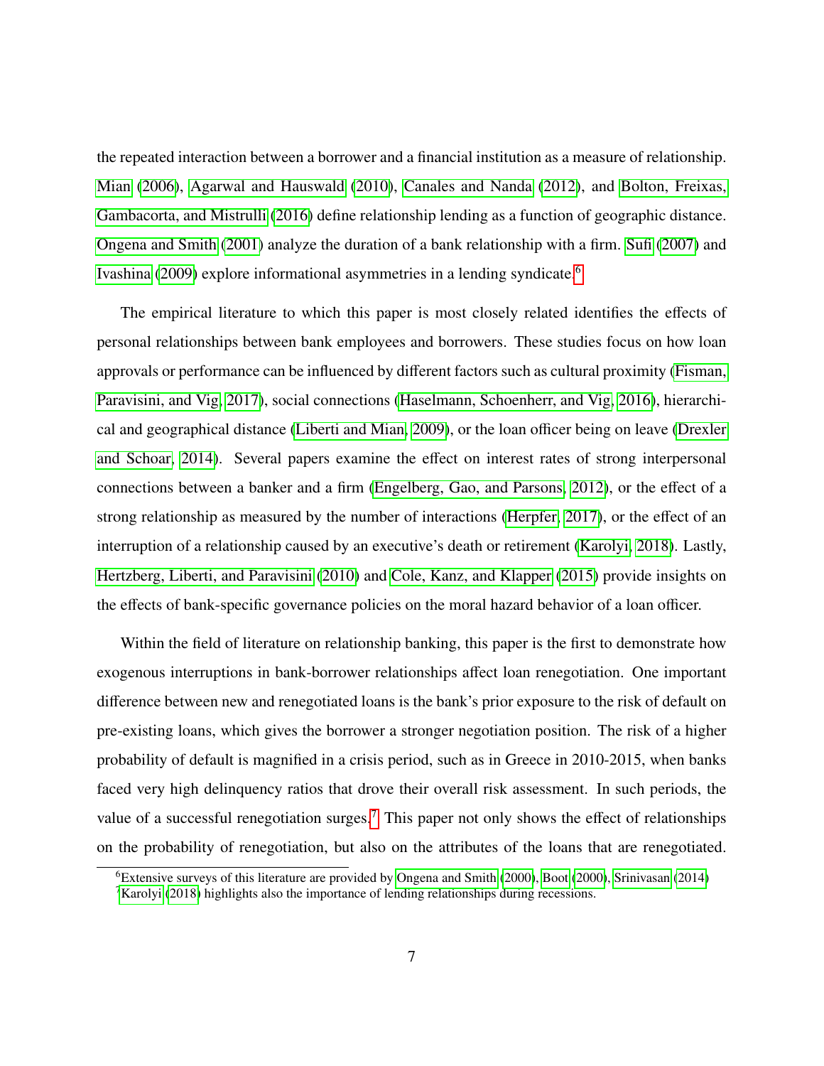the repeated interaction between a borrower and a financial institution as a measure of relationship. Mian (2006), Agarwal and Hauswald (2010), Canales and Nanda (2012), and Bolton, Freixas, Gambacorta, and Mistrulli (2016) define relationship lending as a function of geographic distance. Ongena and Smith (2001) analyze the duration of a bank relationship with a firm. Sufi (2007) and Ivashina (2009) explore informational asymmetries in a lending syndicate.[6]

The empirical literature to which this paper is most closely related identifies the effects of personal relationships between bank employees and borrowers. These studies focus on how loan approvals or performance can be influenced by different factors such as cultural proximity (Fisman, Paravisini, and Vig, 2017), social connections (Haselmann, Schoenherr, and Vig, 2016), hierarchical and geographical distance (Liberti and Mian, 2009), or the loan officer being on leave (Drexler and Schoar, 2014). Several papers examine the effect on interest rates of strong interpersonal connections between a banker and a firm (Engelberg, Gao, and Parsons, 2012), or the effect of a strong relationship as measured by the number of interactions (Herpfer, 2017), or the effect of an interruption of a relationship caused by an executive's death or retirement (Karolyi, 2018). Lastly, Hertzberg, Liberti, and Paravisini (2010) and Cole, Kanz, and Klapper (2015) provide insights on the effects of bank-specific governance policies on the moral hazard behavior of a loan officer.

Within the field of literature on relationship banking, this paper is the first to demonstrate how exogenous interruptions in bank-borrower relationships affect loan renegotiation. One important difference between new and renegotiated loans is the bank's prior exposure to the risk of default on pre-existing loans, which gives the borrower a stronger negotiation position. The risk of a higher probability of default is magnified in a crisis period, such as in Greece in 2010-2015, when banks faced very high delinquency ratios that drove their overall risk assessment. In such periods, the value of a successful renegotiation surges.[7] This paper not only shows the effect of relationships on the probability of renegotiation, but also on the attributes of the loans that are renegotiated.

[6] Extensive surveys of this literature are provided by Ongena and Smith (2000), Boot (2000), Srinivasan (2014)

[7] Karolyi (2018) highlights also the importance of lending relationships during recessions.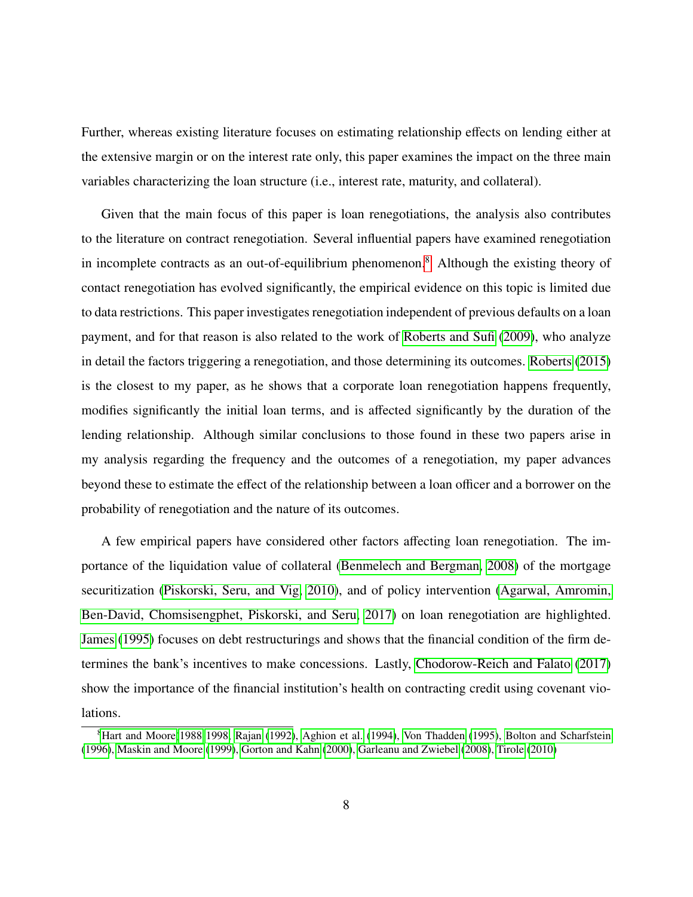Further, whereas existing literature focuses on estimating relationship effects on lending either at the extensive margin or on the interest rate only, this paper examines the impact on the three main variables characterizing the loan structure (i.e., interest rate, maturity, and collateral).

Given that the main focus of this paper is loan renegotiations, the analysis also contributes to the literature on contract renegotiation. Several influential papers have examined renegotiation in incomplete contracts as an out-of-equilibrium phenomenon.[8] Although the existing theory of contact renegotiation has evolved significantly, the empirical evidence on this topic is limited due to data restrictions. This paper investigates renegotiation independent of previous defaults on a loan payment, and for that reason is also related to the work of Roberts and Sufi (2009), who analyze in detail the factors triggering a renegotiation, and those determining its outcomes. Roberts (2015) is the closest to my paper, as he shows that a corporate loan renegotiation happens frequently, modifies significantly the initial loan terms, and is affected significantly by the duration of the lending relationship. Although similar conclusions to those found in these two papers arise in my analysis regarding the frequency and the outcomes of a renegotiation, my paper advances beyond these to estimate the effect of the relationship between a loan officer and a borrower on the probability of renegotiation and the nature of its outcomes.

A few empirical papers have considered other factors affecting loan renegotiation. The importance of the liquidation value of collateral (Benmelech and Bergman, 2008) of the mortgage securitization (Piskorski, Seru, and Vig, 2010), and of policy intervention (Agarwal, Amromin, Ben-David, Chomsisengphet, Piskorski, and Seru, 2017) on loan renegotiation are highlighted. James (1995) focuses on debt restructurings and shows that the financial condition of the firm determines the bank's incentives to make concessions. Lastly, Chodorow-Reich and Falato (2017) show the importance of the financial institution's health on contracting credit using covenant violations.

[8] Hart and Moore 1988 1998, Rajan (1992), Aghion et al. (1994), Von Thadden (1995), Bolton and Scharfstein (1996), Maskin and Moore (1999), Gorton and Kahn (2000), Garleanu and Zwiebel (2008), Tirole (2010)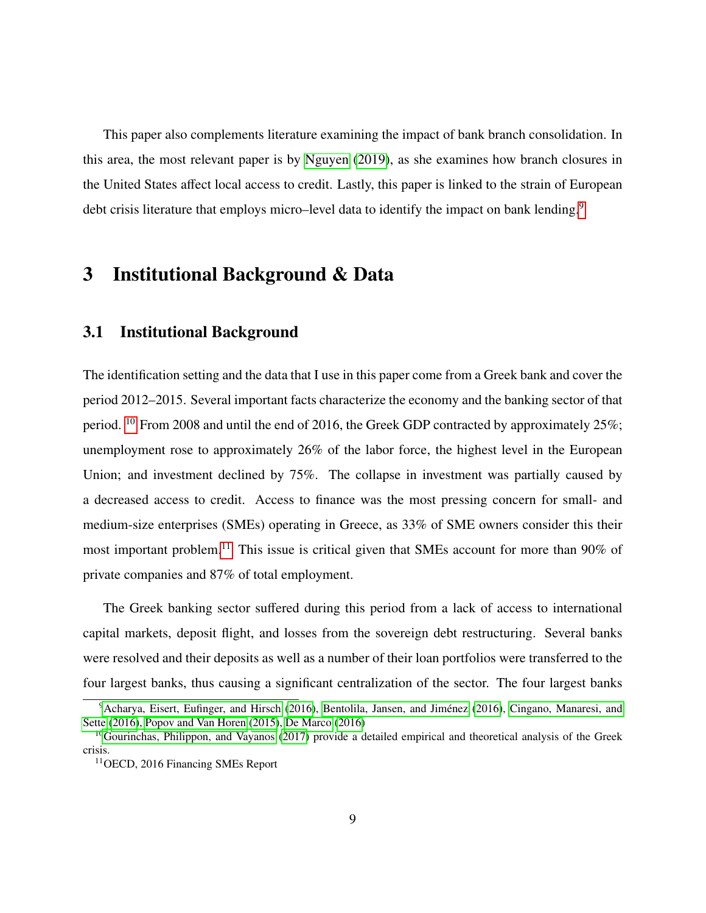This paper also complements literature examining the impact of bank branch consolidation. In this area, the most relevant paper is by Nguyen (2019), as she examines how branch closures in the United States affect local access to credit. Lastly, this paper is linked to the strain of European debt crisis literature that employs micro–level data to identify the impact on bank lending.[9]

# 3 Institutional Background & Data

## 3.1 Institutional Background

The identification setting and the data that I use in this paper come from a Greek bank and cover the period 2012–2015. Several important facts characterize the economy and the banking sector of that period. [10] From 2008 and until the end of 2016, the Greek GDP contracted by approximately 25%; unemployment rose to approximately 26% of the labor force, the highest level in the European Union; and investment declined by 75%. The collapse in investment was partially caused by a decreased access to credit. Access to finance was the most pressing concern for small- and medium-size enterprises (SMEs) operating in Greece, as 33% of SME owners consider this their most important problem.[11] This issue is critical given that SMEs account for more than 90% of private companies and 87% of total employment.

The Greek banking sector suffered during this period from a lack of access to international capital markets, deposit flight, and losses from the sovereign debt restructuring. Several banks were resolved and their deposits as well as a number of their loan portfolios were transferred to the four largest banks, thus causing a significant centralization of the sector. The four largest banks

[9] Acharya, Eisert, Eufinger, and Hirsch (2016), Bentolila, Jansen, and Jiménez (2016), Cingano, Manaresi, and Sette (2016), Popov and Van Horen (2015), De Marco (2016)

[10] Gourinchas, Philippon, and Vayanos (2017) provide a detailed empirical and theoretical analysis of the Greek crisis.

[11] OECD, 2016 Financing SMEs Report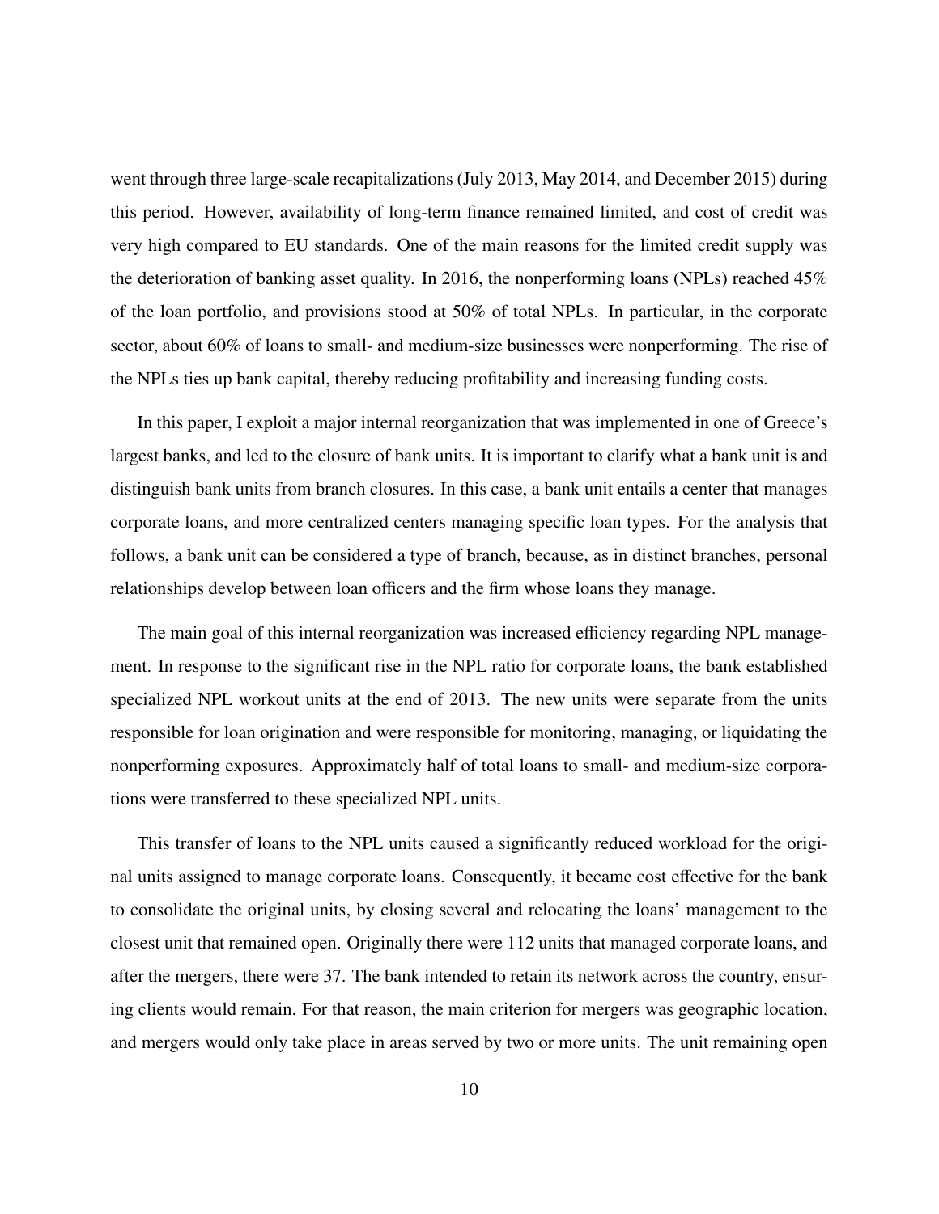went through three large-scale recapitalizations (July 2013, May 2014, and December 2015) during this period. However, availability of long-term finance remained limited, and cost of credit was very high compared to EU standards. One of the main reasons for the limited credit supply was the deterioration of banking asset quality. In 2016, the nonperforming loans (NPLs) reached 45% of the loan portfolio, and provisions stood at 50% of total NPLs. In particular, in the corporate sector, about 60% of loans to small- and medium-size businesses were nonperforming. The rise of the NPLs ties up bank capital, thereby reducing profitability and increasing funding costs.

In this paper, I exploit a major internal reorganization that was implemented in one of Greece's largest banks, and led to the closure of bank units. It is important to clarify what a bank unit is and distinguish bank units from branch closures. In this case, a bank unit entails a center that manages corporate loans, and more centralized centers managing specific loan types. For the analysis that follows, a bank unit can be considered a type of branch, because, as in distinct branches, personal relationships develop between loan officers and the firm whose loans they manage.

The main goal of this internal reorganization was increased efficiency regarding NPL management. In response to the significant rise in the NPL ratio for corporate loans, the bank established specialized NPL workout units at the end of 2013. The new units were separate from the units responsible for loan origination and were responsible for monitoring, managing, or liquidating the nonperforming exposures. Approximately half of total loans to small- and medium-size corporations were transferred to these specialized NPL units.

This transfer of loans to the NPL units caused a significantly reduced workload for the original units assigned to manage corporate loans. Consequently, it became cost effective for the bank to consolidate the original units, by closing several and relocating the loans' management to the closest unit that remained open. Originally there were 112 units that managed corporate loans, and after the mergers, there were 37. The bank intended to retain its network across the country, ensuring clients would remain. For that reason, the main criterion for mergers was geographic location, and mergers would only take place in areas served by two or more units. The unit remaining open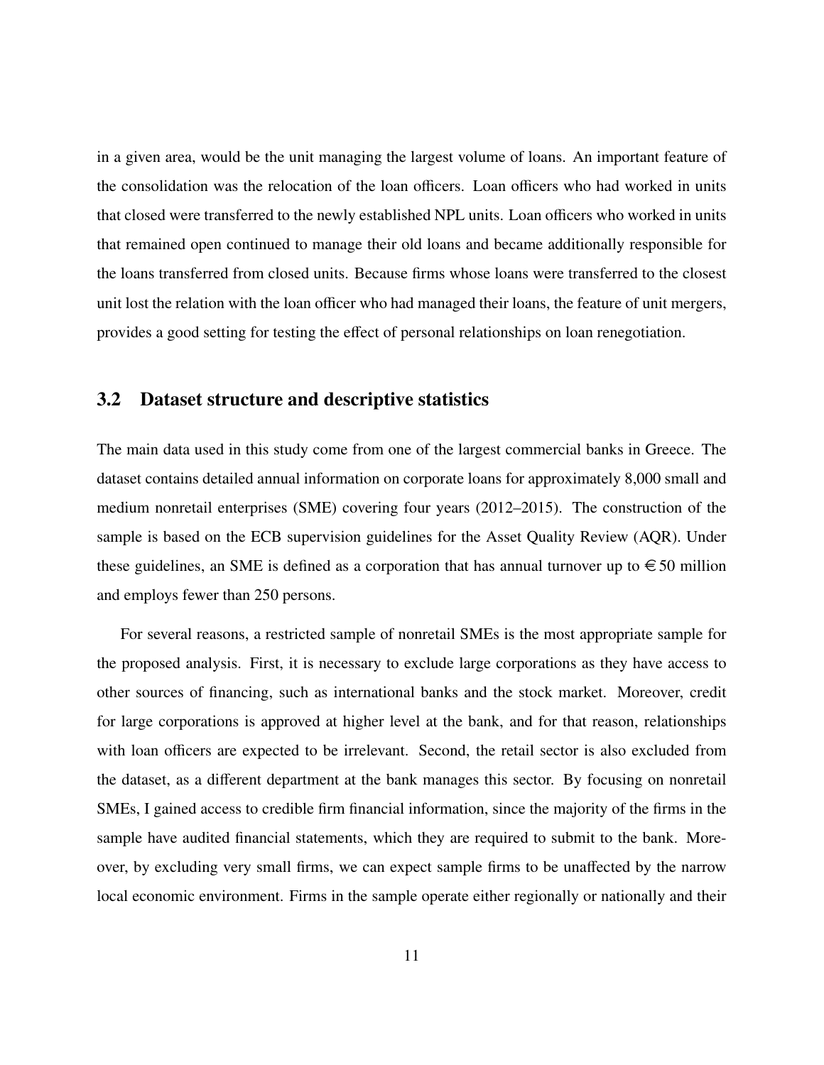in a given area, would be the unit managing the largest volume of loans. An important feature of the consolidation was the relocation of the loan officers. Loan officers who had worked in units that closed were transferred to the newly established NPL units. Loan officers who worked in units that remained open continued to manage their old loans and became additionally responsible for the loans transferred from closed units. Because firms whose loans were transferred to the closest unit lost the relation with the loan officer who had managed their loans, the feature of unit mergers, provides a good setting for testing the effect of personal relationships on loan renegotiation.

### 3.2 Dataset structure and descriptive statistics

The main data used in this study come from one of the largest commercial banks in Greece. The dataset contains detailed annual information on corporate loans for approximately 8,000 small and medium nonretail enterprises (SME) covering four years (2012–2015). The construction of the sample is based on the ECB supervision guidelines for the Asset Quality Review (AQR). Under these guidelines, an SME is defined as a corporation that has annual turnover up to €50 million and employs fewer than 250 persons.

For several reasons, a restricted sample of nonretail SMEs is the most appropriate sample for the proposed analysis. First, it is necessary to exclude large corporations as they have access to other sources of financing, such as international banks and the stock market. Moreover, credit for large corporations is approved at higher level at the bank, and for that reason, relationships with loan officers are expected to be irrelevant. Second, the retail sector is also excluded from the dataset, as a different department at the bank manages this sector. By focusing on nonretail SMEs, I gained access to credible firm financial information, since the majority of the firms in the sample have audited financial statements, which they are required to submit to the bank. Moreover, by excluding very small firms, we can expect sample firms to be unaffected by the narrow local economic environment. Firms in the sample operate either regionally or nationally and their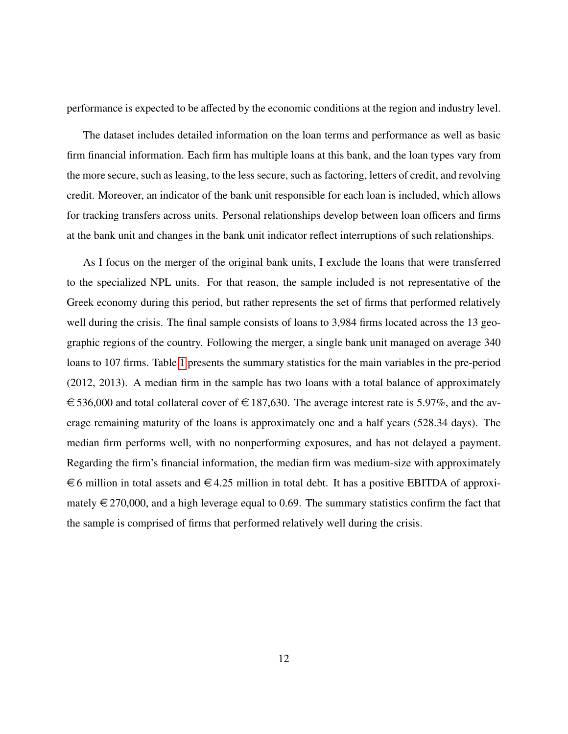performance is expected to be affected by the economic conditions at the region and industry level.

The dataset includes detailed information on the loan terms and performance as well as basic firm financial information. Each firm has multiple loans at this bank, and the loan types vary from the more secure, such as leasing, to the less secure, such as factoring, letters of credit, and revolving credit. Moreover, an indicator of the bank unit responsible for each loan is included, which allows for tracking transfers across units. Personal relationships develop between loan officers and firms at the bank unit and changes in the bank unit indicator reflect interruptions of such relationships.

As I focus on the merger of the original bank units, I exclude the loans that were transferred to the specialized NPL units. For that reason, the sample included is not representative of the Greek economy during this period, but rather represents the set of firms that performed relatively well during the crisis. The final sample consists of loans to 3,984 firms located across the 13 geographic regions of the country. Following the merger, a single bank unit managed on average 340 loans to 107 firms. Table 1 presents the summary statistics for the main variables in the pre-period (2012, 2013). A median firm in the sample has two loans with a total balance of approximately €536,000 and total collateral cover of €187,630. The average interest rate is 5.97%, and the average remaining maturity of the loans is approximately one and a half years (528.34 days). The median firm performs well, with no nonperforming exposures, and has not delayed a payment. Regarding the firm's financial information, the median firm was medium-size with approximately €6 million in total assets and €4.25 million in total debt. It has a positive EBITDA of approximately €270,000, and a high leverage equal to 0.69. The summary statistics confirm the fact that the sample is comprised of firms that performed relatively well during the crisis.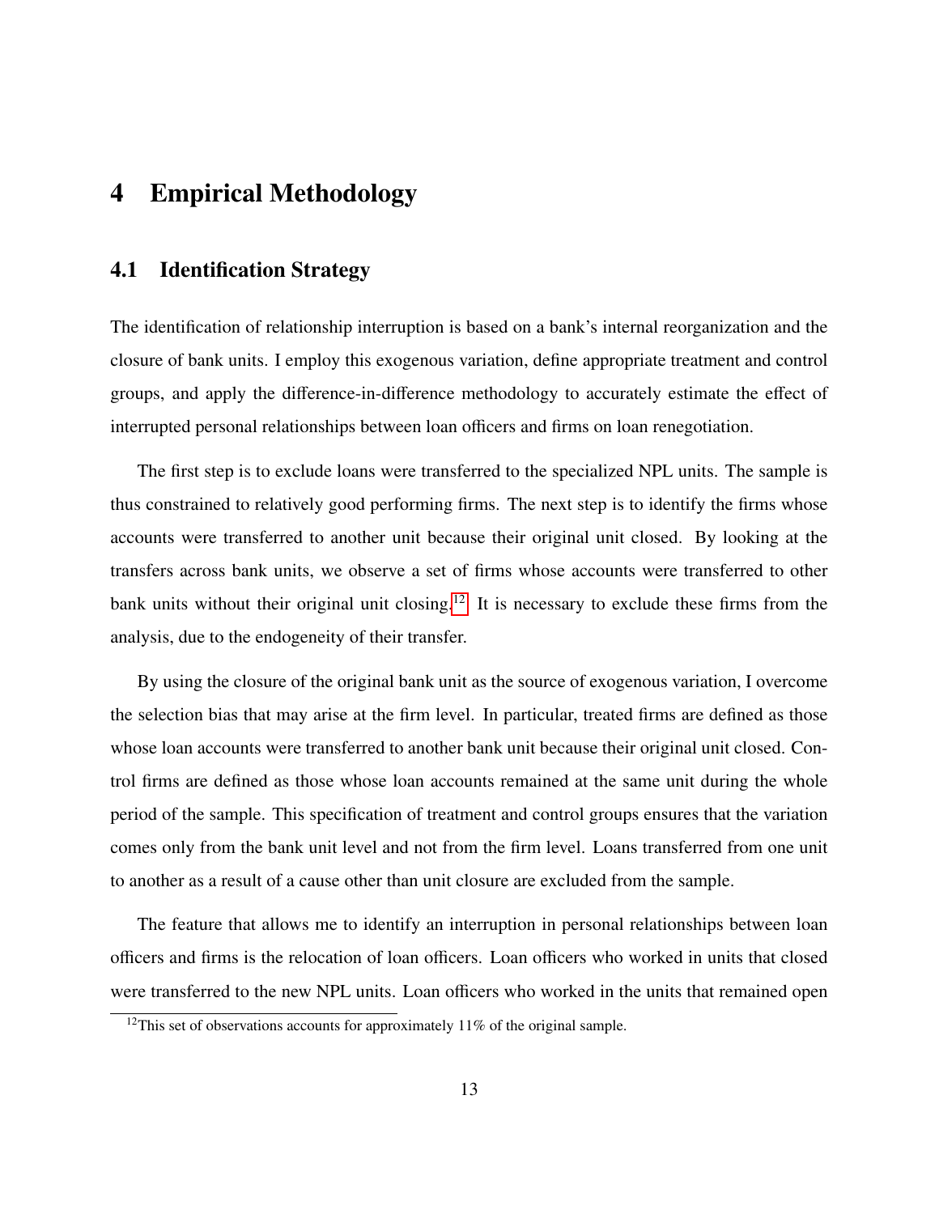# 4 Empirical Methodology

## 4.1 Identification Strategy

The identification of relationship interruption is based on a bank's internal reorganization and the closure of bank units. I employ this exogenous variation, define appropriate treatment and control groups, and apply the difference-in-difference methodology to accurately estimate the effect of interrupted personal relationships between loan officers and firms on loan renegotiation.

The first step is to exclude loans were transferred to the specialized NPL units. The sample is thus constrained to relatively good performing firms. The next step is to identify the firms whose accounts were transferred to another unit because their original unit closed. By looking at the transfers across bank units, we observe a set of firms whose accounts were transferred to other bank units without their original unit closing.[12] It is necessary to exclude these firms from the analysis, due to the endogeneity of their transfer.

By using the closure of the original bank unit as the source of exogenous variation, I overcome the selection bias that may arise at the firm level. In particular, treated firms are defined as those whose loan accounts were transferred to another bank unit because their original unit closed. Control firms are defined as those whose loan accounts remained at the same unit during the whole period of the sample. This specification of treatment and control groups ensures that the variation comes only from the bank unit level and not from the firm level. Loans transferred from one unit to another as a result of a cause other than unit closure are excluded from the sample.

The feature that allows me to identify an interruption in personal relationships between loan officers and firms is the relocation of loan officers. Loan officers who worked in units that closed were transferred to the new NPL units. Loan officers who worked in the units that remained open

[12] This set of observations accounts for approximately 11% of the original sample.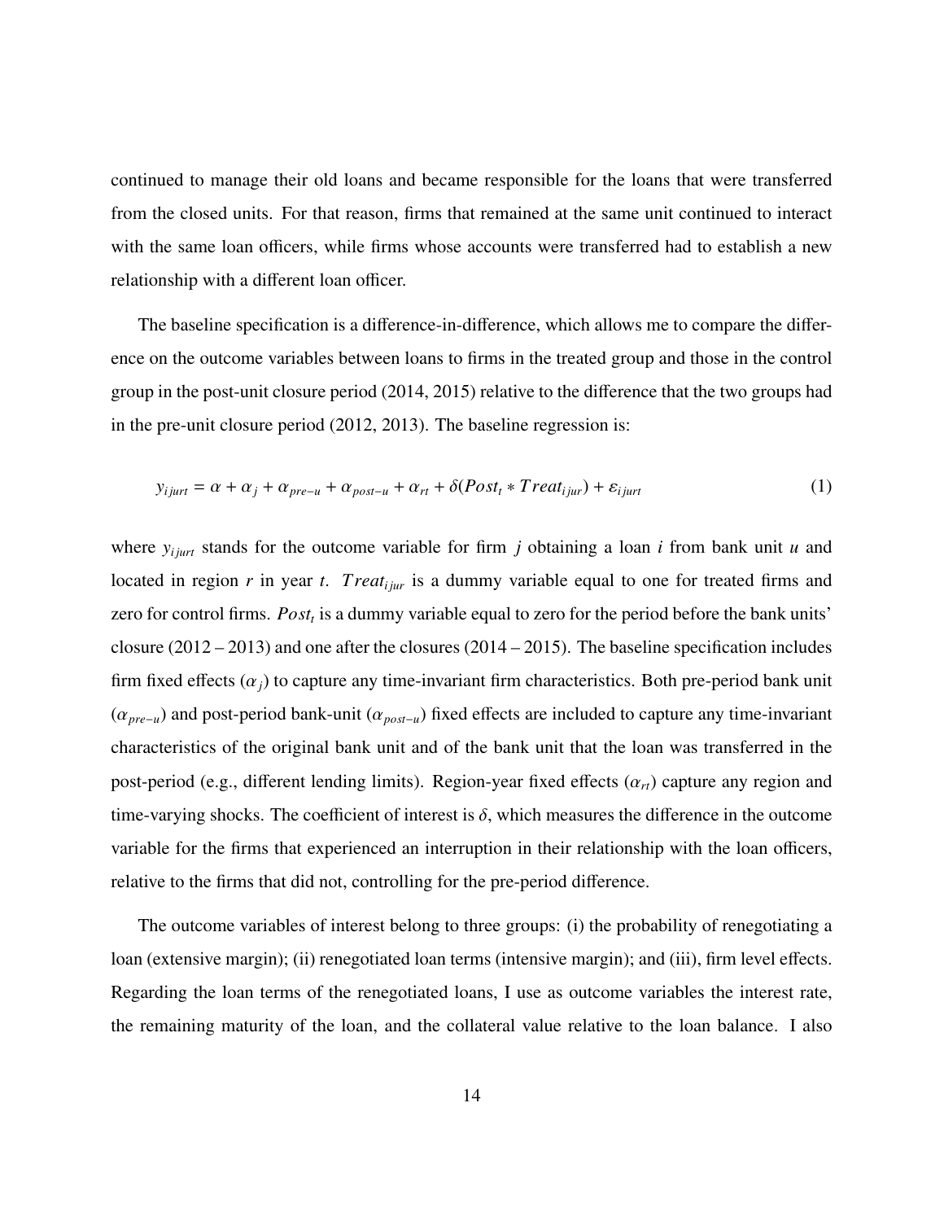continued to manage their old loans and became responsible for the loans that were transferred from the closed units. For that reason, firms that remained at the same unit continued to interact with the same loan officers, while firms whose accounts were transferred had to establish a new relationship with a different loan officer.

The baseline specification is a difference-in-difference, which allows me to compare the difference on the outcome variables between loans to firms in the treated group and those in the control group in the post-unit closure period (2014, 2015) relative to the difference that the two groups had in the pre-unit closure period (2012, 2013). The baseline regression is:

$$y_{ijurt} = \alpha + \alpha_j + \alpha_{pre-u} + \alpha_{post-u} + \alpha_{rt} + \delta(Post_t * Treat_{ijur}) + \varepsilon_{ijurt} \tag{1}$$

where $y_{ijurt}$ stands for the outcome variable for firm $j$ obtaining a loan $i$ from bank unit $u$ and located in region $r$ in year $t$. $Treat_{ijur}$ is a dummy variable equal to one for treated firms and zero for control firms. $Post_t$ is a dummy variable equal to zero for the period before the bank units' closure (2012 – 2013) and one after the closures (2014 – 2015). The baseline specification includes firm fixed effects ($\alpha_j$) to capture any time-invariant firm characteristics. Both pre-period bank unit ($\alpha_{pre-u}$) and post-period bank-unit ($\alpha_{post-u}$) fixed effects are included to capture any time-invariant characteristics of the original bank unit and of the bank unit that the loan was transferred in the post-period (e.g., different lending limits). Region-year fixed effects ($\alpha_{rt}$) capture any region and time-varying shocks. The coefficient of interest is $\delta$, which measures the difference in the outcome variable for the firms that experienced an interruption in their relationship with the loan officers, relative to the firms that did not, controlling for the pre-period difference.

The outcome variables of interest belong to three groups: (i) the probability of renegotiating a loan (extensive margin); (ii) renegotiated loan terms (intensive margin); and (iii), firm level effects. Regarding the loan terms of the renegotiated loans, I use as outcome variables the interest rate, the remaining maturity of the loan, and the collateral value relative to the loan balance. I also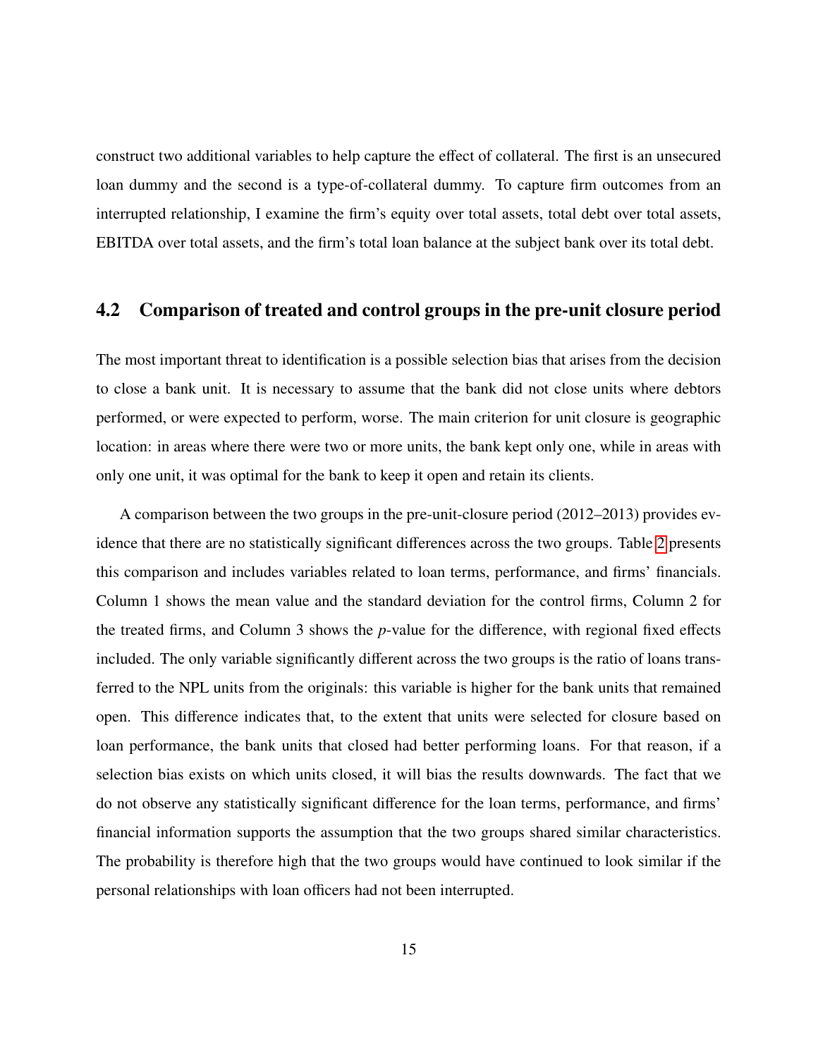construct two additional variables to help capture the effect of collateral. The first is an unsecured loan dummy and the second is a type-of-collateral dummy. To capture firm outcomes from an interrupted relationship, I examine the firm's equity over total assets, total debt over total assets, EBITDA over total assets, and the firm's total loan balance at the subject bank over its total debt.

## 4.2 Comparison of treated and control groups in the pre-unit closure period

The most important threat to identification is a possible selection bias that arises from the decision to close a bank unit. It is necessary to assume that the bank did not close units where debtors performed, or were expected to perform, worse. The main criterion for unit closure is geographic location: in areas where there were two or more units, the bank kept only one, while in areas with only one unit, it was optimal for the bank to keep it open and retain its clients.

A comparison between the two groups in the pre-unit-closure period (2012–2013) provides evidence that there are no statistically significant differences across the two groups. Table 2 presents this comparison and includes variables related to loan terms, performance, and firms' financials. Column 1 shows the mean value and the standard deviation for the control firms, Column 2 for the treated firms, and Column 3 shows the *p*-value for the difference, with regional fixed effects included. The only variable significantly different across the two groups is the ratio of loans transferred to the NPL units from the originals: this variable is higher for the bank units that remained open. This difference indicates that, to the extent that units were selected for closure based on loan performance, the bank units that closed had better performing loans. For that reason, if a selection bias exists on which units closed, it will bias the results downwards. The fact that we do not observe any statistically significant difference for the loan terms, performance, and firms' financial information supports the assumption that the two groups shared similar characteristics. The probability is therefore high that the two groups would have continued to look similar if the personal relationships with loan officers had not been interrupted.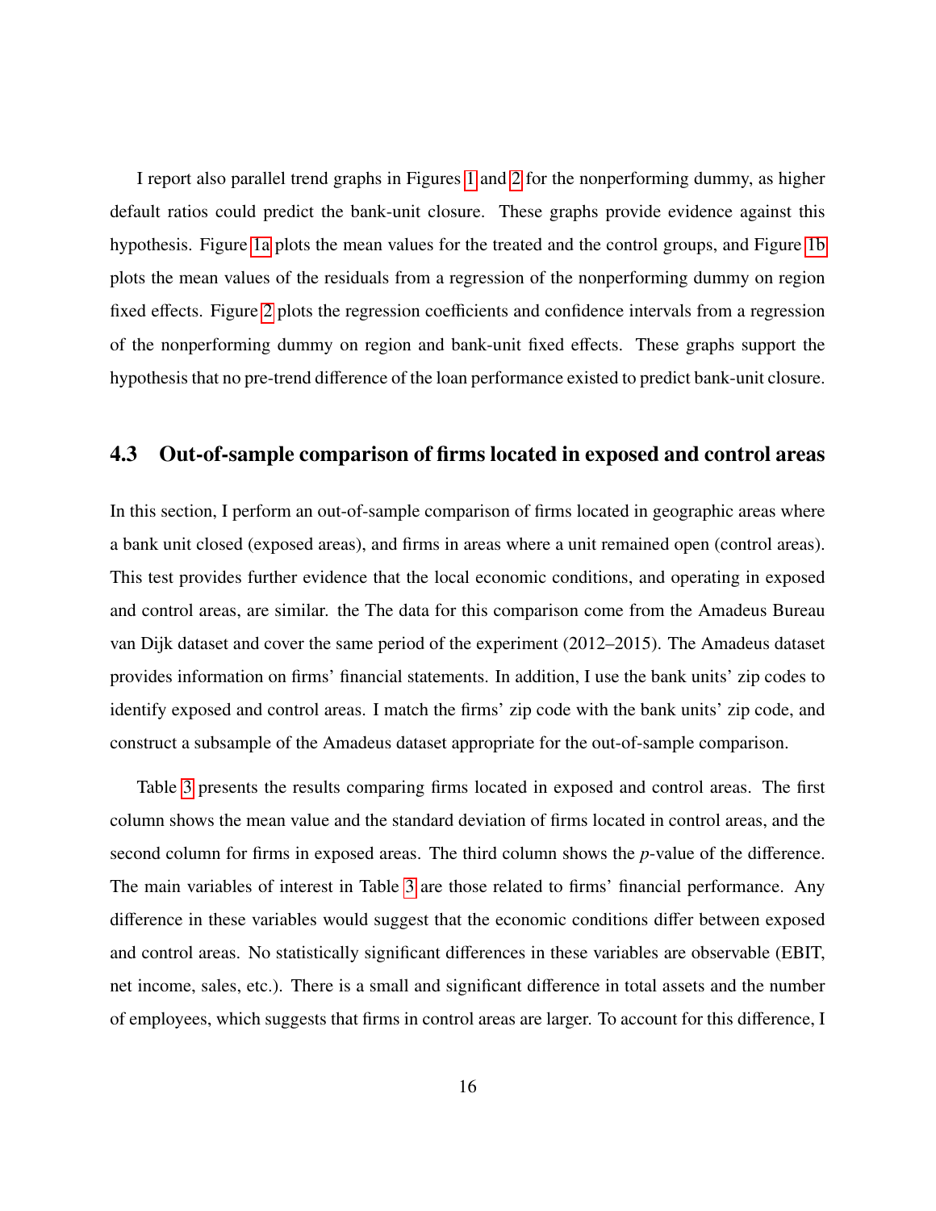I report also parallel trend graphs in Figures 1 and 2 for the nonperforming dummy, as higher default ratios could predict the bank-unit closure. These graphs provide evidence against this hypothesis. Figure 1a plots the mean values for the treated and the control groups, and Figure 1b plots the mean values of the residuals from a regression of the nonperforming dummy on region fixed effects. Figure 2 plots the regression coefficients and confidence intervals from a regression of the nonperforming dummy on region and bank-unit fixed effects. These graphs support the hypothesis that no pre-trend difference of the loan performance existed to predict bank-unit closure.

### 4.3 Out-of-sample comparison of firms located in exposed and control areas

In this section, I perform an out-of-sample comparison of firms located in geographic areas where a bank unit closed (exposed areas), and firms in areas where a unit remained open (control areas). This test provides further evidence that the local economic conditions, and operating in exposed and control areas, are similar. the The data for this comparison come from the Amadeus Bureau van Dijk dataset and cover the same period of the experiment (2012–2015). The Amadeus dataset provides information on firms' financial statements. In addition, I use the bank units' zip codes to identify exposed and control areas. I match the firms' zip code with the bank units' zip code, and construct a subsample of the Amadeus dataset appropriate for the out-of-sample comparison.

Table 3 presents the results comparing firms located in exposed and control areas. The first column shows the mean value and the standard deviation of firms located in control areas, and the second column for firms in exposed areas. The third column shows the *p*-value of the difference. The main variables of interest in Table 3 are those related to firms' financial performance. Any difference in these variables would suggest that the economic conditions differ between exposed and control areas. No statistically significant differences in these variables are observable (EBIT, net income, sales, etc.). There is a small and significant difference in total assets and the number of employees, which suggests that firms in control areas are larger. To account for this difference, I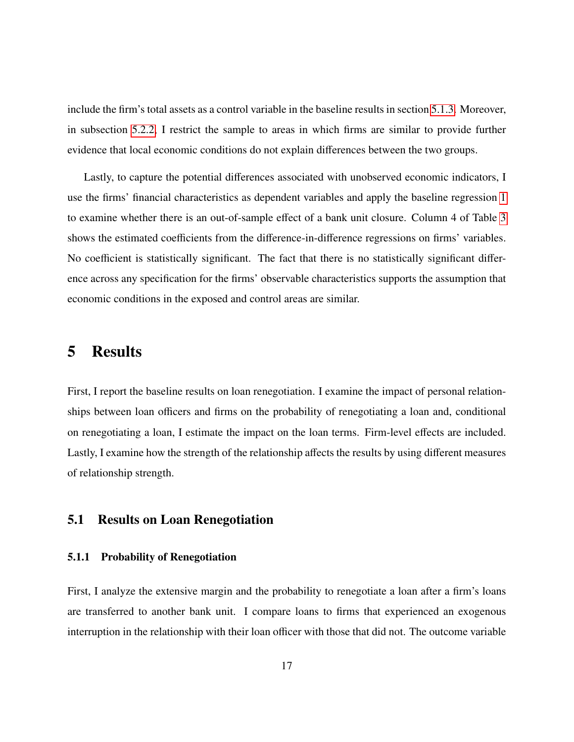include the firm's total assets as a control variable in the baseline results in section 5.1.3. Moreover, in subsection 5.2.2, I restrict the sample to areas in which firms are similar to provide further evidence that local economic conditions do not explain differences between the two groups.

Lastly, to capture the potential differences associated with unobserved economic indicators, I use the firms' financial characteristics as dependent variables and apply the baseline regression 1 to examine whether there is an out-of-sample effect of a bank unit closure. Column 4 of Table 3 shows the estimated coefficients from the difference-in-difference regressions on firms' variables. No coefficient is statistically significant. The fact that there is no statistically significant difference across any specification for the firms' observable characteristics supports the assumption that economic conditions in the exposed and control areas are similar.

# 5 Results

First, I report the baseline results on loan renegotiation. I examine the impact of personal relationships between loan officers and firms on the probability of renegotiating a loan and, conditional on renegotiating a loan, I estimate the impact on the loan terms. Firm-level effects are included. Lastly, I examine how the strength of the relationship affects the results by using different measures of relationship strength.

## 5.1 Results on Loan Renegotiation

### 5.1.1 Probability of Renegotiation

First, I analyze the extensive margin and the probability to renegotiate a loan after a firm's loans are transferred to another bank unit. I compare loans to firms that experienced an exogenous interruption in the relationship with their loan officer with those that did not. The outcome variable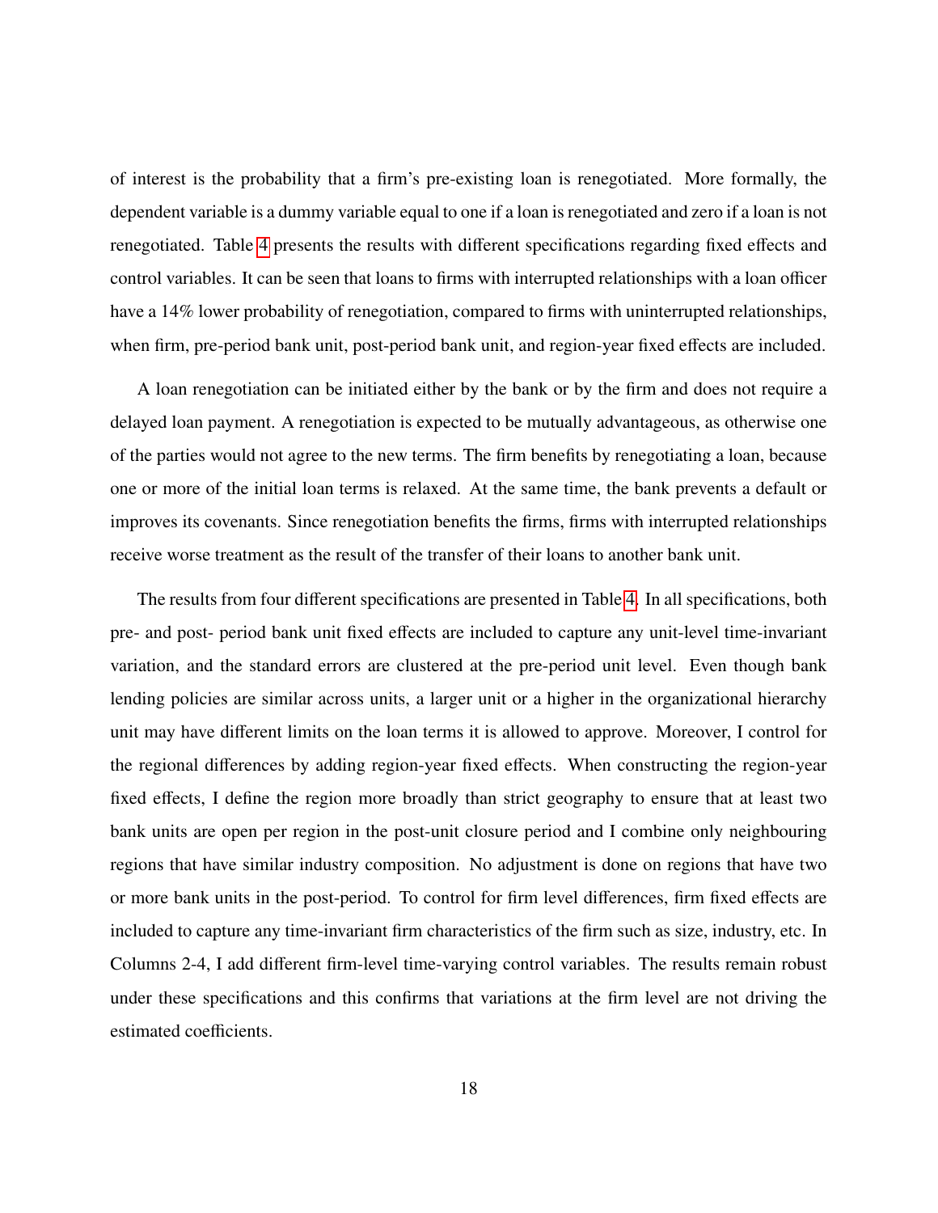of interest is the probability that a firm's pre-existing loan is renegotiated. More formally, the dependent variable is a dummy variable equal to one if a loan is renegotiated and zero if a loan is not renegotiated. Table 4 presents the results with different specifications regarding fixed effects and control variables. It can be seen that loans to firms with interrupted relationships with a loan officer have a 14% lower probability of renegotiation, compared to firms with uninterrupted relationships, when firm, pre-period bank unit, post-period bank unit, and region-year fixed effects are included.

A loan renegotiation can be initiated either by the bank or by the firm and does not require a delayed loan payment. A renegotiation is expected to be mutually advantageous, as otherwise one of the parties would not agree to the new terms. The firm benefits by renegotiating a loan, because one or more of the initial loan terms is relaxed. At the same time, the bank prevents a default or improves its covenants. Since renegotiation benefits the firms, firms with interrupted relationships receive worse treatment as the result of the transfer of their loans to another bank unit.

The results from four different specifications are presented in Table 4. In all specifications, both pre- and post- period bank unit fixed effects are included to capture any unit-level time-invariant variation, and the standard errors are clustered at the pre-period unit level. Even though bank lending policies are similar across units, a larger unit or a higher in the organizational hierarchy unit may have different limits on the loan terms it is allowed to approve. Moreover, I control for the regional differences by adding region-year fixed effects. When constructing the region-year fixed effects, I define the region more broadly than strict geography to ensure that at least two bank units are open per region in the post-unit closure period and I combine only neighbouring regions that have similar industry composition. No adjustment is done on regions that have two or more bank units in the post-period. To control for firm level differences, firm fixed effects are included to capture any time-invariant firm characteristics of the firm such as size, industry, etc. In Columns 2-4, I add different firm-level time-varying control variables. The results remain robust under these specifications and this confirms that variations at the firm level are not driving the estimated coefficients.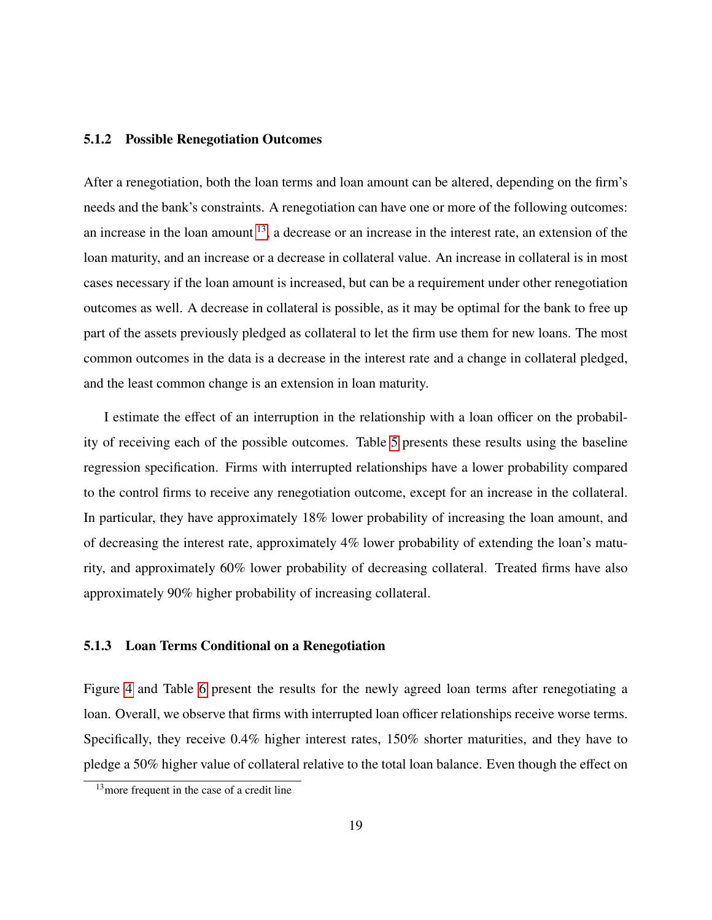### 5.1.2 Possible Renegotiation Outcomes

After a renegotiation, both the loan terms and loan amount can be altered, depending on the firm's needs and the bank's constraints. A renegotiation can have one or more of the following outcomes: an increase in the loan amount [13], a decrease or an increase in the interest rate, an extension of the loan maturity, and an increase or a decrease in collateral value. An increase in collateral is in most cases necessary if the loan amount is increased, but can be a requirement under other renegotiation outcomes as well. A decrease in collateral is possible, as it may be optimal for the bank to free up part of the assets previously pledged as collateral to let the firm use them for new loans. The most common outcomes in the data is a decrease in the interest rate and a change in collateral pledged, and the least common change is an extension in loan maturity.

I estimate the effect of an interruption in the relationship with a loan officer on the probability of receiving each of the possible outcomes. Table 5 presents these results using the baseline regression specification. Firms with interrupted relationships have a lower probability compared to the control firms to receive any renegotiation outcome, except for an increase in the collateral. In particular, they have approximately 18% lower probability of increasing the loan amount, and of decreasing the interest rate, approximately 4% lower probability of extending the loan's maturity, and approximately 60% lower probability of decreasing collateral. Treated firms have also approximately 90% higher probability of increasing collateral.

### 5.1.3 Loan Terms Conditional on a Renegotiation

Figure 4 and Table 6 present the results for the newly agreed loan terms after renegotiating a loan. Overall, we observe that firms with interrupted loan officer relationships receive worse terms. Specifically, they receive 0.4% higher interest rates, 150% shorter maturities, and they have to pledge a 50% higher value of collateral relative to the total loan balance. Even though the effect on

[13] more frequent in the case of a credit line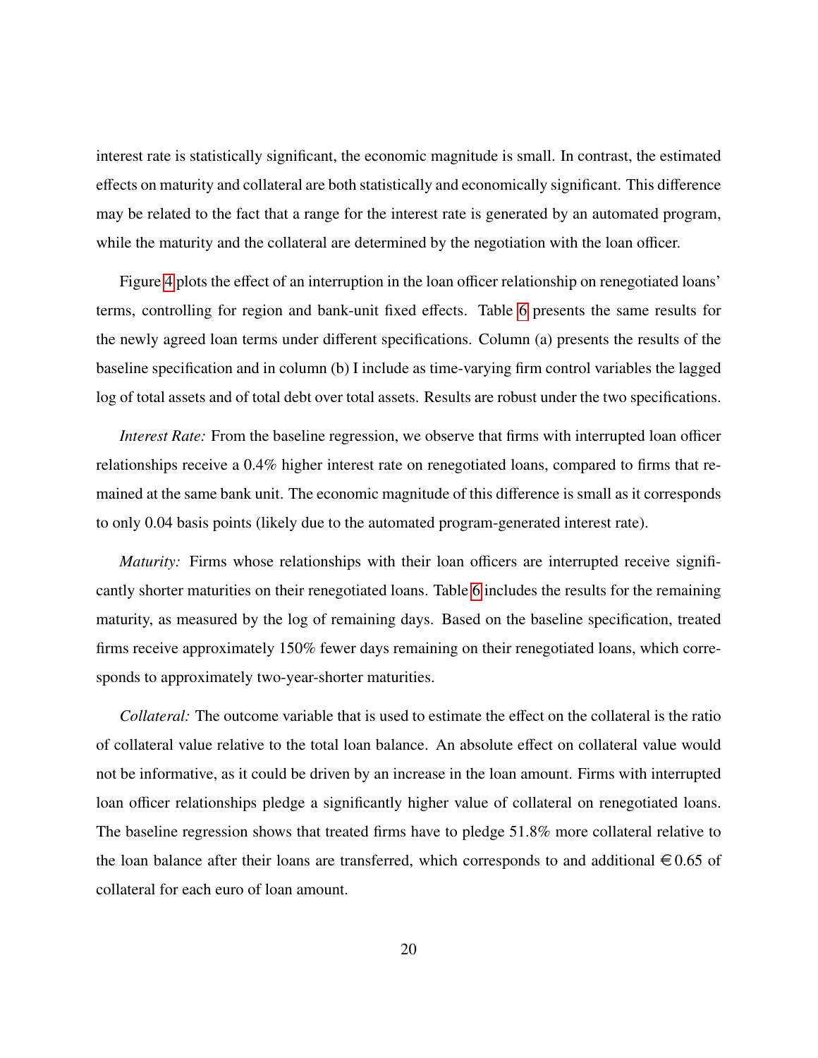interest rate is statistically significant, the economic magnitude is small. In contrast, the estimated effects on maturity and collateral are both statistically and economically significant. This difference may be related to the fact that a range for the interest rate is generated by an automated program, while the maturity and the collateral are determined by the negotiation with the loan officer.

Figure 4 plots the effect of an interruption in the loan officer relationship on renegotiated loans' terms, controlling for region and bank-unit fixed effects. Table 6 presents the same results for the newly agreed loan terms under different specifications. Column (a) presents the results of the baseline specification and in column (b) I include as time-varying firm control variables the lagged log of total assets and of total debt over total assets. Results are robust under the two specifications.

*Interest Rate:* From the baseline regression, we observe that firms with interrupted loan officer relationships receive a 0.4% higher interest rate on renegotiated loans, compared to firms that remained at the same bank unit. The economic magnitude of this difference is small as it corresponds to only 0.04 basis points (likely due to the automated program-generated interest rate).

*Maturity:* Firms whose relationships with their loan officers are interrupted receive significantly shorter maturities on their renegotiated loans. Table 6 includes the results for the remaining maturity, as measured by the log of remaining days. Based on the baseline specification, treated firms receive approximately 150% fewer days remaining on their renegotiated loans, which corresponds to approximately two-year-shorter maturities.

*Collateral:* The outcome variable that is used to estimate the effect on the collateral is the ratio of collateral value relative to the total loan balance. An absolute effect on collateral value would not be informative, as it could be driven by an increase in the loan amount. Firms with interrupted loan officer relationships pledge a significantly higher value of collateral on renegotiated loans. The baseline regression shows that treated firms have to pledge 51.8% more collateral relative to the loan balance after their loans are transferred, which corresponds to and additional €0.65 of collateral for each euro of loan amount.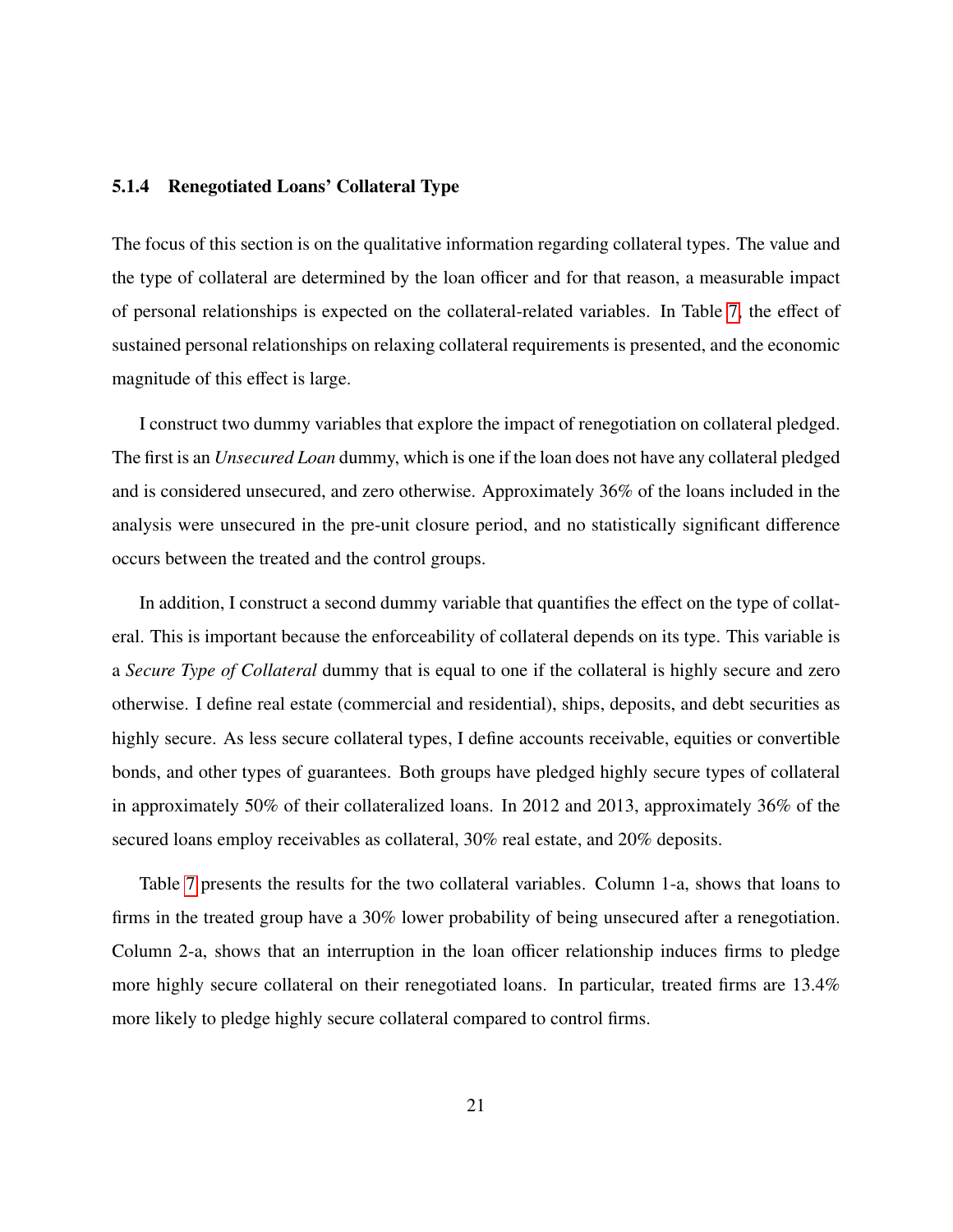#### 5.1.4 Renegotiated Loans' Collateral Type

The focus of this section is on the qualitative information regarding collateral types. The value and the type of collateral are determined by the loan officer and for that reason, a measurable impact of personal relationships is expected on the collateral-related variables. In Table 7, the effect of sustained personal relationships on relaxing collateral requirements is presented, and the economic magnitude of this effect is large.

I construct two dummy variables that explore the impact of renegotiation on collateral pledged. The first is an *Unsecured Loan* dummy, which is one if the loan does not have any collateral pledged and is considered unsecured, and zero otherwise. Approximately 36% of the loans included in the analysis were unsecured in the pre-unit closure period, and no statistically significant difference occurs between the treated and the control groups.

In addition, I construct a second dummy variable that quantifies the effect on the type of collateral. This is important because the enforceability of collateral depends on its type. This variable is a *Secure Type of Collateral* dummy that is equal to one if the collateral is highly secure and zero otherwise. I define real estate (commercial and residential), ships, deposits, and debt securities as highly secure. As less secure collateral types, I define accounts receivable, equities or convertible bonds, and other types of guarantees. Both groups have pledged highly secure types of collateral in approximately 50% of their collateralized loans. In 2012 and 2013, approximately 36% of the secured loans employ receivables as collateral, 30% real estate, and 20% deposits.

Table 7 presents the results for the two collateral variables. Column 1-a, shows that loans to firms in the treated group have a 30% lower probability of being unsecured after a renegotiation. Column 2-a, shows that an interruption in the loan officer relationship induces firms to pledge more highly secure collateral on their renegotiated loans. In particular, treated firms are 13.4% more likely to pledge highly secure collateral compared to control firms.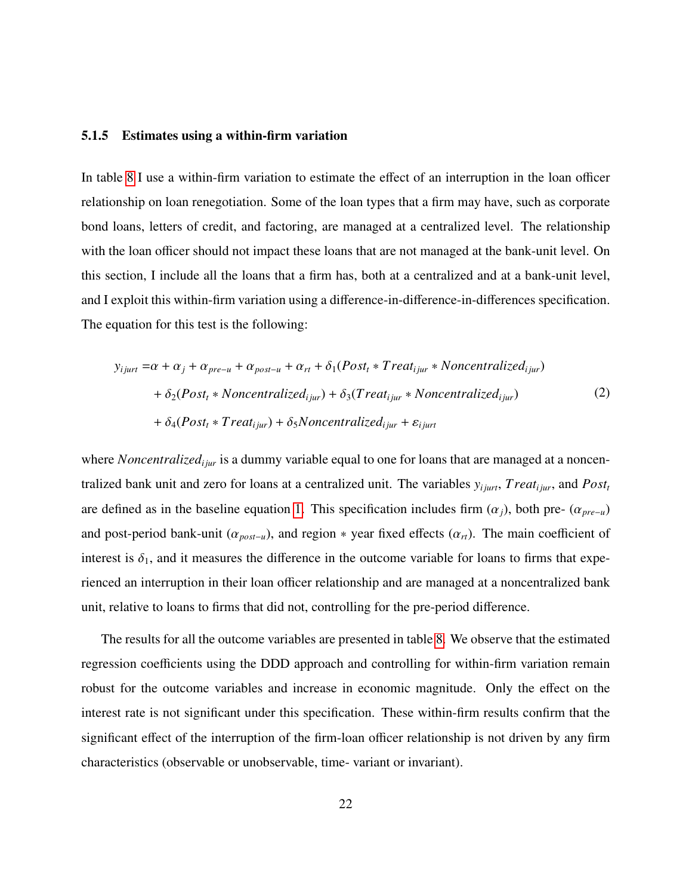#### 5.1.5 Estimates using a within-firm variation

In table 8 I use a within-firm variation to estimate the effect of an interruption in the loan officer relationship on loan renegotiation. Some of the loan types that a firm may have, such as corporate bond loans, letters of credit, and factoring, are managed at a centralized level. The relationship with the loan officer should not impact these loans that are not managed at the bank-unit level. On this section, I include all the loans that a firm has, both at a centralized and at a bank-unit level, and I exploit this within-firm variation using a difference-in-difference-in-differences specification. The equation for this test is the following:

$$
\begin{aligned}
y_{ijurt} =& \alpha + \alpha_j + \alpha_{pre-u} + \alpha_{post-u} + \alpha_{rt} + \delta_1(Post_t * Treat_{ijur} * Noncentralized_{ijur}) \\
&+ \delta_2(Post_t * Noncentralized_{ijur}) + \delta_3(Treat_{ijur} * Noncentralized_{ijur}) \\
&+ \delta_4(Post_t * Treat_{ijur}) + \delta_5 Noncentralized_{ijur} + \varepsilon_{ijurt}
\end{aligned} \tag{2}
$$

where $Noncentralized_{ijur}$ is a dummy variable equal to one for loans that are managed at a noncentralized bank unit and zero for loans at a centralized unit. The variables $y_{ijurt}$, $Treat_{ijur}$, and $Post_t$ are defined as in the baseline equation 1. This specification includes firm ($\alpha_j$), both pre- ($\alpha_{pre-u}$) and post-period bank-unit ($\alpha_{post-u}$), and region $*$ year fixed effects ($\alpha_{rt}$). The main coefficient of interest is $\delta_1$, and it measures the difference in the outcome variable for loans to firms that experienced an interruption in their loan officer relationship and are managed at a noncentralized bank unit, relative to loans to firms that did not, controlling for the pre-period difference.

The results for all the outcome variables are presented in table 8. We observe that the estimated regression coefficients using the DDD approach and controlling for within-firm variation remain robust for the outcome variables and increase in economic magnitude. Only the effect on the interest rate is not significant under this specification. These within-firm results confirm that the significant effect of the interruption of the firm-loan officer relationship is not driven by any firm characteristics (observable or unobservable, time- variant or invariant).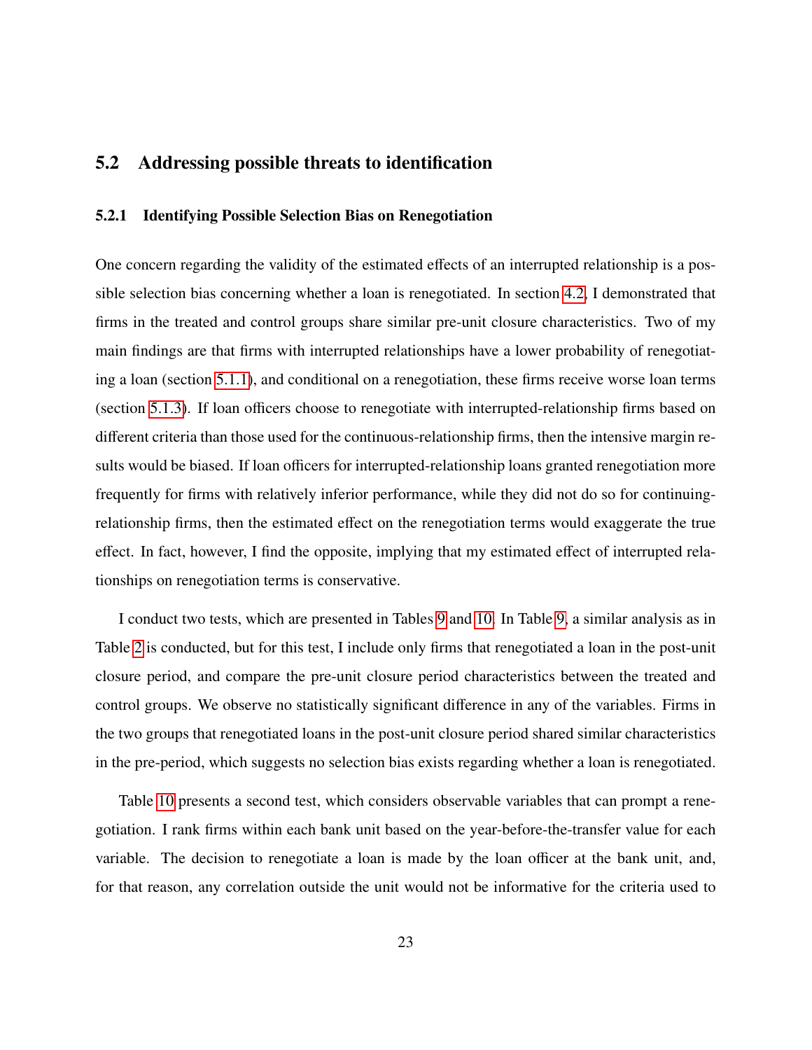## 5.2 Addressing possible threats to identification

### 5.2.1 Identifying Possible Selection Bias on Renegotiation

One concern regarding the validity of the estimated effects of an interrupted relationship is a possible selection bias concerning whether a loan is renegotiated. In section 4.2, I demonstrated that firms in the treated and control groups share similar pre-unit closure characteristics. Two of my main findings are that firms with interrupted relationships have a lower probability of renegotiating a loan (section 5.1.1), and conditional on a renegotiation, these firms receive worse loan terms (section 5.1.3). If loan officers choose to renegotiate with interrupted-relationship firms based on different criteria than those used for the continuous-relationship firms, then the intensive margin results would be biased. If loan officers for interrupted-relationship loans granted renegotiation more frequently for firms with relatively inferior performance, while they did not do so for continuing-relationship firms, then the estimated effect on the renegotiation terms would exaggerate the true effect. In fact, however, I find the opposite, implying that my estimated effect of interrupted relationships on renegotiation terms is conservative.

I conduct two tests, which are presented in Tables 9 and 10. In Table 9, a similar analysis as in Table 2 is conducted, but for this test, I include only firms that renegotiated a loan in the post-unit closure period, and compare the pre-unit closure period characteristics between the treated and control groups. We observe no statistically significant difference in any of the variables. Firms in the two groups that renegotiated loans in the post-unit closure period shared similar characteristics in the pre-period, which suggests no selection bias exists regarding whether a loan is renegotiated.

Table 10 presents a second test, which considers observable variables that can prompt a renegotiation. I rank firms within each bank unit based on the year-before-the-transfer value for each variable. The decision to renegotiate a loan is made by the loan officer at the bank unit, and, for that reason, any correlation outside the unit would not be informative for the criteria used to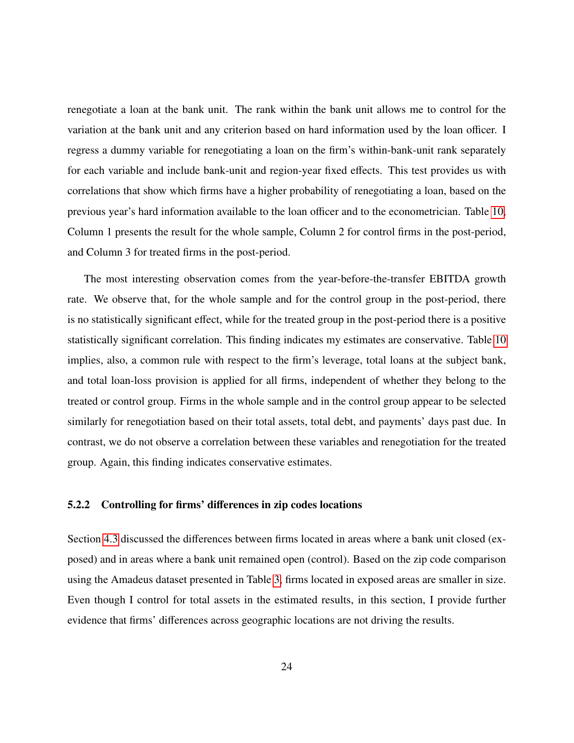renegotiate a loan at the bank unit. The rank within the bank unit allows me to control for the variation at the bank unit and any criterion based on hard information used by the loan officer. I regress a dummy variable for renegotiating a loan on the firm's within-bank-unit rank separately for each variable and include bank-unit and region-year fixed effects. This test provides us with correlations that show which firms have a higher probability of renegotiating a loan, based on the previous year's hard information available to the loan officer and to the econometrician. Table 10, Column 1 presents the result for the whole sample, Column 2 for control firms in the post-period, and Column 3 for treated firms in the post-period.

The most interesting observation comes from the year-before-the-transfer EBITDA growth rate. We observe that, for the whole sample and for the control group in the post-period, there is no statistically significant effect, while for the treated group in the post-period there is a positive statistically significant correlation. This finding indicates my estimates are conservative. Table 10 implies, also, a common rule with respect to the firm's leverage, total loans at the subject bank, and total loan-loss provision is applied for all firms, independent of whether they belong to the treated or control group. Firms in the whole sample and in the control group appear to be selected similarly for renegotiation based on their total assets, total debt, and payments' days past due. In contrast, we do not observe a correlation between these variables and renegotiation for the treated group. Again, this finding indicates conservative estimates.

### 5.2.2 Controlling for firms' differences in zip codes locations

Section 4.3 discussed the differences between firms located in areas where a bank unit closed (exposed) and in areas where a bank unit remained open (control). Based on the zip code comparison using the Amadeus dataset presented in Table 3, firms located in exposed areas are smaller in size. Even though I control for total assets in the estimated results, in this section, I provide further evidence that firms' differences across geographic locations are not driving the results.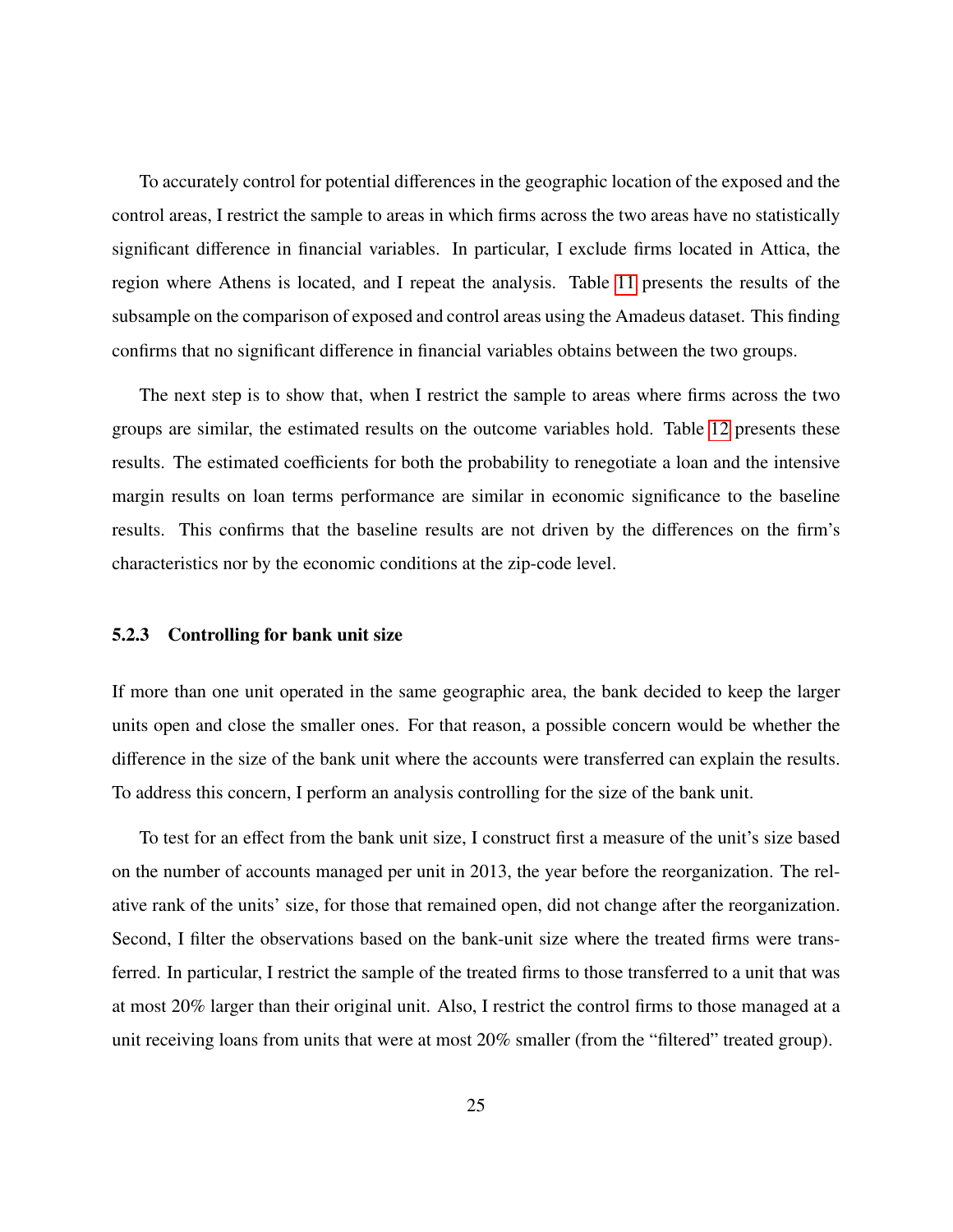To accurately control for potential differences in the geographic location of the exposed and the control areas, I restrict the sample to areas in which firms across the two areas have no statistically significant difference in financial variables. In particular, I exclude firms located in Attica, the region where Athens is located, and I repeat the analysis. Table 11 presents the results of the subsample on the comparison of exposed and control areas using the Amadeus dataset. This finding confirms that no significant difference in financial variables obtains between the two groups.

The next step is to show that, when I restrict the sample to areas where firms across the two groups are similar, the estimated results on the outcome variables hold. Table 12 presents these results. The estimated coefficients for both the probability to renegotiate a loan and the intensive margin results on loan terms performance are similar in economic significance to the baseline results. This confirms that the baseline results are not driven by the differences on the firm's characteristics nor by the economic conditions at the zip-code level.

### 5.2.3 Controlling for bank unit size

If more than one unit operated in the same geographic area, the bank decided to keep the larger units open and close the smaller ones. For that reason, a possible concern would be whether the difference in the size of the bank unit where the accounts were transferred can explain the results. To address this concern, I perform an analysis controlling for the size of the bank unit.

To test for an effect from the bank unit size, I construct first a measure of the unit's size based on the number of accounts managed per unit in 2013, the year before the reorganization. The relative rank of the units' size, for those that remained open, did not change after the reorganization. Second, I filter the observations based on the bank-unit size where the treated firms were transferred. In particular, I restrict the sample of the treated firms to those transferred to a unit that was at most 20% larger than their original unit. Also, I restrict the control firms to those managed at a unit receiving loans from units that were at most 20% smaller (from the "filtered" treated group).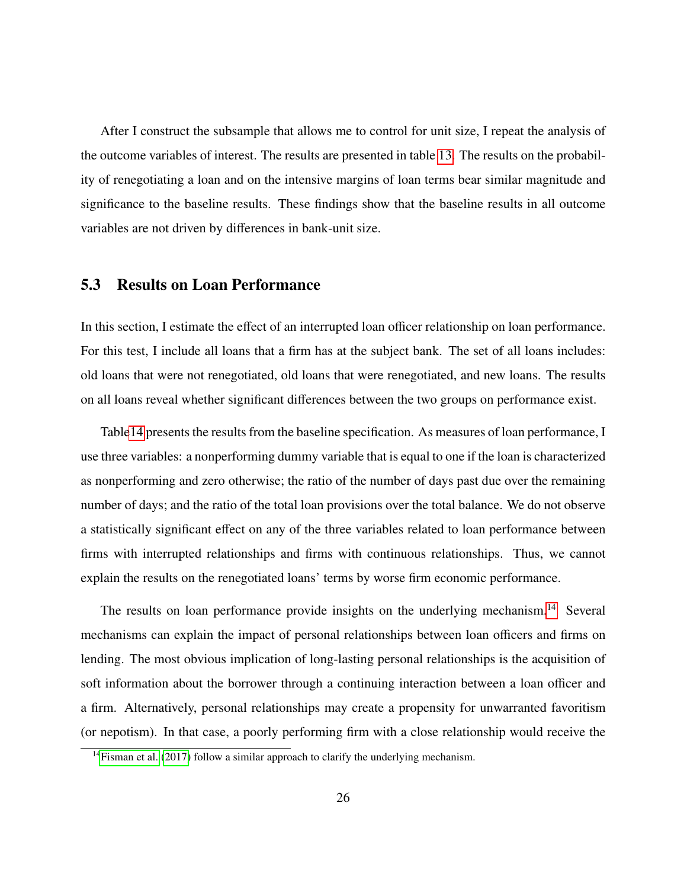After I construct the subsample that allows me to control for unit size, I repeat the analysis of the outcome variables of interest. The results are presented in table 13. The results on the probability of renegotiating a loan and on the intensive margins of loan terms bear similar magnitude and significance to the baseline results. These findings show that the baseline results in all outcome variables are not driven by differences in bank-unit size.

## 5.3 Results on Loan Performance

In this section, I estimate the effect of an interrupted loan officer relationship on loan performance. For this test, I include all loans that a firm has at the subject bank. The set of all loans includes: old loans that were not renegotiated, old loans that were renegotiated, and new loans. The results on all loans reveal whether significant differences between the two groups on performance exist.

Table14 presents the results from the baseline specification. As measures of loan performance, I use three variables: a nonperforming dummy variable that is equal to one if the loan is characterized as nonperforming and zero otherwise; the ratio of the number of days past due over the remaining number of days; and the ratio of the total loan provisions over the total balance. We do not observe a statistically significant effect on any of the three variables related to loan performance between firms with interrupted relationships and firms with continuous relationships. Thus, we cannot explain the results on the renegotiated loans' terms by worse firm economic performance.

The results on loan performance provide insights on the underlying mechanism.[14] Several mechanisms can explain the impact of personal relationships between loan officers and firms on lending. The most obvious implication of long-lasting personal relationships is the acquisition of soft information about the borrower through a continuing interaction between a loan officer and a firm. Alternatively, personal relationships may create a propensity for unwarranted favoritism (or nepotism). In that case, a poorly performing firm with a close relationship would receive the

[14] Fisman et al. (2017) follow a similar approach to clarify the underlying mechanism.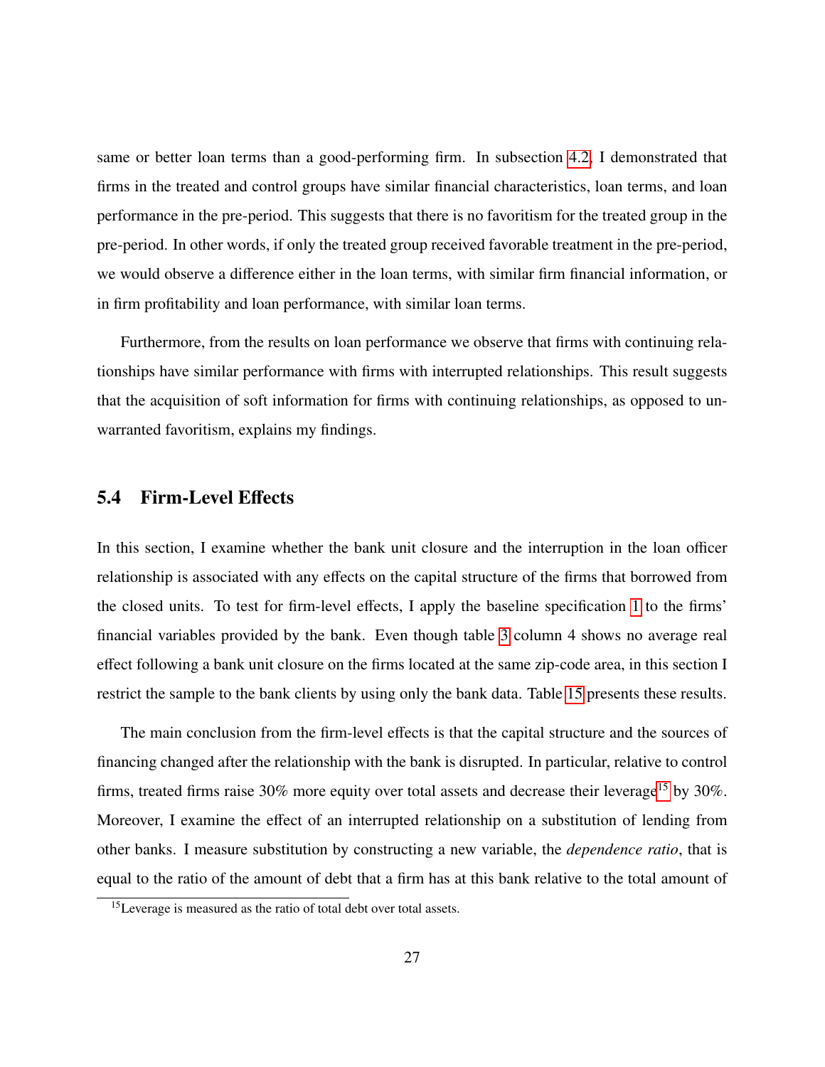same or better loan terms than a good-performing firm. In subsection 4.2, I demonstrated that firms in the treated and control groups have similar financial characteristics, loan terms, and loan performance in the pre-period. This suggests that there is no favoritism for the treated group in the pre-period. In other words, if only the treated group received favorable treatment in the pre-period, we would observe a difference either in the loan terms, with similar firm financial information, or in firm profitability and loan performance, with similar loan terms.

Furthermore, from the results on loan performance we observe that firms with continuing relationships have similar performance with firms with interrupted relationships. This result suggests that the acquisition of soft information for firms with continuing relationships, as opposed to unwarranted favoritism, explains my findings.

## 5.4 Firm-Level Effects

In this section, I examine whether the bank unit closure and the interruption in the loan officer relationship is associated with any effects on the capital structure of the firms that borrowed from the closed units. To test for firm-level effects, I apply the baseline specification 1 to the firms' financial variables provided by the bank. Even though table 3 column 4 shows no average real effect following a bank unit closure on the firms located at the same zip-code area, in this section I restrict the sample to the bank clients by using only the bank data. Table 15 presents these results.

The main conclusion from the firm-level effects is that the capital structure and the sources of financing changed after the relationship with the bank is disrupted. In particular, relative to control firms, treated firms raise 30% more equity over total assets and decrease their leverage[15] by 30%. Moreover, I examine the effect of an interrupted relationship on a substitution of lending from other banks. I measure substitution by constructing a new variable, the *dependence ratio*, that is equal to the ratio of the amount of debt that a firm has at this bank relative to the total amount of

[15] Leverage is measured as the ratio of total debt over total assets.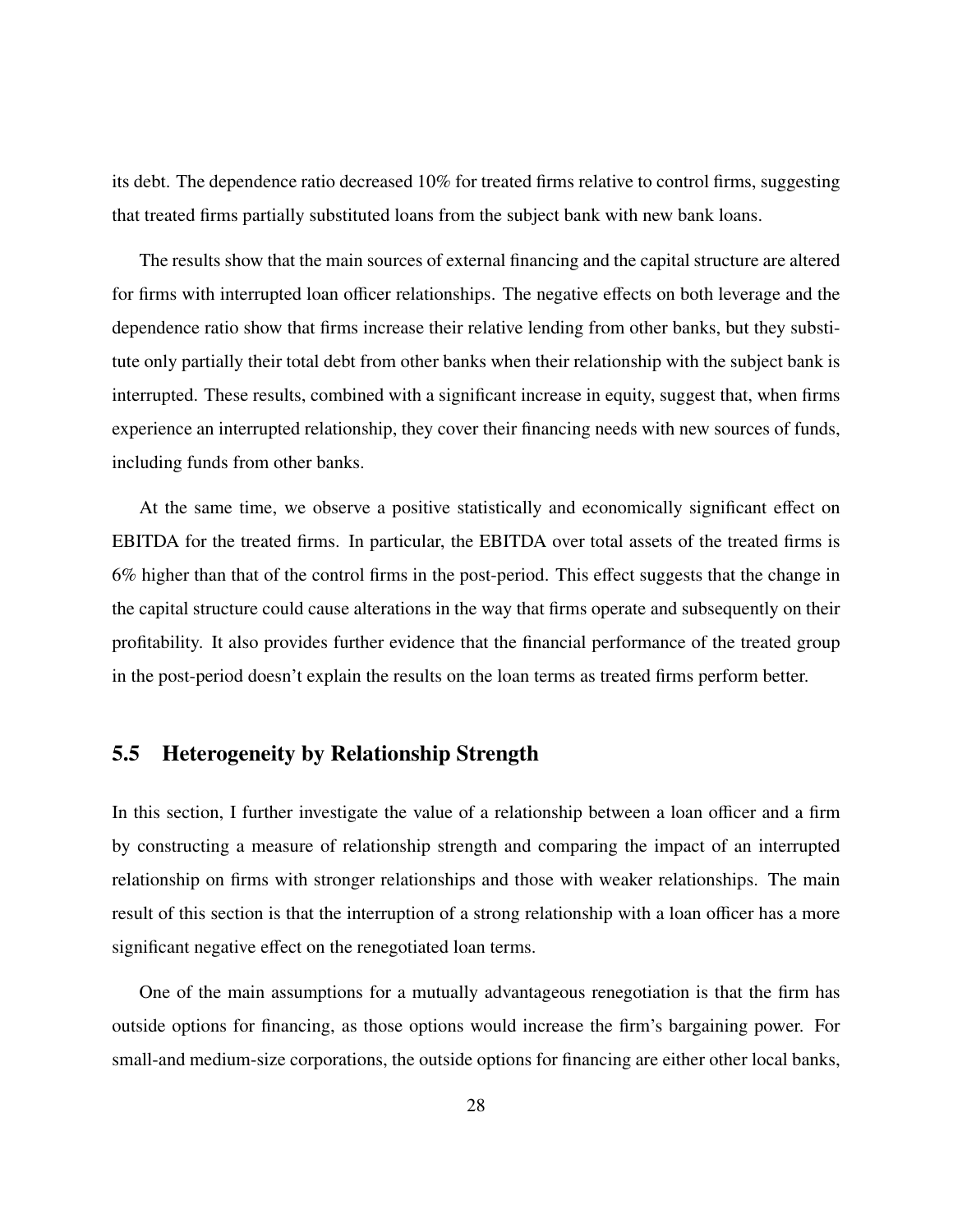its debt. The dependence ratio decreased 10% for treated firms relative to control firms, suggesting that treated firms partially substituted loans from the subject bank with new bank loans.

The results show that the main sources of external financing and the capital structure are altered for firms with interrupted loan officer relationships. The negative effects on both leverage and the dependence ratio show that firms increase their relative lending from other banks, but they substitute only partially their total debt from other banks when their relationship with the subject bank is interrupted. These results, combined with a significant increase in equity, suggest that, when firms experience an interrupted relationship, they cover their financing needs with new sources of funds, including funds from other banks.

At the same time, we observe a positive statistically and economically significant effect on EBITDA for the treated firms. In particular, the EBITDA over total assets of the treated firms is 6% higher than that of the control firms in the post-period. This effect suggests that the change in the capital structure could cause alterations in the way that firms operate and subsequently on their profitability. It also provides further evidence that the financial performance of the treated group in the post-period doesn't explain the results on the loan terms as treated firms perform better.

## 5.5 Heterogeneity by Relationship Strength

In this section, I further investigate the value of a relationship between a loan officer and a firm by constructing a measure of relationship strength and comparing the impact of an interrupted relationship on firms with stronger relationships and those with weaker relationships. The main result of this section is that the interruption of a strong relationship with a loan officer has a more significant negative effect on the renegotiated loan terms.

One of the main assumptions for a mutually advantageous renegotiation is that the firm has outside options for financing, as those options would increase the firm's bargaining power. For small-and medium-size corporations, the outside options for financing are either other local banks,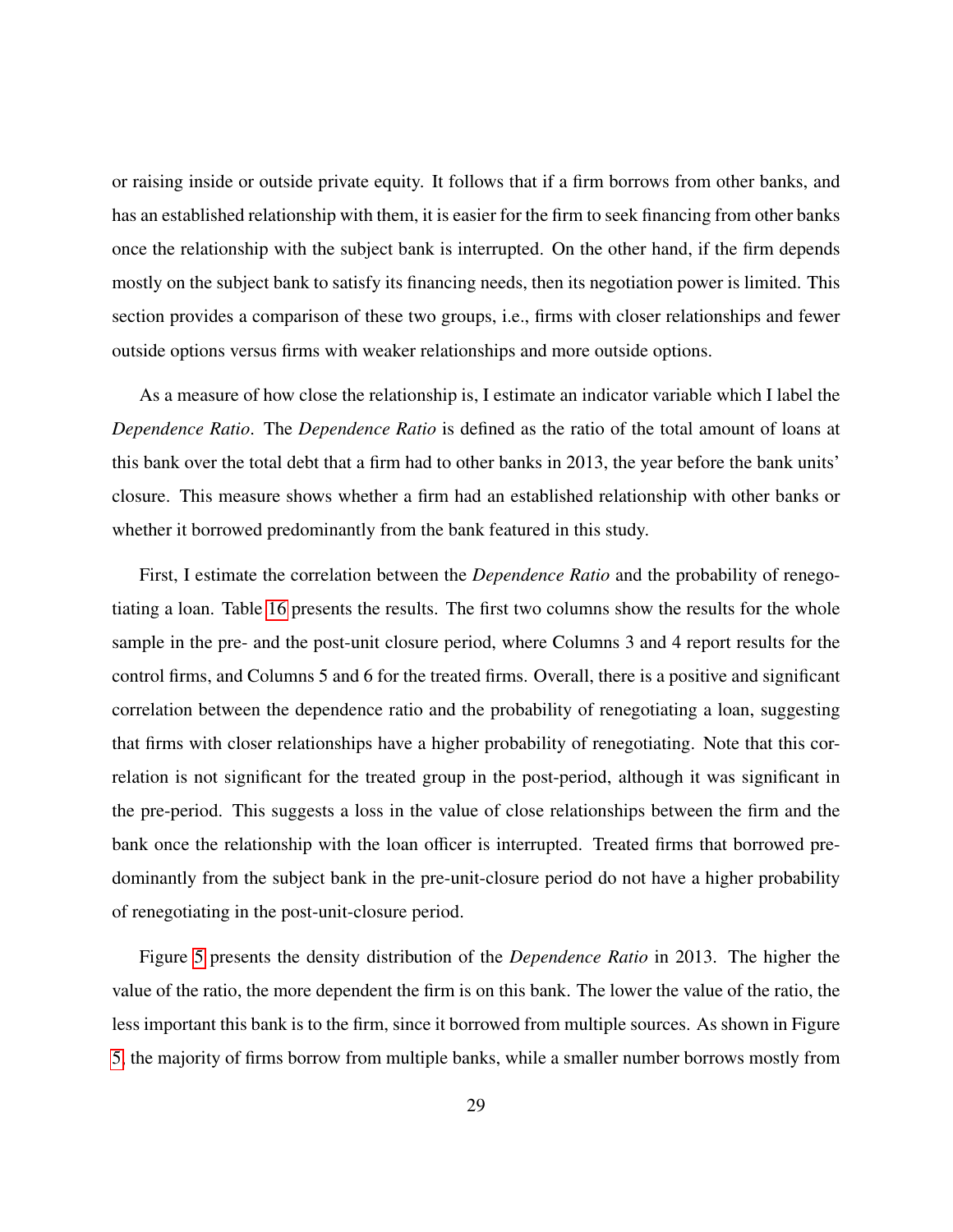or raising inside or outside private equity. It follows that if a firm borrows from other banks, and has an established relationship with them, it is easier for the firm to seek financing from other banks once the relationship with the subject bank is interrupted. On the other hand, if the firm depends mostly on the subject bank to satisfy its financing needs, then its negotiation power is limited. This section provides a comparison of these two groups, i.e., firms with closer relationships and fewer outside options versus firms with weaker relationships and more outside options.

As a measure of how close the relationship is, I estimate an indicator variable which I label the *Dependence Ratio*. The *Dependence Ratio* is defined as the ratio of the total amount of loans at this bank over the total debt that a firm had to other banks in 2013, the year before the bank units' closure. This measure shows whether a firm had an established relationship with other banks or whether it borrowed predominantly from the bank featured in this study.

First, I estimate the correlation between the *Dependence Ratio* and the probability of renegotiating a loan. Table 16 presents the results. The first two columns show the results for the whole sample in the pre- and the post-unit closure period, where Columns 3 and 4 report results for the control firms, and Columns 5 and 6 for the treated firms. Overall, there is a positive and significant correlation between the dependence ratio and the probability of renegotiating a loan, suggesting that firms with closer relationships have a higher probability of renegotiating. Note that this correlation is not significant for the treated group in the post-period, although it was significant in the pre-period. This suggests a loss in the value of close relationships between the firm and the bank once the relationship with the loan officer is interrupted. Treated firms that borrowed predominantly from the subject bank in the pre-unit-closure period do not have a higher probability of renegotiating in the post-unit-closure period.

Figure 5 presents the density distribution of the *Dependence Ratio* in 2013. The higher the value of the ratio, the more dependent the firm is on this bank. The lower the value of the ratio, the less important this bank is to the firm, since it borrowed from multiple sources. As shown in Figure 5, the majority of firms borrow from multiple banks, while a smaller number borrows mostly from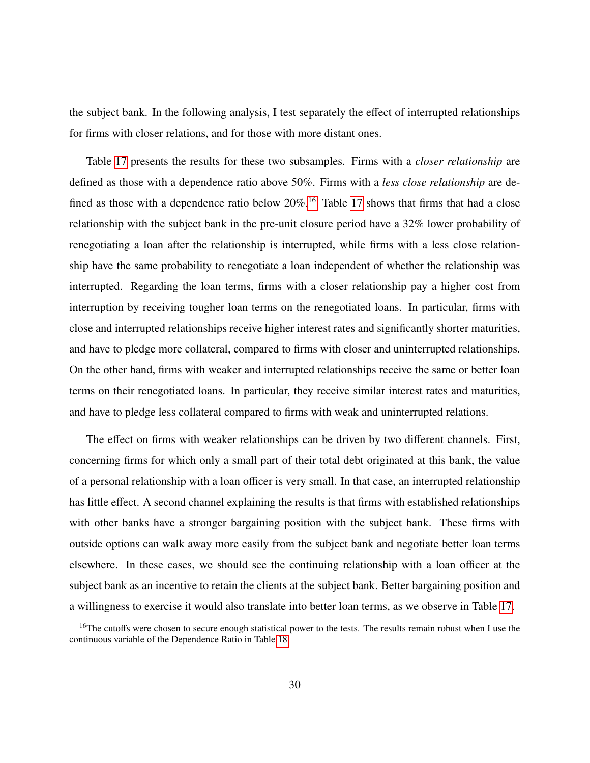the subject bank. In the following analysis, I test separately the effect of interrupted relationships for firms with closer relations, and for those with more distant ones.

Table 17 presents the results for these two subsamples. Firms with a *closer relationship* are defined as those with a dependence ratio above 50%. Firms with a *less close relationship* are defined as those with a dependence ratio below 20%.[16] Table 17 shows that firms that had a close relationship with the subject bank in the pre-unit closure period have a 32% lower probability of renegotiating a loan after the relationship is interrupted, while firms with a less close relationship have the same probability to renegotiate a loan independent of whether the relationship was interrupted. Regarding the loan terms, firms with a closer relationship pay a higher cost from interruption by receiving tougher loan terms on the renegotiated loans. In particular, firms with close and interrupted relationships receive higher interest rates and significantly shorter maturities, and have to pledge more collateral, compared to firms with closer and uninterrupted relationships. On the other hand, firms with weaker and interrupted relationships receive the same or better loan terms on their renegotiated loans. In particular, they receive similar interest rates and maturities, and have to pledge less collateral compared to firms with weak and uninterrupted relations.

The effect on firms with weaker relationships can be driven by two different channels. First, concerning firms for which only a small part of their total debt originated at this bank, the value of a personal relationship with a loan officer is very small. In that case, an interrupted relationship has little effect. A second channel explaining the results is that firms with established relationships with other banks have a stronger bargaining position with the subject bank. These firms with outside options can walk away more easily from the subject bank and negotiate better loan terms elsewhere. In these cases, we should see the continuing relationship with a loan officer at the subject bank as an incentive to retain the clients at the subject bank. Better bargaining position and a willingness to exercise it would also translate into better loan terms, as we observe in Table 17.

[16] The cutoffs were chosen to secure enough statistical power to the tests. The results remain robust when I use the continuous variable of the Dependence Ratio in Table 18.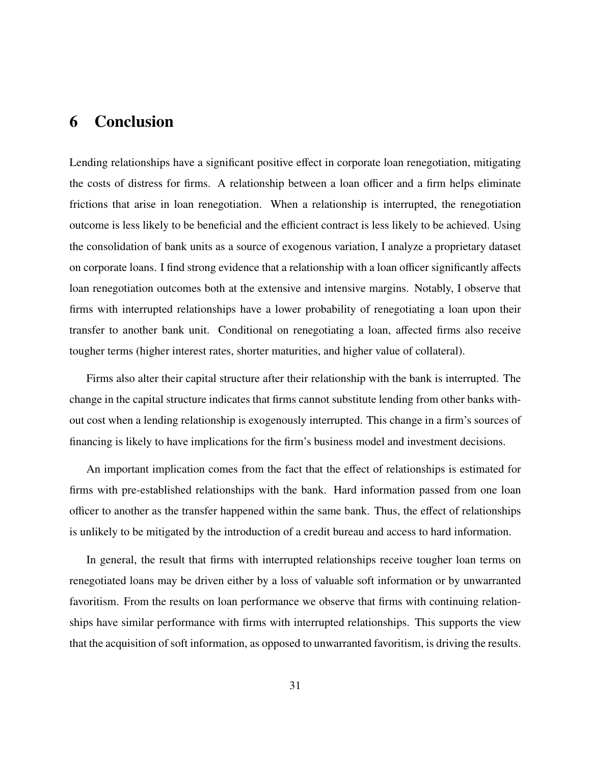# 6 Conclusion

Lending relationships have a significant positive effect in corporate loan renegotiation, mitigating the costs of distress for firms. A relationship between a loan officer and a firm helps eliminate frictions that arise in loan renegotiation. When a relationship is interrupted, the renegotiation outcome is less likely to be beneficial and the efficient contract is less likely to be achieved. Using the consolidation of bank units as a source of exogenous variation, I analyze a proprietary dataset on corporate loans. I find strong evidence that a relationship with a loan officer significantly affects loan renegotiation outcomes both at the extensive and intensive margins. Notably, I observe that firms with interrupted relationships have a lower probability of renegotiating a loan upon their transfer to another bank unit. Conditional on renegotiating a loan, affected firms also receive tougher terms (higher interest rates, shorter maturities, and higher value of collateral).

Firms also alter their capital structure after their relationship with the bank is interrupted. The change in the capital structure indicates that firms cannot substitute lending from other banks without cost when a lending relationship is exogenously interrupted. This change in a firm's sources of financing is likely to have implications for the firm's business model and investment decisions.

An important implication comes from the fact that the effect of relationships is estimated for firms with pre-established relationships with the bank. Hard information passed from one loan officer to another as the transfer happened within the same bank. Thus, the effect of relationships is unlikely to be mitigated by the introduction of a credit bureau and access to hard information.

In general, the result that firms with interrupted relationships receive tougher loan terms on renegotiated loans may be driven either by a loss of valuable soft information or by unwarranted favoritism. From the results on loan performance we observe that firms with continuing relationships have similar performance with firms with interrupted relationships. This supports the view that the acquisition of soft information, as opposed to unwarranted favoritism, is driving the results.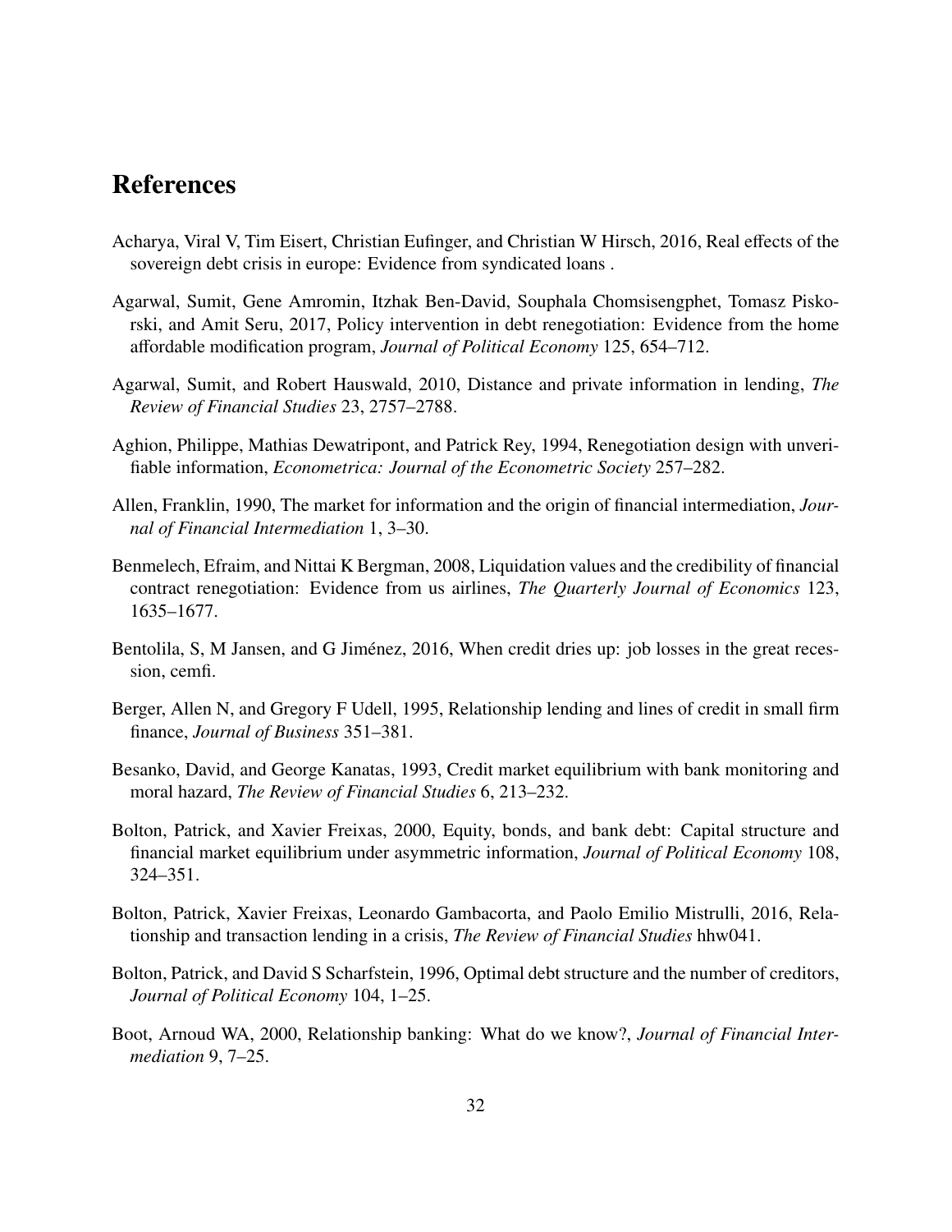# References

Acharya, Viral V, Tim Eisert, Christian Eufinger, and Christian W Hirsch, 2016, Real effects of the sovereign debt crisis in europe: Evidence from syndicated loans .

Agarwal, Sumit, Gene Amromin, Itzhak Ben-David, Souphala Chomsisengphet, Tomasz Piskorski, and Amit Seru, 2017, Policy intervention in debt renegotiation: Evidence from the home affordable modification program, *Journal of Political Economy* 125, 654–712.

Agarwal, Sumit, and Robert Hauswald, 2010, Distance and private information in lending, *The Review of Financial Studies* 23, 2757–2788.

Aghion, Philippe, Mathias Dewatripont, and Patrick Rey, 1994, Renegotiation design with unverifiable information, *Econometrica: Journal of the Econometric Society* 257–282.

Allen, Franklin, 1990, The market for information and the origin of financial intermediation, *Journal of Financial Intermediation* 1, 3–30.

Benmelech, Efraim, and Nittai K Bergman, 2008, Liquidation values and the credibility of financial contract renegotiation: Evidence from us airlines, *The Quarterly Journal of Economics* 123, 1635–1677.

Bentolila, S, M Jansen, and G Jiménez, 2016, When credit dries up: job losses in the great recession, cemfi.

Berger, Allen N, and Gregory F Udell, 1995, Relationship lending and lines of credit in small firm finance, *Journal of Business* 351–381.

Besanko, David, and George Kanatas, 1993, Credit market equilibrium with bank monitoring and moral hazard, *The Review of Financial Studies* 6, 213–232.

Bolton, Patrick, and Xavier Freixas, 2000, Equity, bonds, and bank debt: Capital structure and financial market equilibrium under asymmetric information, *Journal of Political Economy* 108, 324–351.

Bolton, Patrick, Xavier Freixas, Leonardo Gambacorta, and Paolo Emilio Mistrulli, 2016, Relationship and transaction lending in a crisis, *The Review of Financial Studies* hhw041.

Bolton, Patrick, and David S Scharfstein, 1996, Optimal debt structure and the number of creditors, *Journal of Political Economy* 104, 1–25.

Boot, Arnoud WA, 2000, Relationship banking: What do we know?, *Journal of Financial Intermediation* 9, 7–25.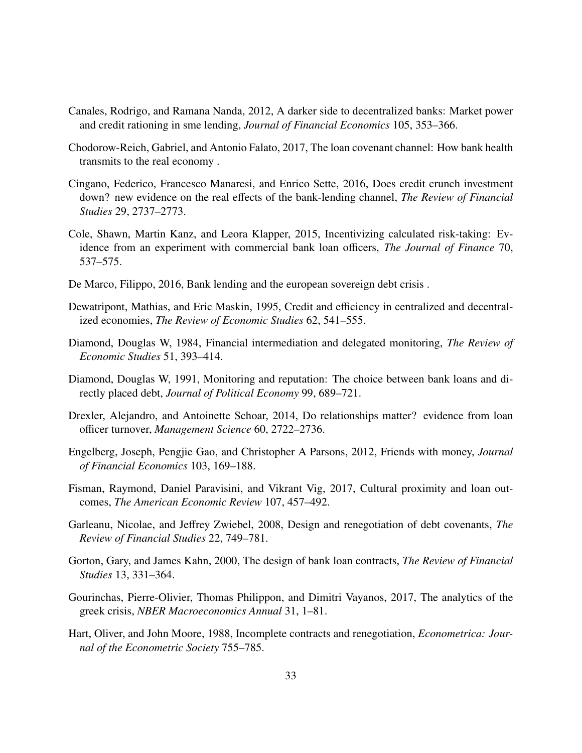Canales, Rodrigo, and Ramana Nanda, 2012, A darker side to decentralized banks: Market power and credit rationing in sme lending, *Journal of Financial Economics* 105, 353–366.

Chodorow-Reich, Gabriel, and Antonio Falato, 2017, The loan covenant channel: How bank health transmits to the real economy .

Cingano, Federico, Francesco Manaresi, and Enrico Sette, 2016, Does credit crunch investment down? new evidence on the real effects of the bank-lending channel, *The Review of Financial Studies* 29, 2737–2773.

Cole, Shawn, Martin Kanz, and Leora Klapper, 2015, Incentivizing calculated risk-taking: Evidence from an experiment with commercial bank loan officers, *The Journal of Finance* 70, 537–575.

De Marco, Filippo, 2016, Bank lending and the european sovereign debt crisis .

Dewatripont, Mathias, and Eric Maskin, 1995, Credit and efficiency in centralized and decentralized economies, *The Review of Economic Studies* 62, 541–555.

Diamond, Douglas W, 1984, Financial intermediation and delegated monitoring, *The Review of Economic Studies* 51, 393–414.

Diamond, Douglas W, 1991, Monitoring and reputation: The choice between bank loans and directly placed debt, *Journal of Political Economy* 99, 689–721.

Drexler, Alejandro, and Antoinette Schoar, 2014, Do relationships matter? evidence from loan officer turnover, *Management Science* 60, 2722–2736.

Engelberg, Joseph, Pengjie Gao, and Christopher A Parsons, 2012, Friends with money, *Journal of Financial Economics* 103, 169–188.

Fisman, Raymond, Daniel Paravisini, and Vikrant Vig, 2017, Cultural proximity and loan outcomes, *The American Economic Review* 107, 457–492.

Garleanu, Nicolae, and Jeffrey Zwiebel, 2008, Design and renegotiation of debt covenants, *The Review of Financial Studies* 22, 749–781.

Gorton, Gary, and James Kahn, 2000, The design of bank loan contracts, *The Review of Financial Studies* 13, 331–364.

Gourinchas, Pierre-Olivier, Thomas Philippon, and Dimitri Vayanos, 2017, The analytics of the greek crisis, *NBER Macroeconomics Annual* 31, 1–81.

Hart, Oliver, and John Moore, 1988, Incomplete contracts and renegotiation, *Econometrica: Journal of the Econometric Society* 755–785.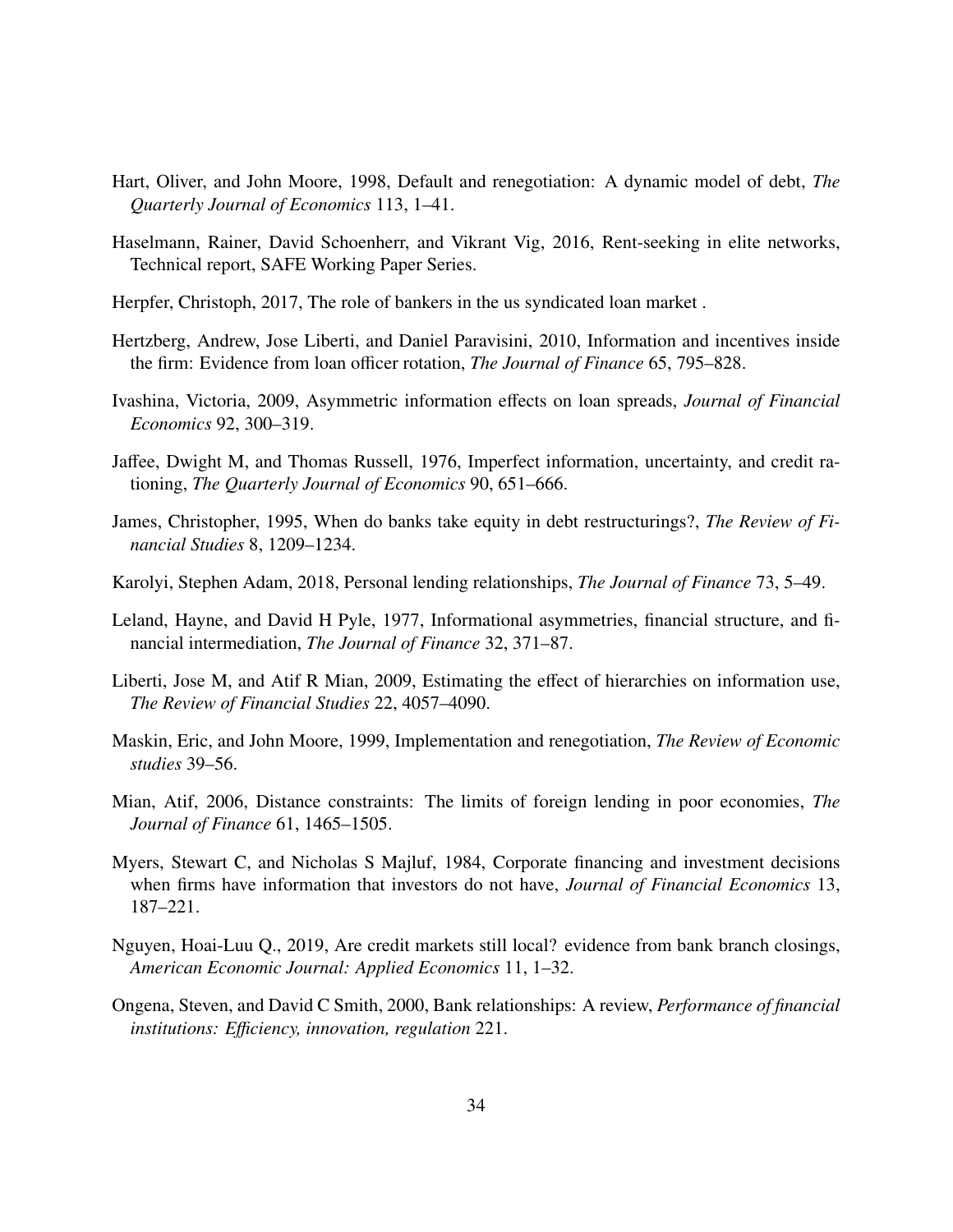Hart, Oliver, and John Moore, 1998, Default and renegotiation: A dynamic model of debt, *The Quarterly Journal of Economics* 113, 1–41.

Haselmann, Rainer, David Schoenherr, and Vikrant Vig, 2016, Rent-seeking in elite networks, Technical report, SAFE Working Paper Series.

Herpfer, Christoph, 2017, The role of bankers in the us syndicated loan market .

Hertzberg, Andrew, Jose Liberti, and Daniel Paravisini, 2010, Information and incentives inside the firm: Evidence from loan officer rotation, *The Journal of Finance* 65, 795–828.

Ivashina, Victoria, 2009, Asymmetric information effects on loan spreads, *Journal of Financial Economics* 92, 300–319.

Jaffee, Dwight M, and Thomas Russell, 1976, Imperfect information, uncertainty, and credit rationing, *The Quarterly Journal of Economics* 90, 651–666.

James, Christopher, 1995, When do banks take equity in debt restructurings?, *The Review of Financial Studies* 8, 1209–1234.

Karolyi, Stephen Adam, 2018, Personal lending relationships, *The Journal of Finance* 73, 5–49.

Leland, Hayne, and David H Pyle, 1977, Informational asymmetries, financial structure, and financial intermediation, *The Journal of Finance* 32, 371–87.

Liberti, Jose M, and Atif R Mian, 2009, Estimating the effect of hierarchies on information use, *The Review of Financial Studies* 22, 4057–4090.

Maskin, Eric, and John Moore, 1999, Implementation and renegotiation, *The Review of Economic studies* 39–56.

Mian, Atif, 2006, Distance constraints: The limits of foreign lending in poor economies, *The Journal of Finance* 61, 1465–1505.

Myers, Stewart C, and Nicholas S Majluf, 1984, Corporate financing and investment decisions when firms have information that investors do not have, *Journal of Financial Economics* 13, 187–221.

Nguyen, Hoai-Luu Q., 2019, Are credit markets still local? evidence from bank branch closings, *American Economic Journal: Applied Economics* 11, 1–32.

Ongena, Steven, and David C Smith, 2000, Bank relationships: A review, *Performance of financial institutions: Efficiency, innovation, regulation* 221.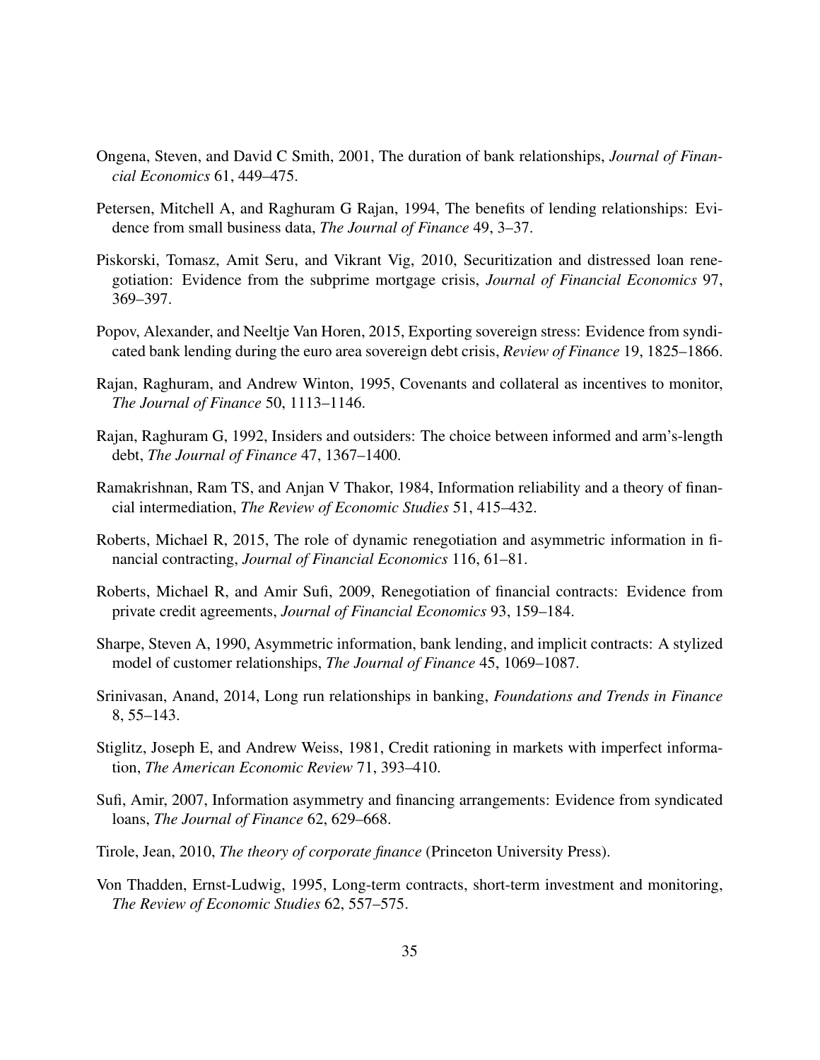Ongena, Steven, and David C Smith, 2001, The duration of bank relationships, *Journal of Financial Economics* 61, 449–475.

Petersen, Mitchell A, and Raghuram G Rajan, 1994, The benefits of lending relationships: Evidence from small business data, *The Journal of Finance* 49, 3–37.

Piskorski, Tomasz, Amit Seru, and Vikrant Vig, 2010, Securitization and distressed loan renegotiation: Evidence from the subprime mortgage crisis, *Journal of Financial Economics* 97, 369–397.

Popov, Alexander, and Neeltje Van Horen, 2015, Exporting sovereign stress: Evidence from syndicated bank lending during the euro area sovereign debt crisis, *Review of Finance* 19, 1825–1866.

Rajan, Raghuram, and Andrew Winton, 1995, Covenants and collateral as incentives to monitor, *The Journal of Finance* 50, 1113–1146.

Rajan, Raghuram G, 1992, Insiders and outsiders: The choice between informed and arm's-length debt, *The Journal of Finance* 47, 1367–1400.

Ramakrishnan, Ram TS, and Anjan V Thakor, 1984, Information reliability and a theory of financial intermediation, *The Review of Economic Studies* 51, 415–432.

Roberts, Michael R, 2015, The role of dynamic renegotiation and asymmetric information in financial contracting, *Journal of Financial Economics* 116, 61–81.

Roberts, Michael R, and Amir Sufi, 2009, Renegotiation of financial contracts: Evidence from private credit agreements, *Journal of Financial Economics* 93, 159–184.

Sharpe, Steven A, 1990, Asymmetric information, bank lending, and implicit contracts: A stylized model of customer relationships, *The Journal of Finance* 45, 1069–1087.

Srinivasan, Anand, 2014, Long run relationships in banking, *Foundations and Trends in Finance* 8, 55–143.

Stiglitz, Joseph E, and Andrew Weiss, 1981, Credit rationing in markets with imperfect information, *The American Economic Review* 71, 393–410.

Sufi, Amir, 2007, Information asymmetry and financing arrangements: Evidence from syndicated loans, *The Journal of Finance* 62, 629–668.

Tirole, Jean, 2010, *The theory of corporate finance* (Princeton University Press).

Von Thadden, Ernst-Ludwig, 1995, Long-term contracts, short-term investment and monitoring, *The Review of Economic Studies* 62, 557–575.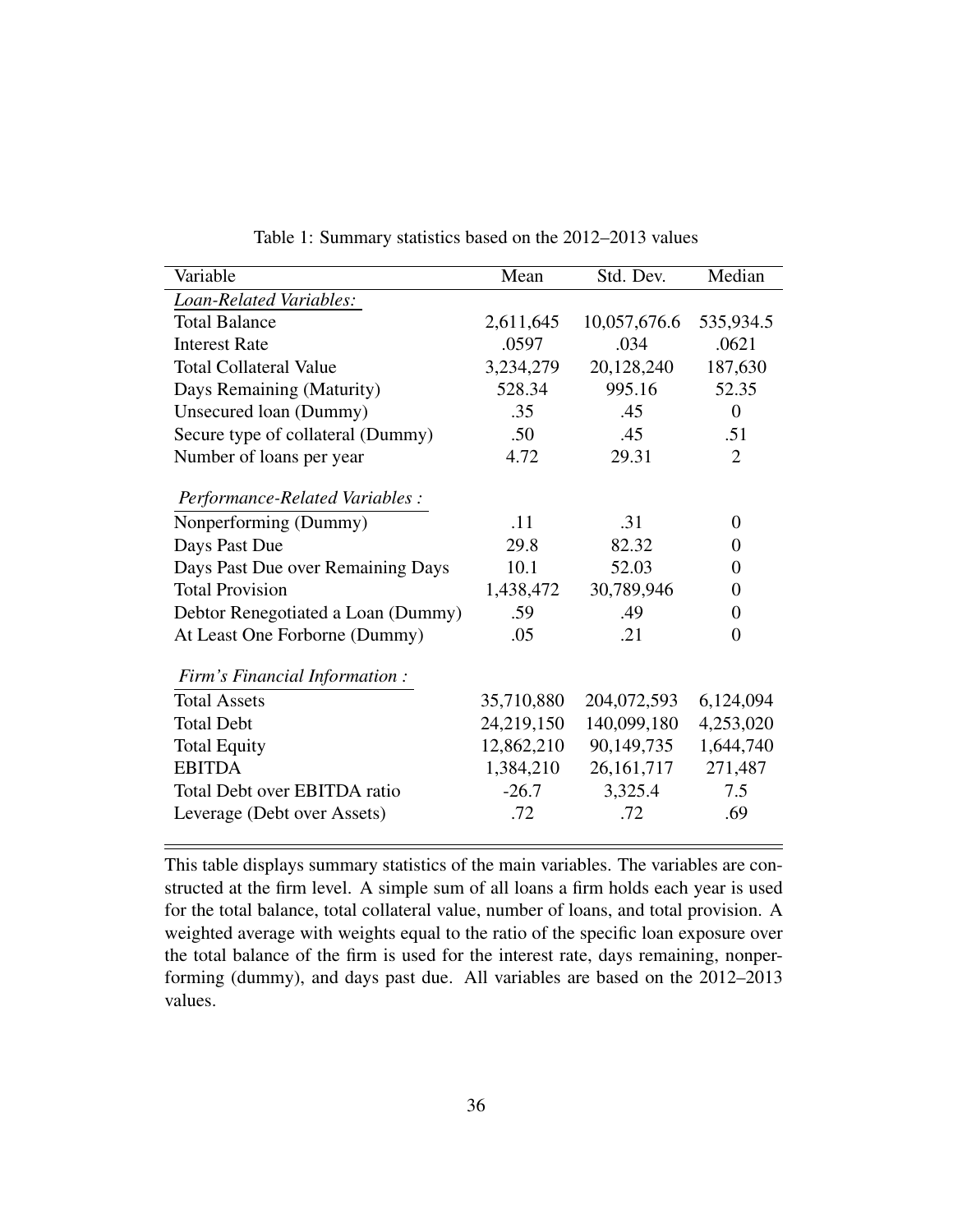Table 1: Summary statistics based on the 2012–2013 values

| Variable | Mean | Std. Dev. | Median |
|---|---|---|---|
| *Loan-Related Variables:* | | | |
| Total Balance | 2,611,645 | 10,057,676.6 | 535,934.5 |
| Interest Rate | .0597 | .034 | .0621 |
| Total Collateral Value | 3,234,279 | 20,128,240 | 187,630 |
| Days Remaining (Maturity) | 528.34 | 995.16 | 52.35 |
| Unsecured loan (Dummy) | .35 | .45 | 0 |
| Secure type of collateral (Dummy) | .50 | .45 | .51 |
| Number of loans per year | 4.72 | 29.31 | 2 |
| *Performance-Related Variables :* | | | |
| Nonperforming (Dummy) | .11 | .31 | 0 |
| Days Past Due | 29.8 | 82.32 | 0 |
| Days Past Due over Remaining Days | 10.1 | 52.03 | 0 |
| Total Provision | 1,438,472 | 30,789,946 | 0 |
| Debtor Renegotiated a Loan (Dummy) | .59 | .49 | 0 |
| At Least One Forborne (Dummy) | .05 | .21 | 0 |
| *Firm's Financial Information :* | | | |
| Total Assets | 35,710,880 | 204,072,593 | 6,124,094 |
| Total Debt | 24,219,150 | 140,099,180 | 4,253,020 |
| Total Equity | 12,862,210 | 90,149,735 | 1,644,740 |
| EBITDA | 1,384,210 | 26,161,717 | 271,487 |
| Total Debt over EBITDA ratio | -26.7 | 3,325.4 | 7.5 |
| Leverage (Debt over Assets) | .72 | .72 | .69 |

This table displays summary statistics of the main variables. The variables are constructed at the firm level. A simple sum of all loans a firm holds each year is used for the total balance, total collateral value, number of loans, and total provision. A weighted average with weights equal to the ratio of the specific loan exposure over the total balance of the firm is used for the interest rate, days remaining, nonperforming (dummy), and days past due. All variables are based on the 2012–2013 values.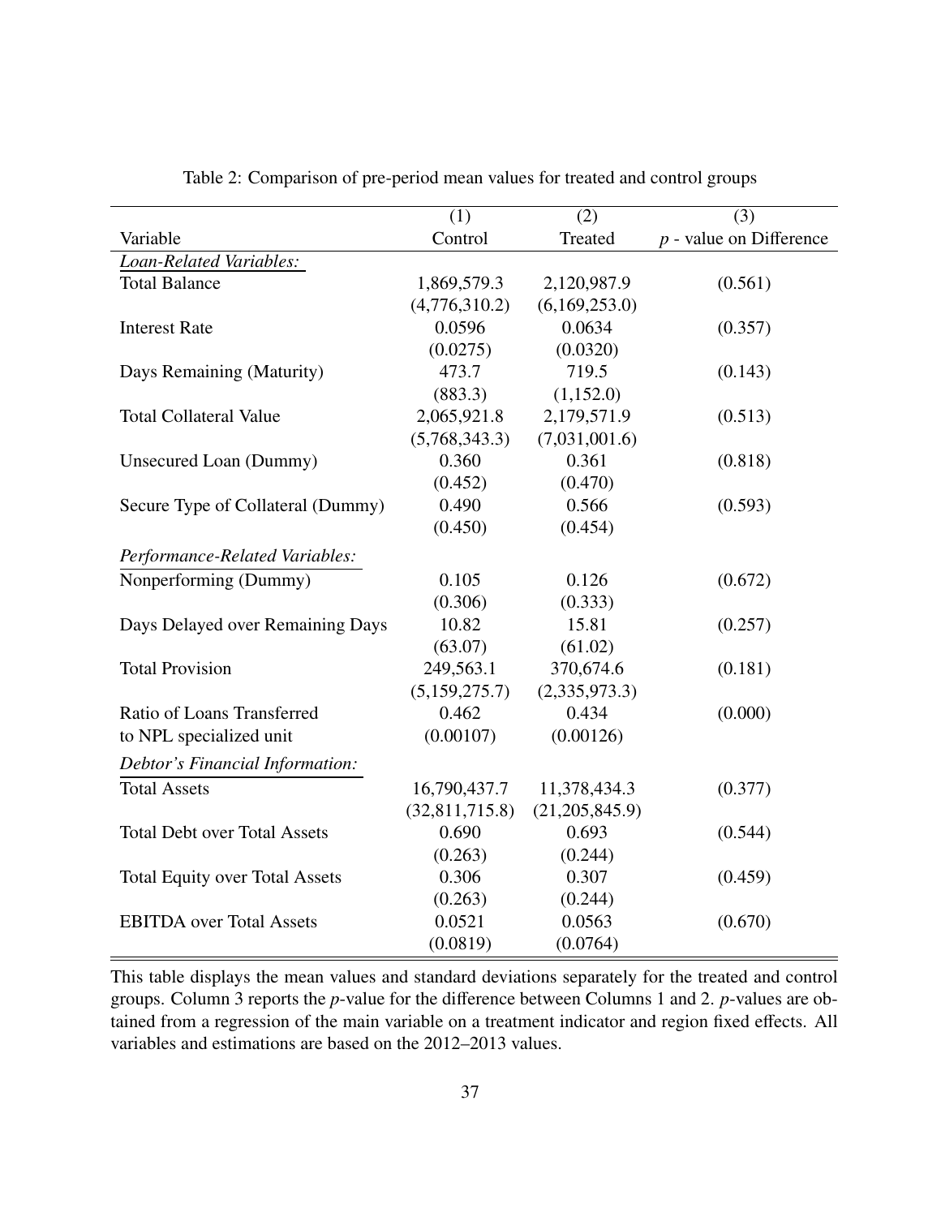Table 2: Comparison of pre-period mean values for treated and control groups

| | (1) | (2) | (3) |
|---|---|---|---|
| Variable | Control | Treated | $p$ - value on Difference |
| *Loan-Related Variables:* | | | |
| Total Balance | 1,869,579.3 | 2,120,987.9 | (0.561) |
| | (4,776,310.2) | (6,169,253.0) | |
| Interest Rate | 0.0596 | 0.0634 | (0.357) |
| | (0.0275) | (0.0320) | |
| Days Remaining (Maturity) | 473.7 | 719.5 | (0.143) |
| | (883.3) | (1,152.0) | |
| Total Collateral Value | 2,065,921.8 | 2,179,571.9 | (0.513) |
| | (5,768,343.3) | (7,031,001.6) | |
| Unsecured Loan (Dummy) | 0.360 | 0.361 | (0.818) |
| | (0.452) | (0.470) | |
| Secure Type of Collateral (Dummy) | 0.490 | 0.566 | (0.593) |
| | (0.450) | (0.454) | |
| *Performance-Related Variables:* | | | |
| Nonperforming (Dummy) | 0.105 | 0.126 | (0.672) |
| | (0.306) | (0.333) | |
| Days Delayed over Remaining Days | 10.82 | 15.81 | (0.257) |
| | (63.07) | (61.02) | |
| Total Provision | 249,563.1 | 370,674.6 | (0.181) |
| | (5,159,275.7) | (2,335,973.3) | |
| Ratio of Loans Transferred | 0.462 | 0.434 | (0.000) |
| to NPL specialized unit | (0.00107) | (0.00126) | |
| *Debtor's Financial Information:* | | | |
| Total Assets | 16,790,437.7 | 11,378,434.3 | (0.377) |
| | (32,811,715.8) | (21,205,845.9) | |
| Total Debt over Total Assets | 0.690 | 0.693 | (0.544) |
| | (0.263) | (0.244) | |
| Total Equity over Total Assets | 0.306 | 0.307 | (0.459) |
| | (0.263) | (0.244) | |
| EBITDA over Total Assets | 0.0521 | 0.0563 | (0.670) |
| | (0.0819) | (0.0764) | |

This table displays the mean values and standard deviations separately for the treated and control groups. Column 3 reports the $p$-value for the difference between Columns 1 and 2. $p$-values are obtained from a regression of the main variable on a treatment indicator and region fixed effects. All variables and estimations are based on the 2012–2013 values.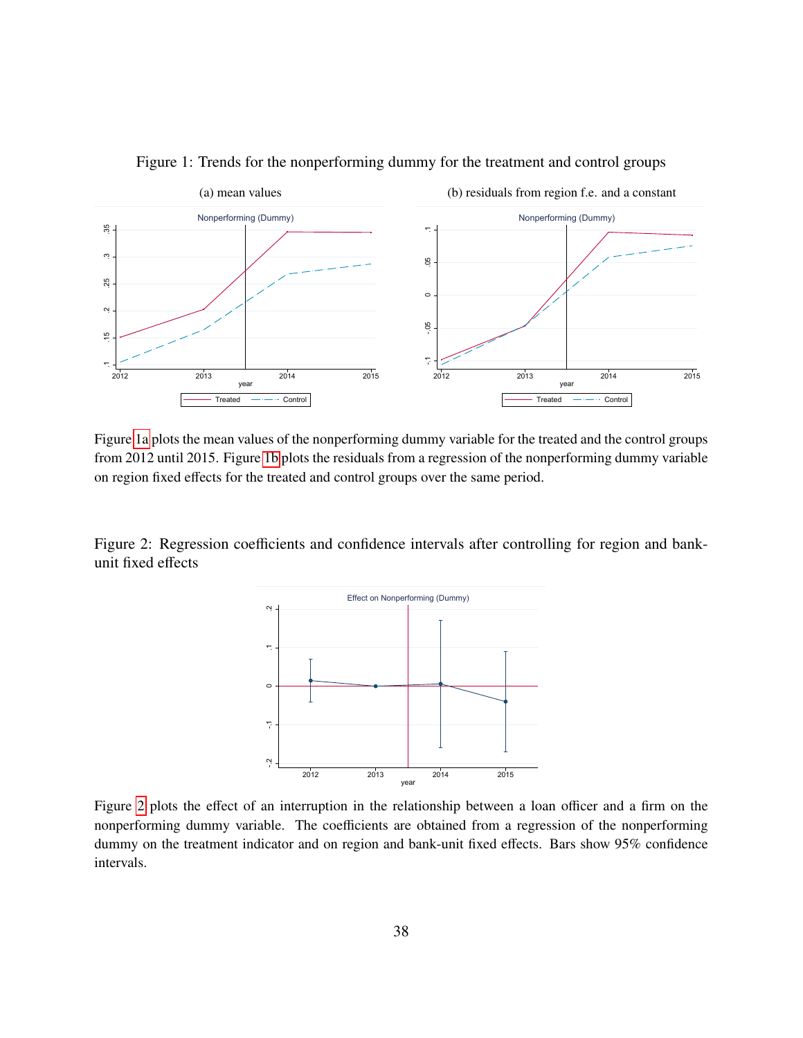Figure 1: Trends for the nonperforming dummy for the treatment and control groups

(a) mean values

(b) residuals from region f.e. and a constant

Figure 1a plots the mean values of the nonperforming dummy variable for the treated and the control groups from 2012 until 2015. Figure 1b plots the residuals from a regression of the nonperforming dummy variable on region fixed effects for the treated and control groups over the same period.

Figure 2: Regression coefficients and confidence intervals after controlling for region and bank-unit fixed effects

Figure 2 plots the effect of an interruption in the relationship between a loan officer and a firm on the nonperforming dummy variable. The coefficients are obtained from a regression of the nonperforming dummy on the treatment indicator and on region and bank-unit fixed effects. Bars show 95% confidence intervals.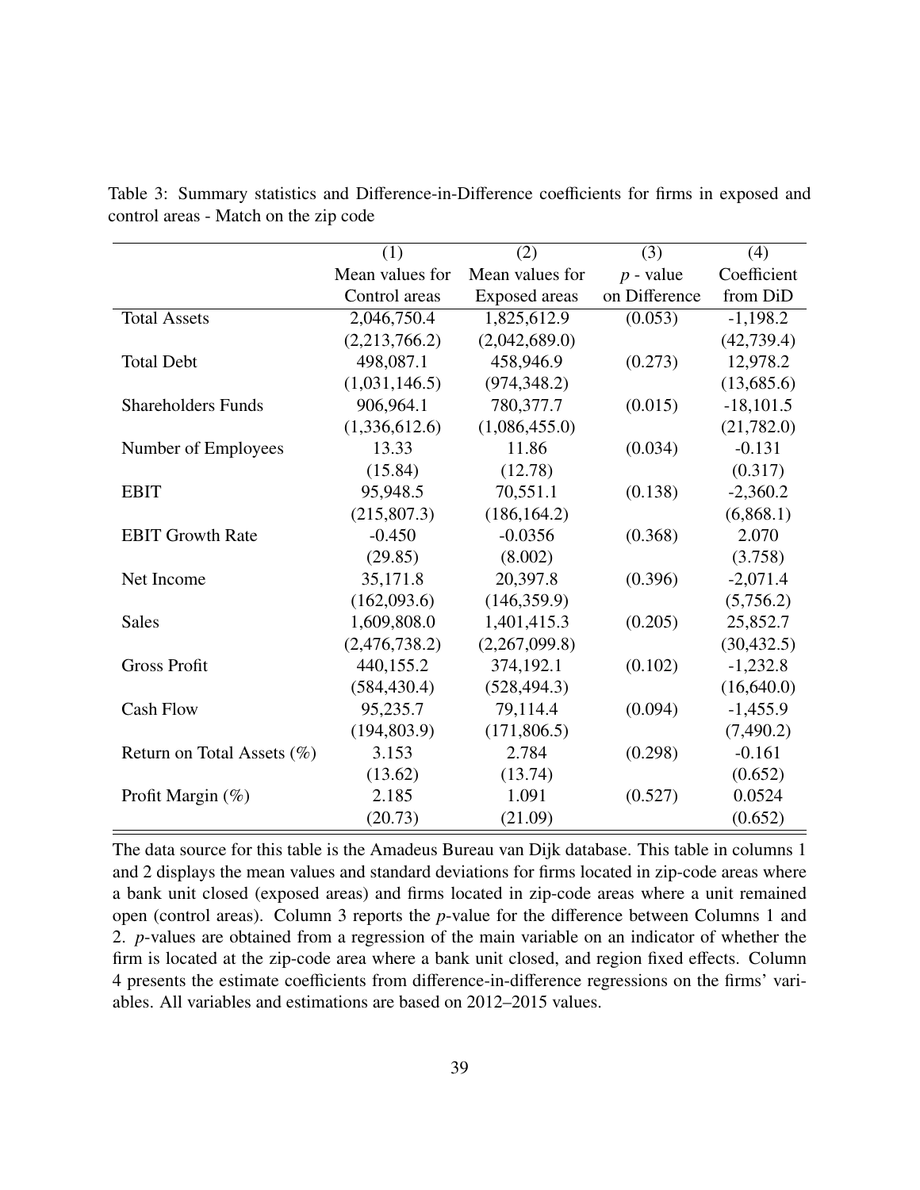Table 3: Summary statistics and Difference-in-Difference coefficients for firms in exposed and control areas - Match on the zip code

| | (1) | (2) | (3) | (4) |
|---|---|---|---|---|
| | Mean values for Control areas | Mean values for Exposed areas | $p$ - value on Difference | Coefficient from DiD |
| Total Assets | 2,046,750.4 | 1,825,612.9 | (0.053) | -1,198.2 |
| | (2,213,766.2) | (2,042,689.0) | | (42,739.4) |
| Total Debt | 498,087.1 | 458,946.9 | (0.273) | 12,978.2 |
| | (1,031,146.5) | (974,348.2) | | (13,685.6) |
| Shareholders Funds | 906,964.1 | 780,377.7 | (0.015) | -18,101.5 |
| | (1,336,612.6) | (1,086,455.0) | | (21,782.0) |
| Number of Employees | 13.33 | 11.86 | (0.034) | -0.131 |
| | (15.84) | (12.78) | | (0.317) |
| EBIT | 95,948.5 | 70,551.1 | (0.138) | -2,360.2 |
| | (215,807.3) | (186,164.2) | | (6,868.1) |
| EBIT Growth Rate | -0.450 | -0.0356 | (0.368) | 2.070 |
| | (29.85) | (8.002) | | (3.758) |
| Net Income | 35,171.8 | 20,397.8 | (0.396) | -2,071.4 |
| | (162,093.6) | (146,359.9) | | (5,756.2) |
| Sales | 1,609,808.0 | 1,401,415.3 | (0.205) | 25,852.7 |
| | (2,476,738.2) | (2,267,099.8) | | (30,432.5) |
| Gross Profit | 440,155.2 | 374,192.1 | (0.102) | -1,232.8 |
| | (584,430.4) | (528,494.3) | | (16,640.0) |
| Cash Flow | 95,235.7 | 79,114.4 | (0.094) | -1,455.9 |
| | (194,803.9) | (171,806.5) | | (7,490.2) |
| Return on Total Assets (%) | 3.153 | 2.784 | (0.298) | -0.161 |
| | (13.62) | (13.74) | | (0.652) |
| Profit Margin (%) | 2.185 | 1.091 | (0.527) | 0.0524 |
| | (20.73) | (21.09) | | (0.652) |

The data source for this table is the Amadeus Bureau van Dijk database. This table in columns 1 and 2 displays the mean values and standard deviations for firms located in zip-code areas where a bank unit closed (exposed areas) and firms located in zip-code areas where a unit remained open (control areas). Column 3 reports the $p$-value for the difference between Columns 1 and 2. $p$-values are obtained from a regression of the main variable on an indicator of whether the firm is located at the zip-code area where a bank unit closed, and region fixed effects. Column 4 presents the estimate coefficients from difference-in-difference regressions on the firms' variables. All variables and estimations are based on 2012–2015 values.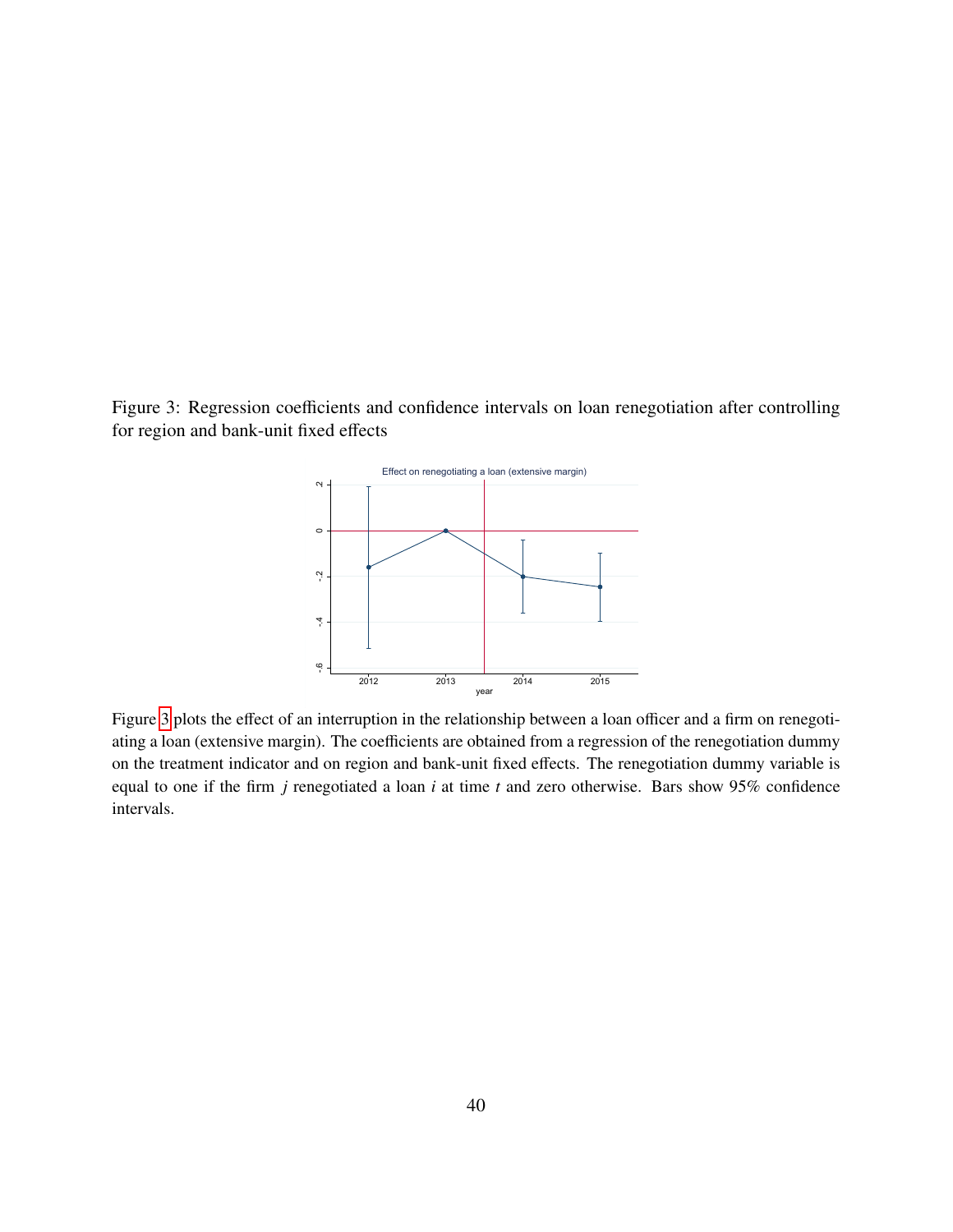Figure 3: Regression coefficients and confidence intervals on loan renegotiation after controlling for region and bank-unit fixed effects

Figure 3 plots the effect of an interruption in the relationship between a loan officer and a firm on renegotiating a loan (extensive margin). The coefficients are obtained from a regression of the renegotiation dummy on the treatment indicator and on region and bank-unit fixed effects. The renegotiation dummy variable is equal to one if the firm $j$ renegotiated a loan $i$ at time $t$ and zero otherwise. Bars show 95% confidence intervals.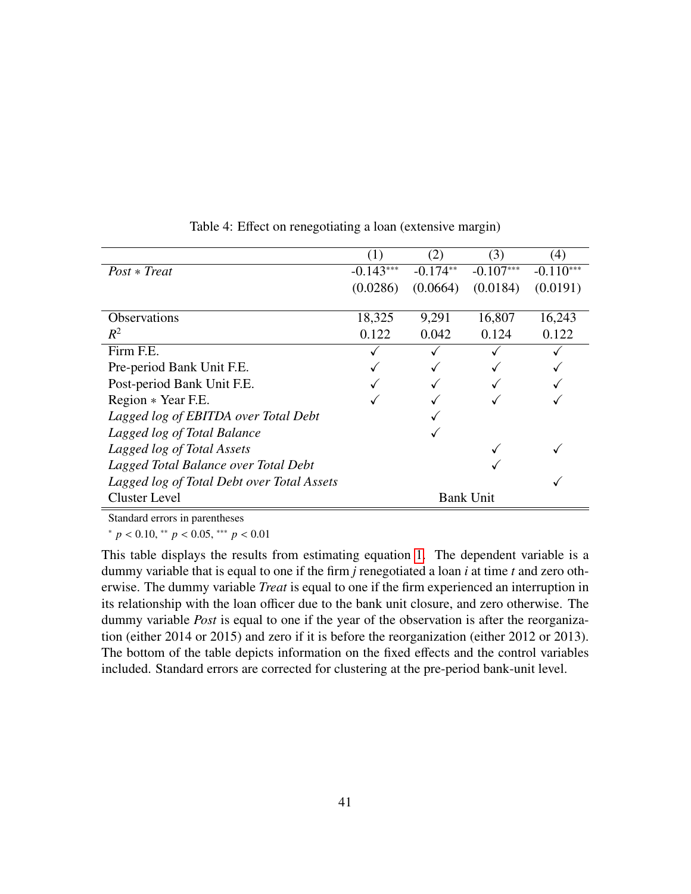Table 4: Effect on renegotiating a loan (extensive margin)

| | (1) | (2) | (3) | (4) |
|---|---|---|---|---|
| *Post* ∗ *Treat* | -0.143*** | -0.174** | -0.107*** | -0.110*** |
| | (0.0286) | (0.0664) | (0.0184) | (0.0191) |
| Observations | 18,325 | 9,291 | 16,807 | 16,243 |
| $R^2$ | 0.122 | 0.042 | 0.124 | 0.122 |
| Firm F.E. | ✓ | ✓ | ✓ | ✓ |
| Pre-period Bank Unit F.E. | ✓ | ✓ | ✓ | ✓ |
| Post-period Bank Unit F.E. | ✓ | ✓ | ✓ | ✓ |
| Region ∗ Year F.E. | ✓ | ✓ | ✓ | ✓ |
| *Lagged log of EBITDA over Total Debt* | | ✓ | | |
| *Lagged log of Total Balance* | | ✓ | | |
| *Lagged log of Total Assets* | | | ✓ | ✓ |
| *Lagged Total Balance over Total Debt* | | | ✓ | |
| *Lagged log of Total Debt over Total Assets* | | | | ✓ |
| Cluster Level | Bank Unit | | | |

Standard errors in parentheses

* $p < 0.10$, ** $p < 0.05$, *** $p < 0.01$

This table displays the results from estimating equation 1. The dependent variable is a dummy variable that is equal to one if the firm $j$ renegotiated a loan $i$ at time $t$ and zero otherwise. The dummy variable *Treat* is equal to one if the firm experienced an interruption in its relationship with the loan officer due to the bank unit closure, and zero otherwise. The dummy variable *Post* is equal to one if the year of the observation is after the reorganization (either 2014 or 2015) and zero if it is before the reorganization (either 2012 or 2013). The bottom of the table depicts information on the fixed effects and the control variables included. Standard errors are corrected for clustering at the pre-period bank-unit level.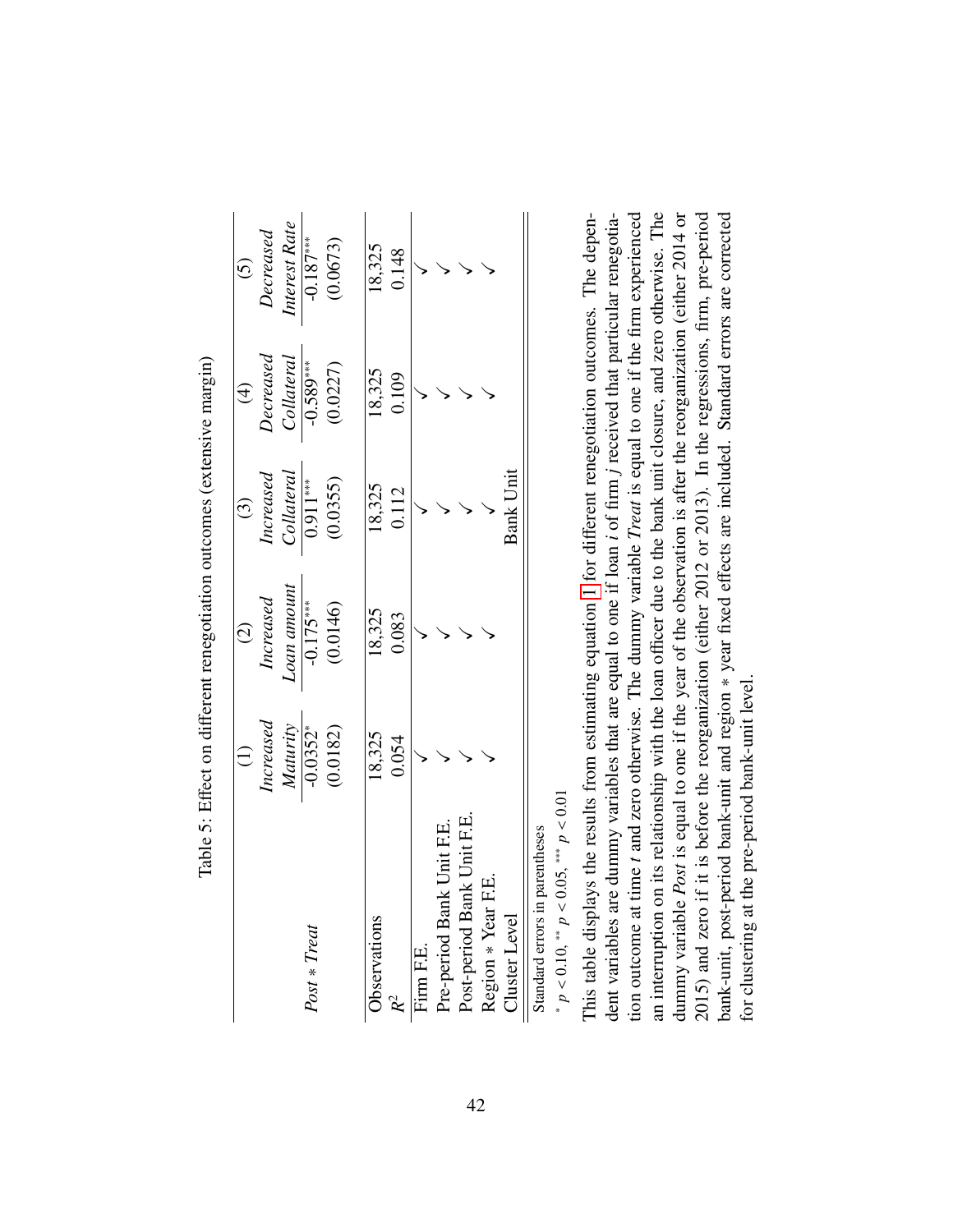Table 5: Effect on different renegotiation outcomes (extensive margin)

| | (1) | (2) | (3) | (4) | (5) |
|---|---|---|---|---|---|
| | *Increased Maturity* | *Increased Loan amount* | *Increased Collateral* | *Decreased Collateral* | *Decreased Interest Rate* |
| *Post* * *Treat* | -0.0352* | -0.175*** | 0.911*** | -0.589*** | -0.187*** |
| | (0.0182) | (0.0146) | (0.0355) | (0.0227) | (0.0673) |
| Observations | 18,325 | 18,325 | 18,325 | 18,325 | 18,325 |
| $R^2$ | 0.054 | 0.083 | 0.112 | 0.109 | 0.148 |
| Firm F.E. | ✓ | ✓ | ✓ | ✓ | ✓ |
| Pre-period Bank Unit F.E. | ✓ | ✓ | ✓ | ✓ | ✓ |
| Post-period Bank Unit F.E. | ✓ | ✓ | ✓ | ✓ | ✓ |
| Region * Year F.E. | ✓ | ✓ | ✓ | ✓ | ✓ |
| Cluster Level | | | Bank Unit | | |

Standard errors in parentheses

* $p < 0.10$, ** $p < 0.05$, *** $p < 0.01$

This table displays the results from estimating equation 1 for different renegotiation outcomes. The dependent variables are dummy variables that are equal to one if loan *i* of firm *j* received that particular renegotiation outcome at time *t* and zero otherwise. The dummy variable *Treat* is equal to one if the firm experienced an interruption on its relationship with the loan officer due to the bank unit closure, and zero otherwise. The dummy variable *Post* is equal to one if the year of the observation is after the reorganization (either 2014 or 2015) and zero if it is before the reorganization (either 2012 or 2013). In the regressions, firm, pre-period bank-unit, post-period bank-unit and region * year fixed effects are included. Standard errors are corrected for clustering at the pre-period bank-unit level.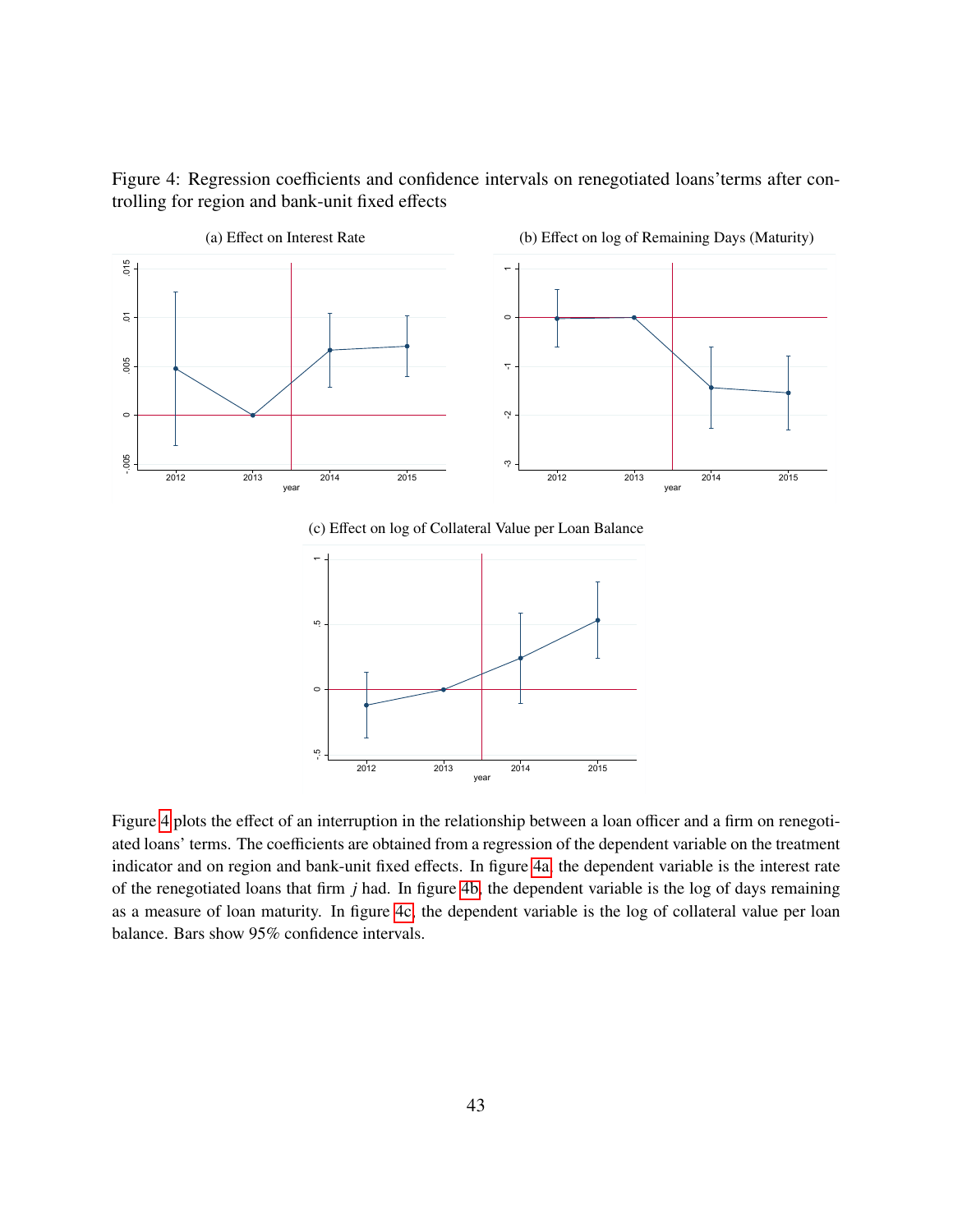Figure 4: Regression coefficients and confidence intervals on renegotiated loans'terms after controlling for region and bank-unit fixed effects

(a) Effect on Interest Rate

(b) Effect on log of Remaining Days (Maturity)

(c) Effect on log of Collateral Value per Loan Balance

Figure 4 plots the effect of an interruption in the relationship between a loan officer and a firm on renegotiated loans' terms. The coefficients are obtained from a regression of the dependent variable on the treatment indicator and on region and bank-unit fixed effects. In figure 4a, the dependent variable is the interest rate of the renegotiated loans that firm $j$ had. In figure 4b, the dependent variable is the log of days remaining as a measure of loan maturity. In figure 4c, the dependent variable is the log of collateral value per loan balance. Bars show 95% confidence intervals.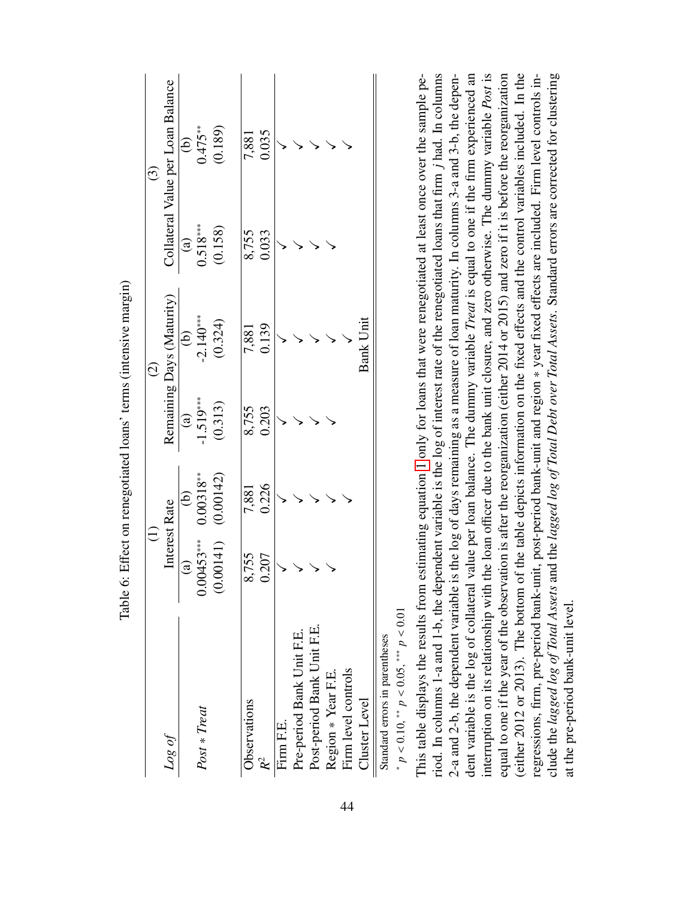Table 6: Effect on renegotiated loans' terms (intensive margin)

| *Log of* | (1) Interest Rate | | (2) Remaining Days (Maturity) | | (3) Collateral Value per Loan Balance | |
|---|---|---|---|---|---|---|
| | (a) | (b) | (a) | (b) | (a) | (b) |
| *Post* ∗ *Treat* | 0.00453*** | 0.00318** | -1.519*** | -2.140*** | 0.518*** | 0.475** |
| | (0.00141) | (0.00142) | (0.313) | (0.324) | (0.158) | (0.189) |
| Observations | 8,755 | 7,881 | 8,755 | 7,881 | 8,755 | 7,881 |
| $R^2$ | 0.207 | 0.226 | 0.203 | 0.139 | 0.033 | 0.035 |
| Firm F.E. | ✓ | ✓ | ✓ | ✓ | ✓ | ✓ |
| Pre-period Bank Unit F.E. | ✓ | ✓ | ✓ | ✓ | ✓ | ✓ |
| Post-period Bank Unit F.E. | ✓ | ✓ | ✓ | ✓ | ✓ | ✓ |
| Region ∗ Year F.E. | ✓ | ✓ | ✓ | ✓ | ✓ | ✓ |
| Firm level controls | | ✓ | | ✓ | | ✓ |
| Cluster Level | | | | Bank Unit | | |

Standard errors in parentheses

* $p < 0.10$, ** $p < 0.05$, *** $p < 0.01$

This table displays the results from estimating equation 1 only for loans that were renegotiated at least once over the sample period. In columns 1-a and 1-b, the dependent variable is the log of interest rate of the renegotiated loans that firm $j$ had. In columns 2-a and 2-b, the dependent variable is the log of days remaining as a measure of loan maturity. In columns 3-a and 3-b, the dependent variable is the log of collateral value per loan balance. The dummy variable *Treat* is equal to one if the firm experienced an interruption on its relationship with the loan officer due to the bank unit closure, and zero otherwise. The dummy variable *Post* is equal to one if the year of the observation is after the reorganization (either 2014 or 2015) and zero if it is before the reorganization (either 2012 or 2013). The bottom of the table depicts information on the fixed effects and the control variables included. In the regressions, firm, pre-period bank-unit, post-period bank-unit and region ∗ year fixed effects are included. Firm level controls include the *lagged log of Total Assets* and the *lagged log of Total Debt over Total Assets*. Standard errors are corrected for clustering at the pre-period bank-unit level.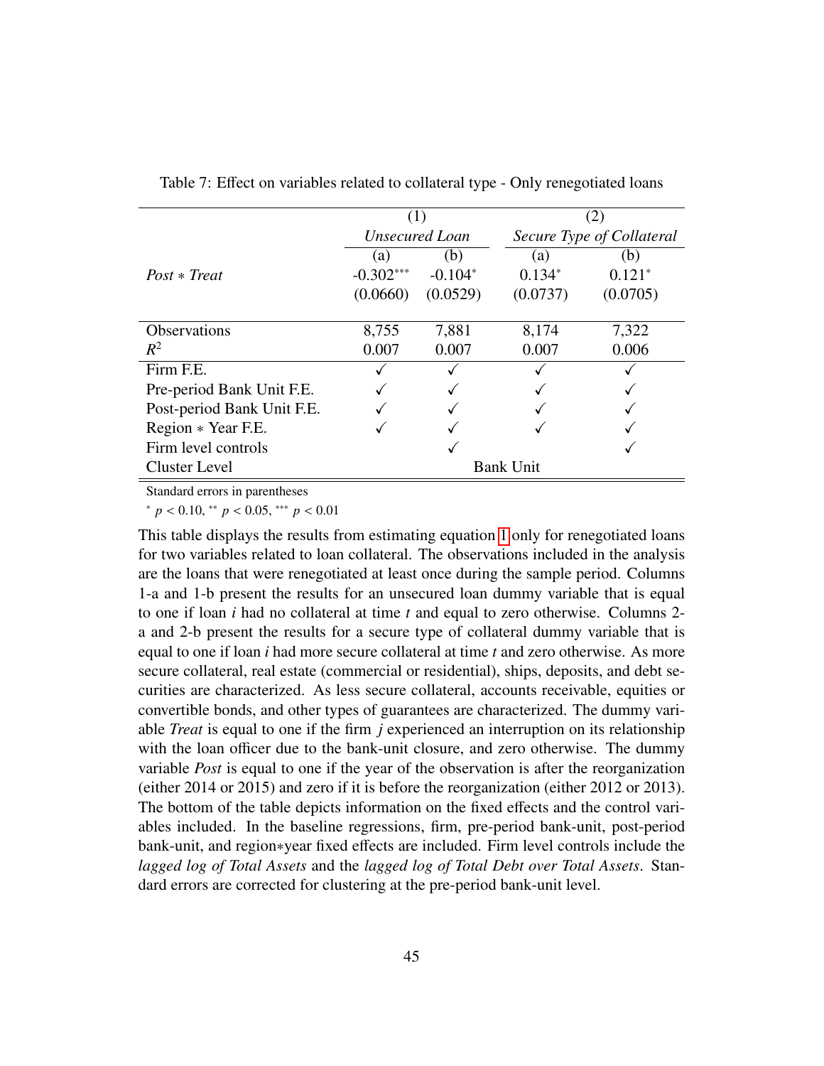Table 7: Effect on variables related to collateral type - Only renegotiated loans

| | (1) | | (2) | |
|---|---|---|---|---|
| | *Unsecured Loan* | | *Secure Type of Collateral* | |
| | (a) | (b) | (a) | (b) |
| *Post* ∗ *Treat* | -0.302*** | -0.104* | 0.134* | 0.121* |
| | (0.0660) | (0.0529) | (0.0737) | (0.0705) |
| Observations | 8,755 | 7,881 | 8,174 | 7,322 |
| $R^2$ | 0.007 | 0.007 | 0.007 | 0.006 |
| Firm F.E. | ✓ | ✓ | ✓ | ✓ |
| Pre-period Bank Unit F.E. | ✓ | ✓ | ✓ | ✓ |
| Post-period Bank Unit F.E. | ✓ | ✓ | ✓ | ✓ |
| Region ∗ Year F.E. | ✓ | ✓ | ✓ | ✓ |
| Firm level controls | | ✓ | | ✓ |
| Cluster Level | Bank Unit | | | |

Standard errors in parentheses

* $p < 0.10$, ** $p < 0.05$, *** $p < 0.01$

This table displays the results from estimating equation 1 only for renegotiated loans for two variables related to loan collateral. The observations included in the analysis are the loans that were renegotiated at least once during the sample period. Columns 1-a and 1-b present the results for an unsecured loan dummy variable that is equal to one if loan $i$ had no collateral at time $t$ and equal to zero otherwise. Columns 2-a and 2-b present the results for a secure type of collateral dummy variable that is equal to one if loan $i$ had more secure collateral at time $t$ and zero otherwise. As more secure collateral, real estate (commercial or residential), ships, deposits, and debt securities are characterized. As less secure collateral, accounts receivable, equities or convertible bonds, and other types of guarantees are characterized. The dummy variable *Treat* is equal to one if the firm $j$ experienced an interruption on its relationship with the loan officer due to the bank-unit closure, and zero otherwise. The dummy variable *Post* is equal to one if the year of the observation is after the reorganization (either 2014 or 2015) and zero if it is before the reorganization (either 2012 or 2013). The bottom of the table depicts information on the fixed effects and the control variables included. In the baseline regressions, firm, pre-period bank-unit, post-period bank-unit, and region∗year fixed effects are included. Firm level controls include the *lagged log of Total Assets* and the *lagged log of Total Debt over Total Assets*. Standard errors are corrected for clustering at the pre-period bank-unit level.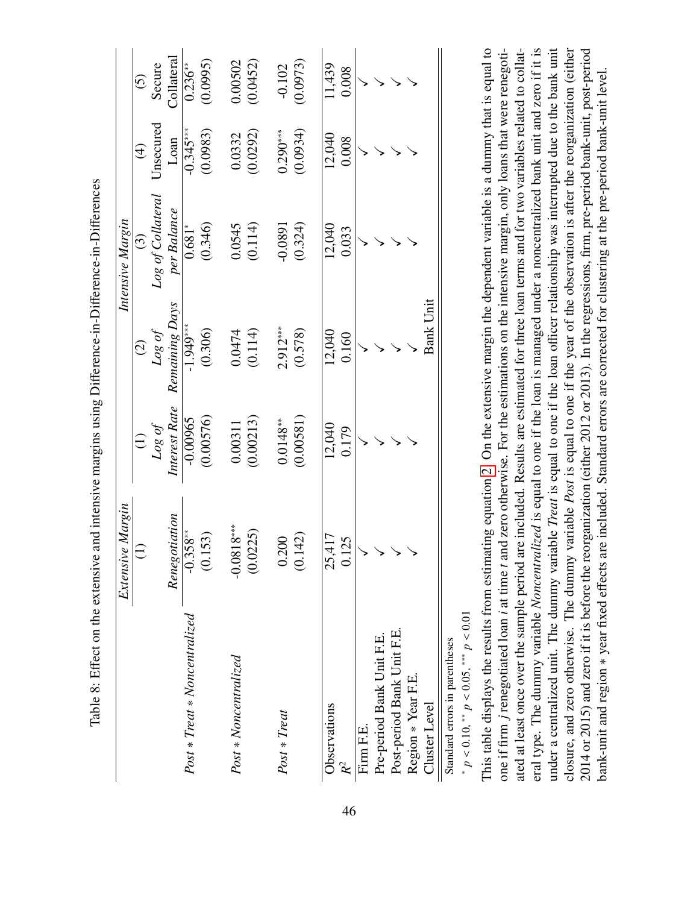Table 8: Effect on the extensive and intensive margins using Difference-in-Difference-in-Differences

| | Extensive Margin | Intensive Margin | | | | |
|---|---|---|---|---|---|---|
| | (1) | (1) | (2) | (3) | (4) | (5) |
| | *Renegotiation* | *Log of Interest Rate* | *Log of Remaining Days* | *Log of Collateral per Balance* | Unsecured Loan | Secure Collateral |
| *Post* ∗ *Treat* ∗ *Noncentralized* | -0.358** | -0.00965 | -1.949*** | 0.681* | -0.345*** | 0.236** |
| | (0.153) | (0.00576) | (0.306) | (0.346) | (0.0983) | (0.0995) |
| *Post* ∗ *Noncentralized* | -0.0818*** | 0.00311 | 0.0474 | 0.0545 | 0.0332 | 0.00502 |
| | (0.0225) | (0.00213) | (0.114) | (0.114) | (0.0292) | (0.0452) |
| *Post* ∗ *Treat* | 0.200 | 0.0148** | 2.912*** | -0.0891 | 0.290*** | -0.102 |
| | (0.142) | (0.00581) | (0.578) | (0.324) | (0.0934) | (0.0973) |
| Observations | 25,417 | 12,040 | 12,040 | 12,040 | 12,040 | 11,439 |
| $R^2$ | 0.125 | 0.179 | 0.160 | 0.033 | 0.008 | 0.008 |
| Firm F.E. | ✓ | ✓ | ✓ | ✓ | ✓ | ✓ |
| Pre-period Bank Unit F.E. | ✓ | ✓ | ✓ | ✓ | ✓ | ✓ |
| Post-period Bank Unit F.E. | ✓ | ✓ | ✓ | ✓ | ✓ | ✓ |
| Region ∗ Year F.E. | ✓ | ✓ | ✓ | ✓ | ✓ | ✓ |
| Cluster Level | | | Bank Unit | | | |

Standard errors in parentheses

* $p < 0.10$, ** $p < 0.05$, *** $p < 0.01$

This table displays the results from estimating equation 2. On the extensive margin the dependent variable is a dummy that is equal to one if firm $j$ renegotiated loan $i$ at time $t$ and zero otherwise. For the estimations on the intensive margin, only loans that were renegotiated at least once over the sample period are included. Results are estimated for three loan terms and for two variables related to collateral type. The dummy variable *Noncentralized* is equal to one if the loan is managed under a noncentralized bank unit and zero if it is under a centralized unit. The dummy variable *Treat* is equal to one if the loan officer relationship was interrupted due to the bank unit closure, and zero otherwise. The dummy variable *Post* is equal to one if the year of the observation is after the reorganization (either 2014 or 2015) and zero if it is before the reorganization (either 2012 or 2013). In the regressions, firm, pre-period bank-unit, post-period bank-unit and region ∗ year fixed effects are included. Standard errors are corrected for clustering at the pre-period bank-unit level.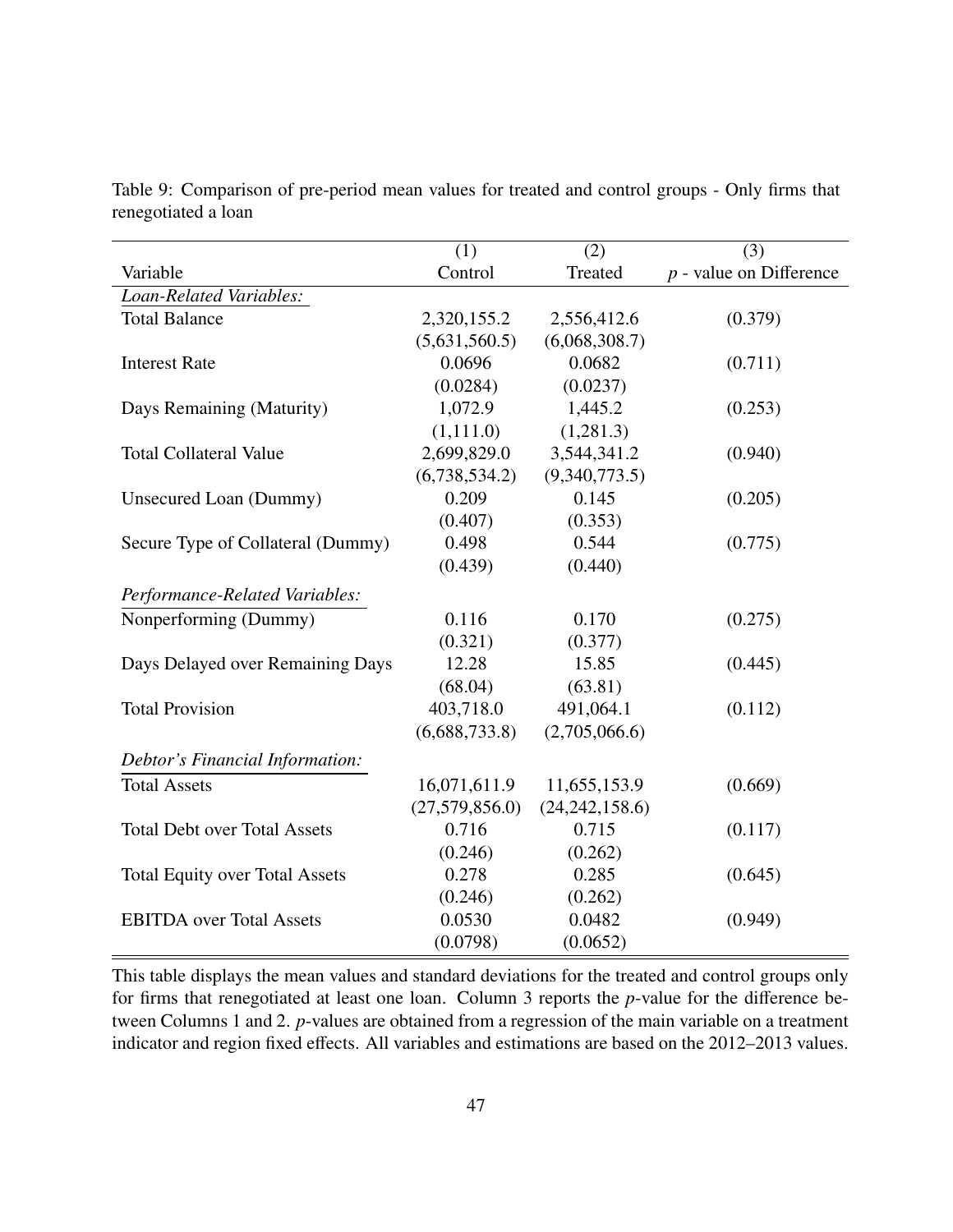Table 9: Comparison of pre-period mean values for treated and control groups - Only firms that renegotiated a loan

| | (1) | (2) | (3) |
|---|---|---|---|
| Variable | Control | Treated | $p$ - value on Difference |
| *Loan-Related Variables:* | | | |
| Total Balance | 2,320,155.2 | 2,556,412.6 | (0.379) |
| | (5,631,560.5) | (6,068,308.7) | |
| Interest Rate | 0.0696 | 0.0682 | (0.711) |
| | (0.0284) | (0.0237) | |
| Days Remaining (Maturity) | 1,072.9 | 1,445.2 | (0.253) |
| | (1,111.0) | (1,281.3) | |
| Total Collateral Value | 2,699,829.0 | 3,544,341.2 | (0.940) |
| | (6,738,534.2) | (9,340,773.5) | |
| Unsecured Loan (Dummy) | 0.209 | 0.145 | (0.205) |
| | (0.407) | (0.353) | |
| Secure Type of Collateral (Dummy) | 0.498 | 0.544 | (0.775) |
| | (0.439) | (0.440) | |
| *Performance-Related Variables:* | | | |
| Nonperforming (Dummy) | 0.116 | 0.170 | (0.275) |
| | (0.321) | (0.377) | |
| Days Delayed over Remaining Days | 12.28 | 15.85 | (0.445) |
| | (68.04) | (63.81) | |
| Total Provision | 403,718.0 | 491,064.1 | (0.112) |
| | (6,688,733.8) | (2,705,066.6) | |
| *Debtor's Financial Information:* | | | |
| Total Assets | 16,071,611.9 | 11,655,153.9 | (0.669) |
| | (27,579,856.0) | (24,242,158.6) | |
| Total Debt over Total Assets | 0.716 | 0.715 | (0.117) |
| | (0.246) | (0.262) | |
| Total Equity over Total Assets | 0.278 | 0.285 | (0.645) |
| | (0.246) | (0.262) | |
| EBITDA over Total Assets | 0.0530 | 0.0482 | (0.949) |
| | (0.0798) | (0.0652) | |

This table displays the mean values and standard deviations for the treated and control groups only for firms that renegotiated at least one loan. Column 3 reports the $p$-value for the difference between Columns 1 and 2. $p$-values are obtained from a regression of the main variable on a treatment indicator and region fixed effects. All variables and estimations are based on the 2012–2013 values.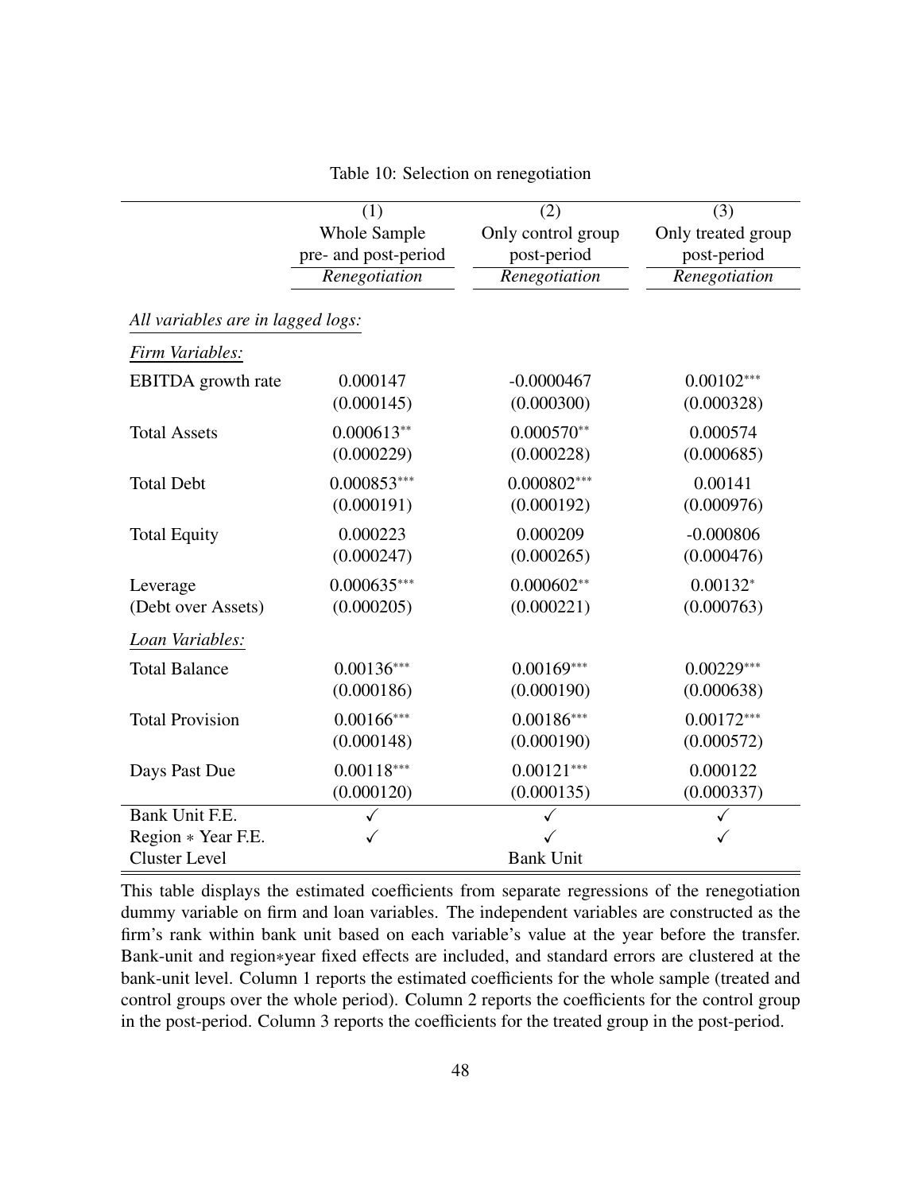Table 10: Selection on renegotiation

| | (1) | (2) | (3) |
|---|---|---|---|
| | Whole Sample | Only control group | Only treated group |
| | pre- and post-period | post-period | post-period |
| | *Renegotiation* | *Renegotiation* | *Renegotiation* |
| *All variables are in lagged logs:* | | | |
| *Firm Variables:* | | | |
| EBITDA growth rate | 0.000147 | -0.0000467 | 0.00102*** |
| | (0.000145) | (0.000300) | (0.000328) |
| Total Assets | 0.000613** | 0.000570** | 0.000574 |
| | (0.000229) | (0.000228) | (0.000685) |
| Total Debt | 0.000853*** | 0.000802*** | 0.00141 |
| | (0.000191) | (0.000192) | (0.000976) |
| Total Equity | 0.000223 | 0.000209 | -0.000806 |
| | (0.000247) | (0.000265) | (0.000476) |
| Leverage | 0.000635*** | 0.000602** | 0.00132* |
| (Debt over Assets) | (0.000205) | (0.000221) | (0.000763) |
| *Loan Variables:* | | | |
| Total Balance | 0.00136*** | 0.00169*** | 0.00229*** |
| | (0.000186) | (0.000190) | (0.000638) |
| Total Provision | 0.00166*** | 0.00186*** | 0.00172*** |
| | (0.000148) | (0.000190) | (0.000572) |
| Days Past Due | 0.00118*** | 0.00121*** | 0.000122 |
| | (0.000120) | (0.000135) | (0.000337) |
| Bank Unit F.E. | ✓ | ✓ | ✓ |
| Region ∗ Year F.E. | ✓ | ✓ | ✓ |
| Cluster Level | | Bank Unit | |

This table displays the estimated coefficients from separate regressions of the renegotiation dummy variable on firm and loan variables. The independent variables are constructed as the firm's rank within bank unit based on each variable's value at the year before the transfer. Bank-unit and region∗year fixed effects are included, and standard errors are clustered at the bank-unit level. Column 1 reports the estimated coefficients for the whole sample (treated and control groups over the whole period). Column 2 reports the coefficients for the control group in the post-period. Column 3 reports the coefficients for the treated group in the post-period.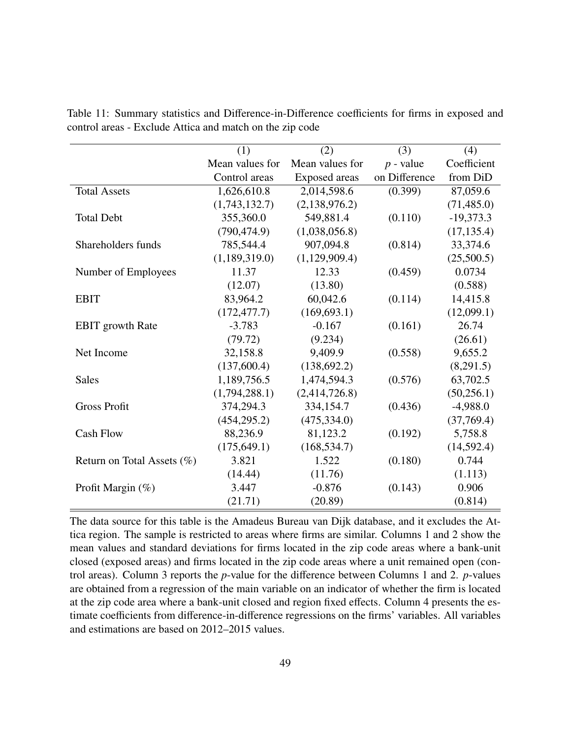Table 11: Summary statistics and Difference-in-Difference coefficients for firms in exposed and control areas - Exclude Attica and match on the zip code

| | (1) | (2) | (3) | (4) |
|---|---|---|---|---|
| | Mean values for Control areas | Mean values for Exposed areas | *p* - value on Difference | Coefficient from DiD |
| Total Assets | 1,626,610.8 | 2,014,598.6 | (0.399) | 87,059.6 |
| | (1,743,132.7) | (2,138,976.2) | | (71,485.0) |
| Total Debt | 355,360.0 | 549,881.4 | (0.110) | -19,373.3 |
| | (790,474.9) | (1,038,056.8) | | (17,135.4) |
| Shareholders funds | 785,544.4 | 907,094.8 | (0.814) | 33,374.6 |
| | (1,189,319.0) | (1,129,909.4) | | (25,500.5) |
| Number of Employees | 11.37 | 12.33 | (0.459) | 0.0734 |
| | (12.07) | (13.80) | | (0.588) |
| EBIT | 83,964.2 | 60,042.6 | (0.114) | 14,415.8 |
| | (172,477.7) | (169,693.1) | | (12,099.1) |
| EBIT growth Rate | -3.783 | -0.167 | (0.161) | 26.74 |
| | (79.72) | (9.234) | | (26.61) |
| Net Income | 32,158.8 | 9,409.9 | (0.558) | 9,655.2 |
| | (137,600.4) | (138,692.2) | | (8,291.5) |
| Sales | 1,189,756.5 | 1,474,594.3 | (0.576) | 63,702.5 |
| | (1,794,288.1) | (2,414,726.8) | | (50,256.1) |
| Gross Profit | 374,294.3 | 334,154.7 | (0.436) | -4,988.0 |
| | (454,295.2) | (475,334.0) | | (37,769.4) |
| Cash Flow | 88,236.9 | 81,123.2 | (0.192) | 5,758.8 |
| | (175,649.1) | (168,534.7) | | (14,592.4) |
| Return on Total Assets (%) | 3.821 | 1.522 | (0.180) | 0.744 |
| | (14.44) | (11.76) | | (1.113) |
| Profit Margin (%) | 3.447 | -0.876 | (0.143) | 0.906 |
| | (21.71) | (20.89) | | (0.814) |

The data source for this table is the Amadeus Bureau van Dijk database, and it excludes the Attica region. The sample is restricted to areas where firms are similar. Columns 1 and 2 show the mean values and standard deviations for firms located in the zip code areas where a bank-unit closed (exposed areas) and firms located in the zip code areas where a unit remained open (control areas). Column 3 reports the *p*-value for the difference between Columns 1 and 2. *p*-values are obtained from a regression of the main variable on an indicator of whether the firm is located at the zip code area where a bank-unit closed and region fixed effects. Column 4 presents the estimate coefficients from difference-in-difference regressions on the firms' variables. All variables and estimations are based on 2012–2015 values.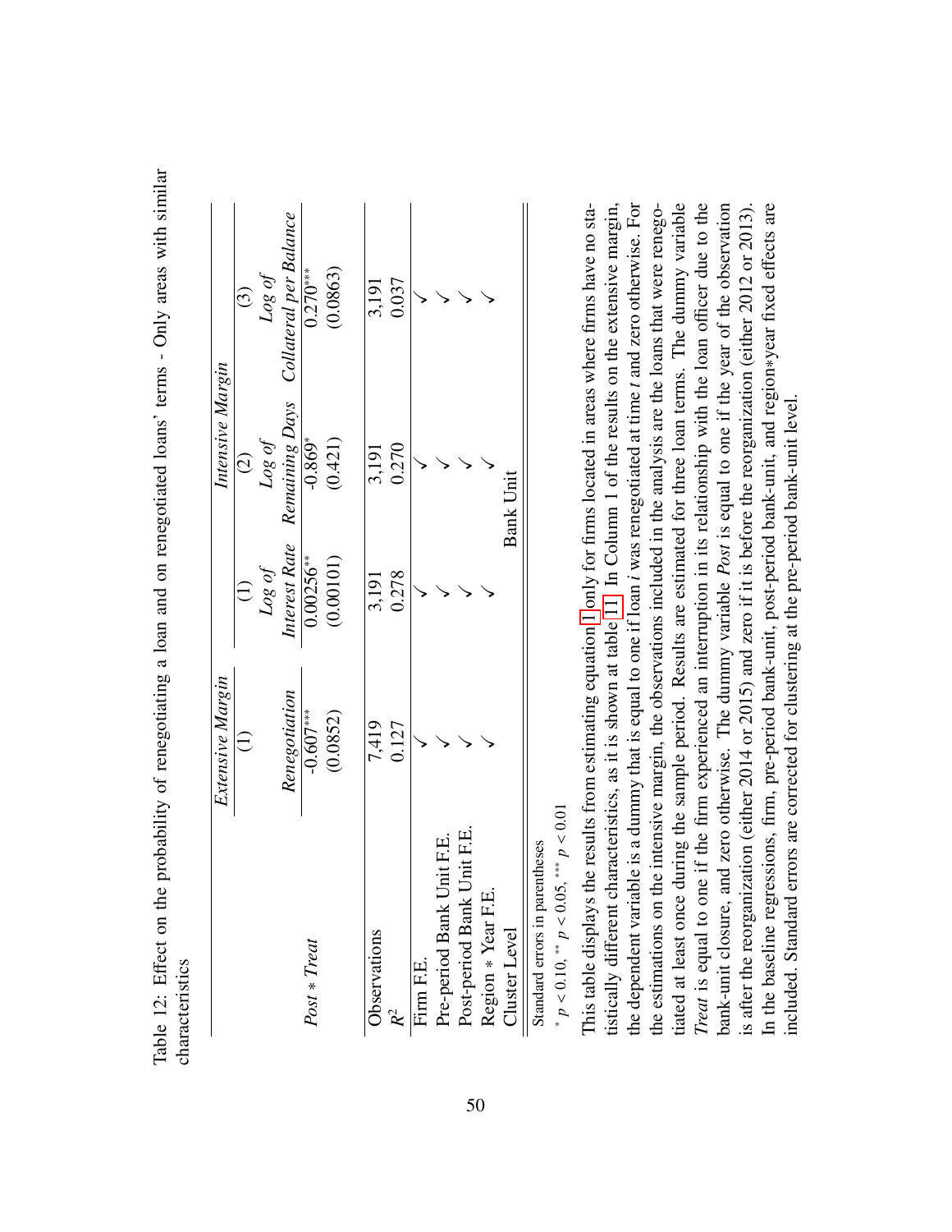Table 12: Effect on the probability of renegotiating a loan and on renegotiated loans' terms - Only areas with similar characteristics

| | *Extensive Margin* | *Intensive Margin* | | |
|---|---|---|---|---|
| | (1) | (1) | (2) | (3) |
| | *Renegotiation* | *Log of Interest Rate* | *Log of Remaining Days* | *Log of Collateral per Balance* |
| *Post* ∗ *Treat* | -0.607*** | 0.00256** | -0.869* | 0.270*** |
| | (0.0852) | (0.00101) | (0.421) | (0.0863) |
| Observations | 7,419 | 3,191 | 3,191 | 3,191 |
| $R^2$ | 0.127 | 0.278 | 0.270 | 0.037 |
| Firm F.E. | ✓ | ✓ | ✓ | ✓ |
| Pre-period Bank Unit F.E. | ✓ | ✓ | ✓ | ✓ |
| Post-period Bank Unit F.E. | ✓ | ✓ | ✓ | ✓ |
| Region ∗ Year F.E. | ✓ | ✓ | ✓ | ✓ |
| Cluster Level | | | Bank Unit | |

Standard errors in parentheses

$^{*}$ $p < 0.10$, $^{**}$ $p < 0.05$, $^{***}$ $p < 0.01$

This table displays the results from estimating equation 1 only for firms located in areas where firms have no statistically different characteristics, as it is shown at table 11. In Column 1 of the results on the extensive margin, the dependent variable is a dummy that is equal to one if loan $i$ was renegotiated at time $t$ and zero otherwise. For the estimations on the intensive margin, the observations included in the analysis are the loans that were renegotiated at least once during the sample period. Results are estimated for three loan terms. The dummy variable *Treat* is equal to one if the firm experienced an interruption in its relationship with the loan officer due to the bank-unit closure, and zero otherwise. The dummy variable *Post* is equal to one if the year of the observation is after the reorganization (either 2014 or 2015) and zero if it is before the reorganization (either 2012 or 2013). In the baseline regressions, firm, pre-period bank-unit, post-period bank-unit, and region∗year fixed effects are included. Standard errors are corrected for clustering at the pre-period bank-unit level.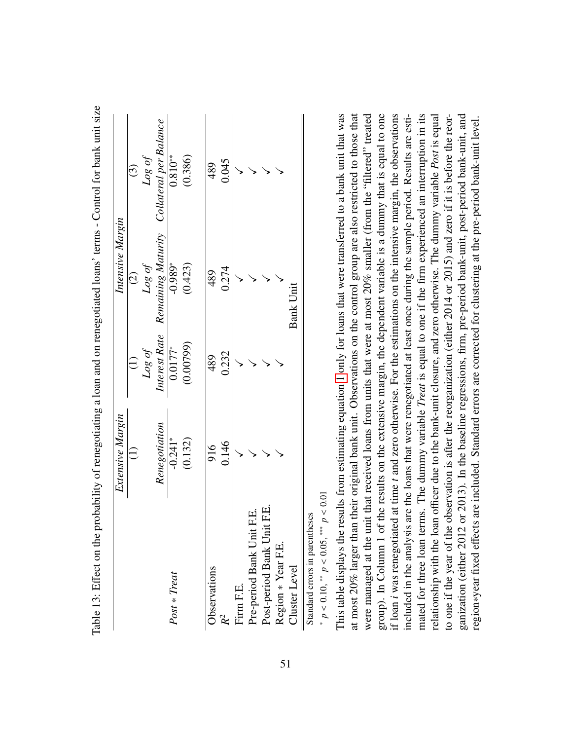Table 13: Effect on the probability of renegotiating a loan and on renegotiated loans' terms - Control for bank unit size

| | Extensive Margin | Intensive Margin | | |
|---|---|---|---|---|
| | (1) | (1) | (2) | (3) |
| | Renegotiation | Log of Interest Rate | Log of Remaining Maturity | Log of Collateral per Balance |
| *Post* ∗ *Treat* | -0.241* | 0.0177* | -0.989* | 0.810** |
| | (0.132) | (0.00799) | (0.423) | (0.386) |
| Observations | 916 | 489 | 489 | 489 |
| $R^2$ | 0.146 | 0.232 | 0.274 | 0.045 |
| Firm F.E. | ✓ | ✓ | ✓ | ✓ |
| Pre-period Bank Unit F.E. | ✓ | ✓ | ✓ | ✓ |
| Post-period Bank Unit F.E. | ✓ | ✓ | ✓ | ✓ |
| Region ∗ Year F.E. | ✓ | ✓ | ✓ | ✓ |
| Cluster Level | | | Bank Unit | |

Standard errors in parentheses

$^{*}$ $p < 0.10$, $^{**}$ $p < 0.05$, $^{***}$ $p < 0.01$

This table displays the results from estimating equation 1 only for loans that were transferred to a bank unit that was at most 20% larger than their original bank unit. Observations on the control group are also restricted to those that were managed at the unit that received loans from units that were at most 20% smaller (from the "filtered" treated group). In Column 1 of the results on the extensive margin, the dependent variable is a dummy that is equal to one if loan $i$ was renegotiated at time $t$ and zero otherwise. For the estimations on the intensive margin, the observations included in the analysis are the loans that were renegotiated at least once during the sample period. Results are estimated for three loan terms. The dummy variable *Treat* is equal to one if the firm experienced an interruption in its relationship with the loan officer due to the bank-unit closure, and zero otherwise. The dummy variable *Post* is equal to one if the year of the observation is after the reorganization (either 2014 or 2015) and zero if it is before the reorganization (either 2012 or 2013). In the baseline regressions, firm, pre-period bank-unit, post-period bank-unit, and region∗year fixed effects are included. Standard errors are corrected for clustering at the pre-period bank-unit level.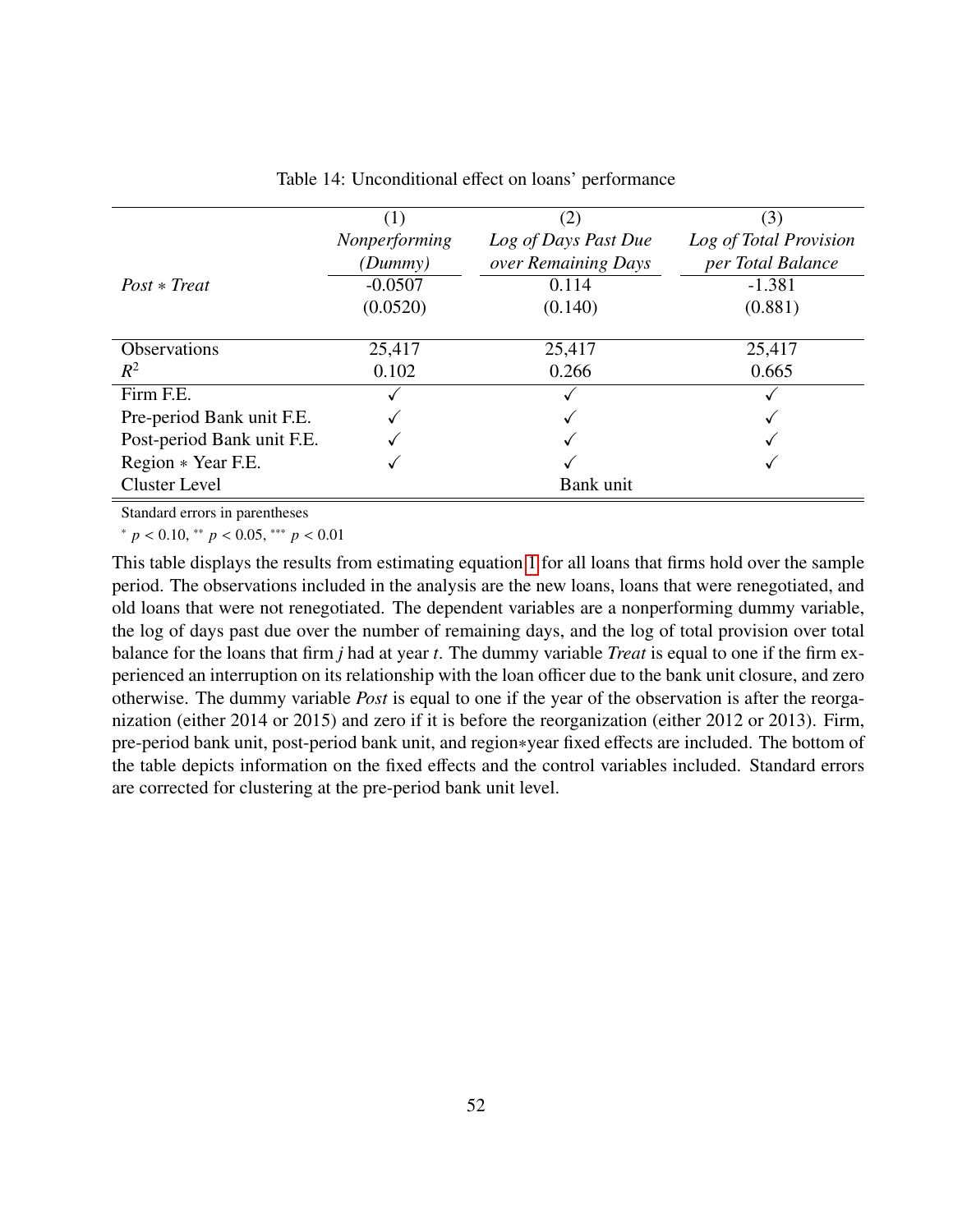Table 14: Unconditional effect on loans' performance

| | (1) | (2) | (3) |
|---|---|---|---|
| | *Nonperforming (Dummy)* | *Log of Days Past Due over Remaining Days* | *Log of Total Provision per Total Balance* |
| *Post ∗ Treat* | -0.0507 | 0.114 | -1.381 |
| | (0.0520) | (0.140) | (0.881) |
| Observations | 25,417 | 25,417 | 25,417 |
| $R^2$ | 0.102 | 0.266 | 0.665 |
| Firm F.E. | ✓ | ✓ | ✓ |
| Pre-period Bank unit F.E. | ✓ | ✓ | ✓ |
| Post-period Bank unit F.E. | ✓ | ✓ | ✓ |
| Region ∗ Year F.E. | ✓ | ✓ | ✓ |
| Cluster Level | | Bank unit | |

Standard errors in parentheses

$^{*}$ $p < 0.10$, $^{**}$ $p < 0.05$, $^{***}$ $p < 0.01$

This table displays the results from estimating equation 1 for all loans that firms hold over the sample period. The observations included in the analysis are the new loans, loans that were renegotiated, and old loans that were not renegotiated. The dependent variables are a nonperforming dummy variable, the log of days past due over the number of remaining days, and the log of total provision over total balance for the loans that firm $j$ had at year $t$. The dummy variable *Treat* is equal to one if the firm experienced an interruption on its relationship with the loan officer due to the bank unit closure, and zero otherwise. The dummy variable *Post* is equal to one if the year of the observation is after the reorganization (either 2014 or 2015) and zero if it is before the reorganization (either 2012 or 2013). Firm, pre-period bank unit, post-period bank unit, and region∗year fixed effects are included. The bottom of the table depicts information on the fixed effects and the control variables included. Standard errors are corrected for clustering at the pre-period bank unit level.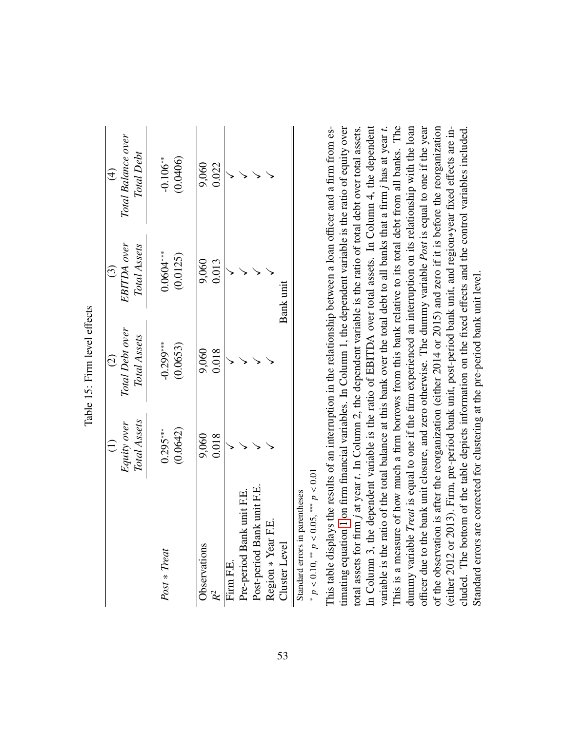Table 15: Firm level effects

| | (1) *Equity over Total Assets* | (2) *Total Debt over Total Assets* | (3) *EBITDA over Total Assets* | (4) *Total Balance over Total Debt* |
|---|---|---|---|---|
| *Post* * *Treat* | 0.295*** | -0.299*** | 0.0604*** | -0.106** |
| | (0.0642) | (0.0653) | (0.0125) | (0.0406) |
| Observations | 9,060 | 9,060 | 9,060 | 9,060 |
| $R^2$ | 0.018 | 0.018 | 0.013 | 0.022 |
| Firm F.E. | ✓ | ✓ | ✓ | ✓ |
| Pre-period Bank unit F.E. | ✓ | ✓ | ✓ | ✓ |
| Post-period Bank unit F.E. | ✓ | ✓ | ✓ | ✓ |
| Region * Year F.E. | ✓ | ✓ | ✓ | ✓ |
| Cluster Level | | | Bank unit | |

Standard errors in parentheses

* $p < 0.10$, ** $p < 0.05$, *** $p < 0.01$

This table displays the results of an interruption in the relationship between a loan officer and a firm from estimating equation 1 on firm financial variables. In Column 1, the dependent variable is the ratio of equity over total assets for firm $j$ at year $t$. In Column 2, the dependent variable is the ratio of total debt over total assets. In Column 3, the dependent variable is the ratio of EBITDA over total assets. In Column 4, the dependent variable is the ratio of the total balance at this bank over the total debt to all banks that a firm $j$ has at year $t$. This is a measure of how much a firm borrows from this bank relative to its total debt from all banks. The dummy variable *Treat* is equal to one if the firm experienced an interruption on its relationship with the loan officer due to the bank unit closure, and zero otherwise. The dummy variable *Post* is equal to one if the year of the observation is after the reorganization (either 2014 or 2015) and zero if it is before the reorganization (either 2012 or 2013). Firm, pre-period bank unit, post-period bank unit, and region*year fixed effects are included. The bottom of the table depicts information on the fixed effects and the control variables included. Standard errors are corrected for clustering at the pre-period bank unit level.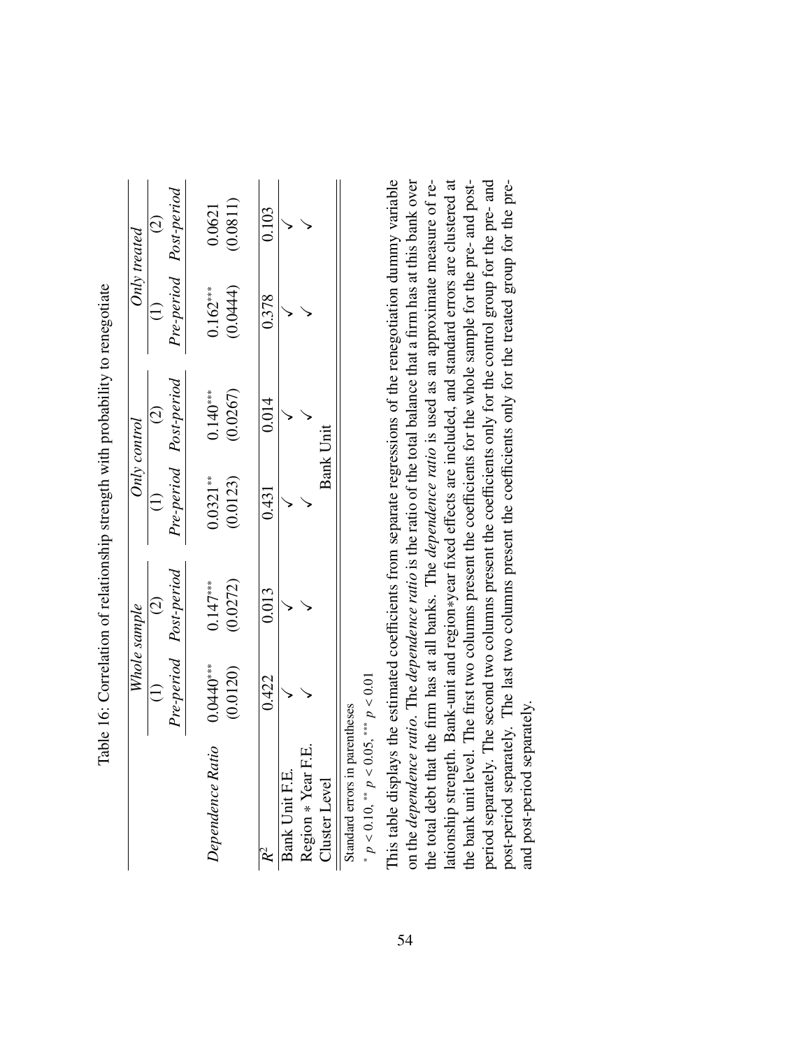Table 16: Correlation of relationship strength with probability to renegotiate

| | *Whole sample* | | *Only control* | | *Only treated* | |
|---|---|---|---|---|---|---|
| | (1) | (2) | (1) | (2) | (1) | (2) |
| | *Pre-period* | *Post-period* | *Pre-period* | *Post-period* | *Pre-period* | *Post-period* |
| *Dependence Ratio* | 0.0440*** | 0.147*** | 0.0321** | 0.140*** | 0.162*** | 0.0621 |
| | (0.0120) | (0.0272) | (0.0123) | (0.0267) | (0.0444) | (0.0811) |
| $R^2$ | 0.422 | 0.013 | 0.431 | 0.014 | 0.378 | 0.103 |
| Bank Unit F.E. | ✓ | ✓ | ✓ | ✓ | ✓ | ✓ |
| Region * Year F.E. | ✓ | ✓ | ✓ | ✓ | ✓ | ✓ |
| Cluster Level | | | Bank Unit | | | |

Standard errors in parentheses

* $p < 0.10$, ** $p < 0.05$, *** $p < 0.01$

This table displays the estimated coefficients from separate regressions of the renegotiation dummy variable on the *dependence ratio*. The *dependence ratio* is the ratio of the total balance that a firm has at this bank over the total debt that the firm has at all banks. The *dependence ratio* is used as an approximate measure of relationship strength. Bank-unit and region*year fixed effects are included, and standard errors are clustered at the bank unit level. The first two columns present the coefficients for the whole sample for the pre- and post-period separately. The second two columns present the coefficients only for the control group for the pre- and post-period separately. The last two columns present the coefficients only for the treated group for the pre- and post-period separately.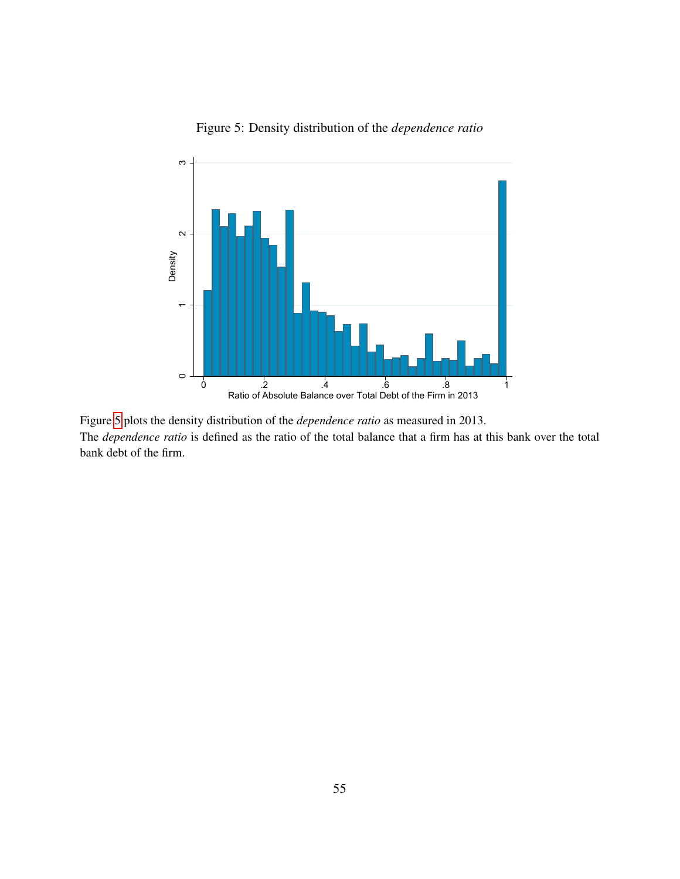Figure 5: Density distribution of the *dependence ratio*

Figure 5 plots the density distribution of the *dependence ratio* as measured in 2013.
The *dependence ratio* is defined as the ratio of the total balance that a firm has at this bank over the total bank debt of the firm.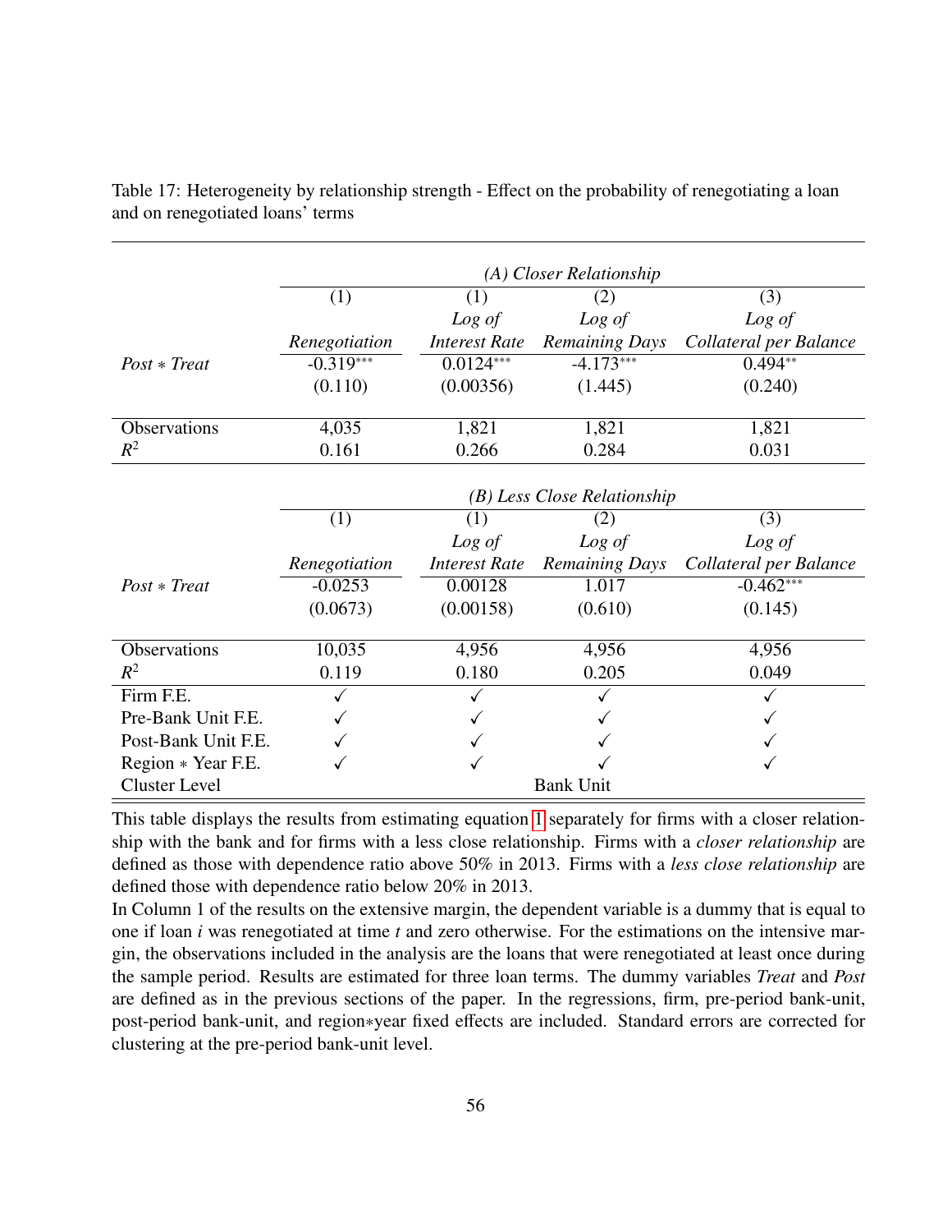Table 17: Heterogeneity by relationship strength - Effect on the probability of renegotiating a loan and on renegotiated loans' terms

| | *(A) Closer Relationship* | | | |
|---|---|---|---|---|
| | (1) | (1) | (2) | (3) |
| | *Renegotiation* | *Log of Interest Rate* | *Log of Remaining Days* | *Log of Collateral per Balance* |
| *Post ∗ Treat* | -0.319*** | 0.0124*** | -4.173*** | 0.494** |
| | (0.110) | (0.00356) | (1.445) | (0.240) |
| Observations | 4,035 | 1,821 | 1,821 | 1,821 |
| $R^2$ | 0.161 | 0.266 | 0.284 | 0.031 |
| | *(B) Less Close Relationship* | | | |
| | (1) | (1) | (2) | (3) |
| | *Renegotiation* | *Log of Interest Rate* | *Log of Remaining Days* | *Log of Collateral per Balance* |
| *Post ∗ Treat* | -0.0253 | 0.00128 | 1.017 | -0.462*** |
| | (0.0673) | (0.00158) | (0.610) | (0.145) |
| Observations | 10,035 | 4,956 | 4,956 | 4,956 |
| $R^2$ | 0.119 | 0.180 | 0.205 | 0.049 |
| Firm F.E. | ✓ | ✓ | ✓ | ✓ |
| Pre-Bank Unit F.E. | ✓ | ✓ | ✓ | ✓ |
| Post-Bank Unit F.E. | ✓ | ✓ | ✓ | ✓ |
| Region ∗ Year F.E. | ✓ | ✓ | ✓ | ✓ |
| Cluster Level | | Bank Unit | | |

This table displays the results from estimating equation 1 separately for firms with a closer relationship with the bank and for firms with a less close relationship. Firms with a *closer relationship* are defined as those with dependence ratio above 50% in 2013. Firms with a *less close relationship* are defined those with dependence ratio below 20% in 2013.

In Column 1 of the results on the extensive margin, the dependent variable is a dummy that is equal to one if loan $i$ was renegotiated at time $t$ and zero otherwise. For the estimations on the intensive margin, the observations included in the analysis are the loans that were renegotiated at least once during the sample period. Results are estimated for three loan terms. The dummy variables *Treat* and *Post* are defined as in the previous sections of the paper. In the regressions, firm, pre-period bank-unit, post-period bank-unit, and region∗year fixed effects are included. Standard errors are corrected for clustering at the pre-period bank-unit level.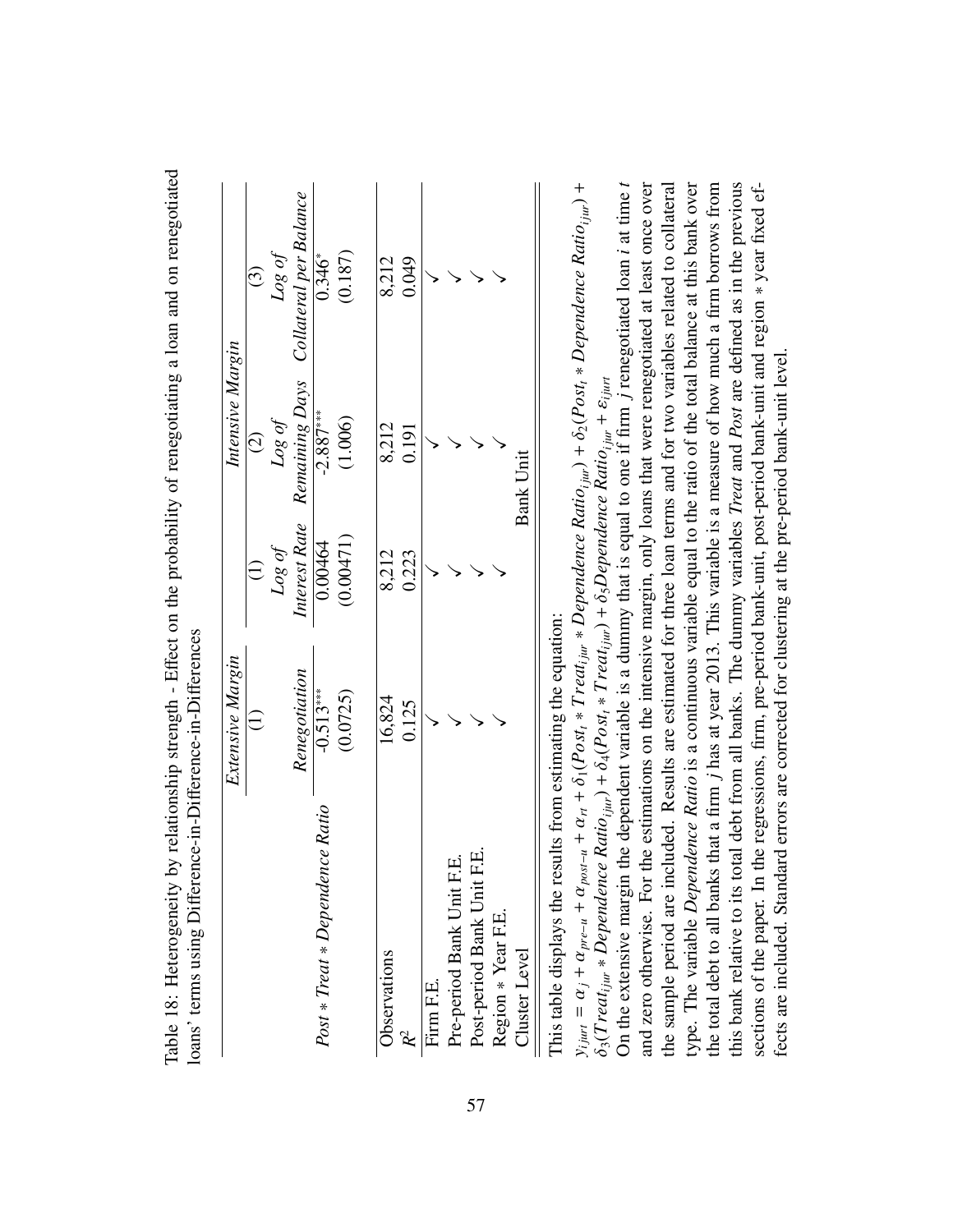Table 18: Heterogeneity by relationship strength - Effect on the probability of renegotiating a loan and on renegotiated loans' terms using Difference-in-Difference-in-Differences

| | Extensive Margin | Intensive Margin | | |
|---|---|---|---|---|
| | (1) | (1) | (2) | (3) |
| | Renegotiation | *Log of* *Interest Rate* | *Log of* *Remaining Days* | *Log of* *Collateral per Balance* |
| *Post * Treat * Dependence Ratio* | -0.513*** | 0.00464 | -2.887*** | 0.346* |
| | (0.0725) | (0.00471) | (1.006) | (0.187) |
| Observations | 16,824 | 8,212 | 8,212 | 8,212 |
| $R^2$ | 0.125 | 0.223 | 0.191 | 0.049 |
| Firm F.E. | ✓ | ✓ | ✓ | ✓ |
| Pre-period Bank Unit F.E. | ✓ | ✓ | ✓ | ✓ |
| Post-period Bank Unit F.E. | ✓ | ✓ | ✓ | ✓ |
| Region * Year F.E. | ✓ | ✓ | ✓ | ✓ |
| Cluster Level | | Bank Unit | | |

This table displays the results from estimating the equation:

$y_{ijurt} = \alpha_j + \alpha_{pre-u} + \alpha_{post-u} + \alpha_{rt} + \delta_1(Post_t * Treat_{ijur} * Dependence\ Ratio_{ijur}) + \delta_2(Post_t * Dependence\ Ratio_{ijur}) + \delta_3(Treat_{ijur} * Dependence\ Ratio_{ijur}) + \delta_4(Post_t * Treat_{ijur}) + \delta_5 Dependence\ Ratio_{ijur} + \varepsilon_{ijurt}$

On the extensive margin the dependent variable is a dummy that is equal to one if firm $j$ renegotiated loan $i$ at time $t$ and zero otherwise. For the estimations on the intensive margin, only loans that were renegotiated at least once over the sample period are included. Results are estimated for three loan terms and for two variables related to collateral type. The variable *Dependence Ratio* is a continuous variable equal to the ratio of the total balance at this bank over the total debt to all banks that a firm $j$ has at year 2013. This variable is a measure of how much a firm borrows from this bank relative to its total debt from all banks. The dummy variables *Treat* and *Post* are defined as in the previous sections of the paper. In the regressions, firm, pre-period bank-unit, post-period bank-unit and region * year fixed effects are included. Standard errors are corrected for clustering at the pre-period bank-unit level.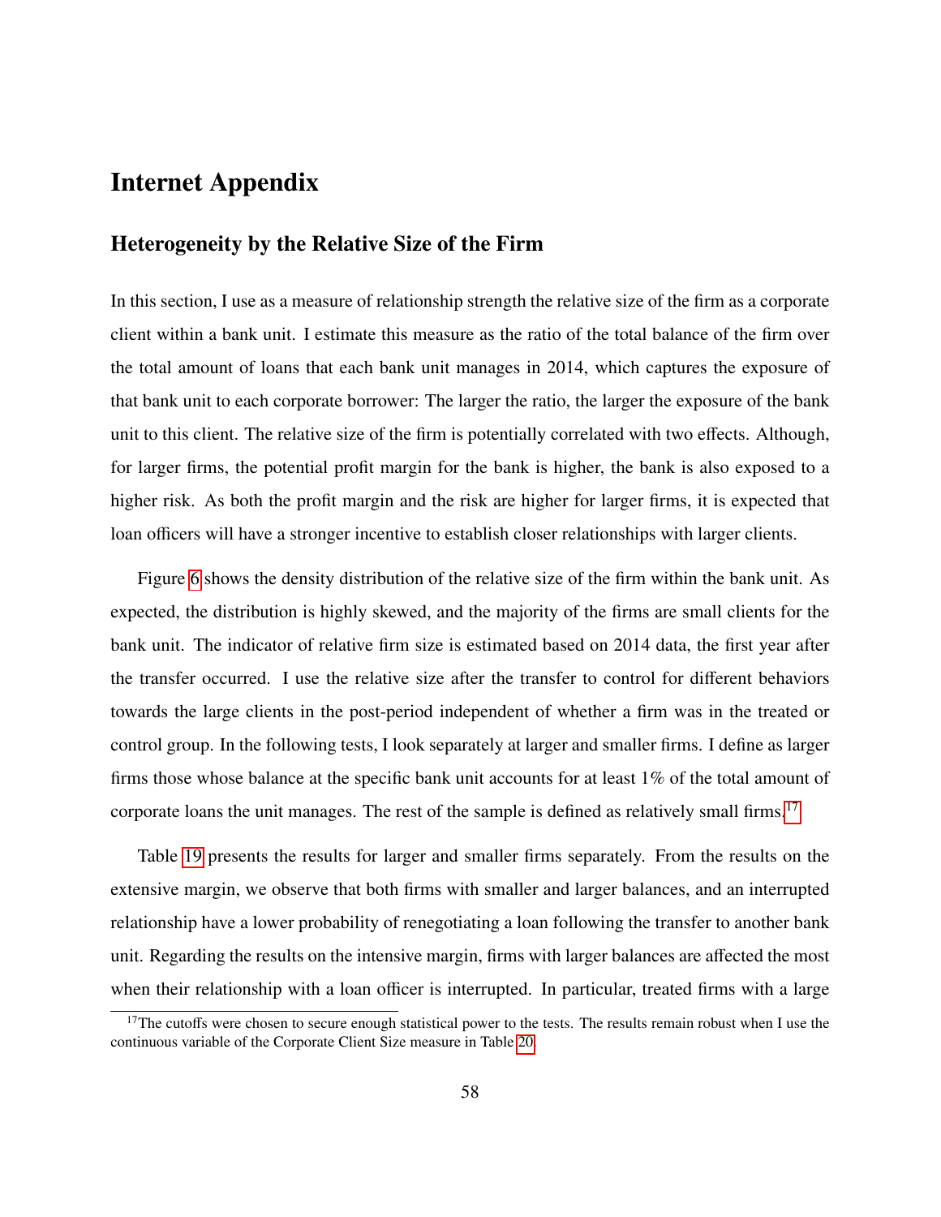# Internet Appendix

## Heterogeneity by the Relative Size of the Firm

In this section, I use as a measure of relationship strength the relative size of the firm as a corporate client within a bank unit. I estimate this measure as the ratio of the total balance of the firm over the total amount of loans that each bank unit manages in 2014, which captures the exposure of that bank unit to each corporate borrower: The larger the ratio, the larger the exposure of the bank unit to this client. The relative size of the firm is potentially correlated with two effects. Although, for larger firms, the potential profit margin for the bank is higher, the bank is also exposed to a higher risk. As both the profit margin and the risk are higher for larger firms, it is expected that loan officers will have a stronger incentive to establish closer relationships with larger clients.

Figure 6 shows the density distribution of the relative size of the firm within the bank unit. As expected, the distribution is highly skewed, and the majority of the firms are small clients for the bank unit. The indicator of relative firm size is estimated based on 2014 data, the first year after the transfer occurred. I use the relative size after the transfer to control for different behaviors towards the large clients in the post-period independent of whether a firm was in the treated or control group. In the following tests, I look separately at larger and smaller firms. I define as larger firms those whose balance at the specific bank unit accounts for at least 1% of the total amount of corporate loans the unit manages. The rest of the sample is defined as relatively small firms.[17]

Table 19 presents the results for larger and smaller firms separately. From the results on the extensive margin, we observe that both firms with smaller and larger balances, and an interrupted relationship have a lower probability of renegotiating a loan following the transfer to another bank unit. Regarding the results on the intensive margin, firms with larger balances are affected the most when their relationship with a loan officer is interrupted. In particular, treated firms with a large

[17] The cutoffs were chosen to secure enough statistical power to the tests. The results remain robust when I use the continuous variable of the Corporate Client Size measure in Table 20.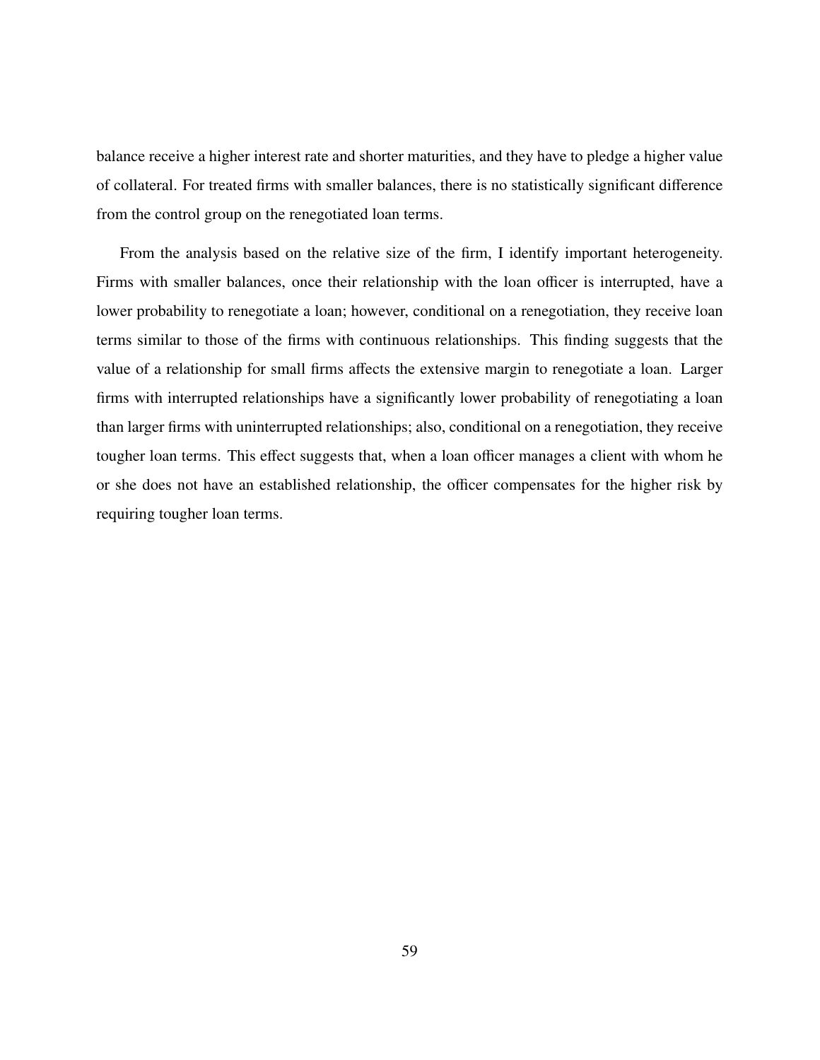balance receive a higher interest rate and shorter maturities, and they have to pledge a higher value of collateral. For treated firms with smaller balances, there is no statistically significant difference from the control group on the renegotiated loan terms.

From the analysis based on the relative size of the firm, I identify important heterogeneity. Firms with smaller balances, once their relationship with the loan officer is interrupted, have a lower probability to renegotiate a loan; however, conditional on a renegotiation, they receive loan terms similar to those of the firms with continuous relationships. This finding suggests that the value of a relationship for small firms affects the extensive margin to renegotiate a loan. Larger firms with interrupted relationships have a significantly lower probability of renegotiating a loan than larger firms with uninterrupted relationships; also, conditional on a renegotiation, they receive tougher loan terms. This effect suggests that, when a loan officer manages a client with whom he or she does not have an established relationship, the officer compensates for the higher risk by requiring tougher loan terms.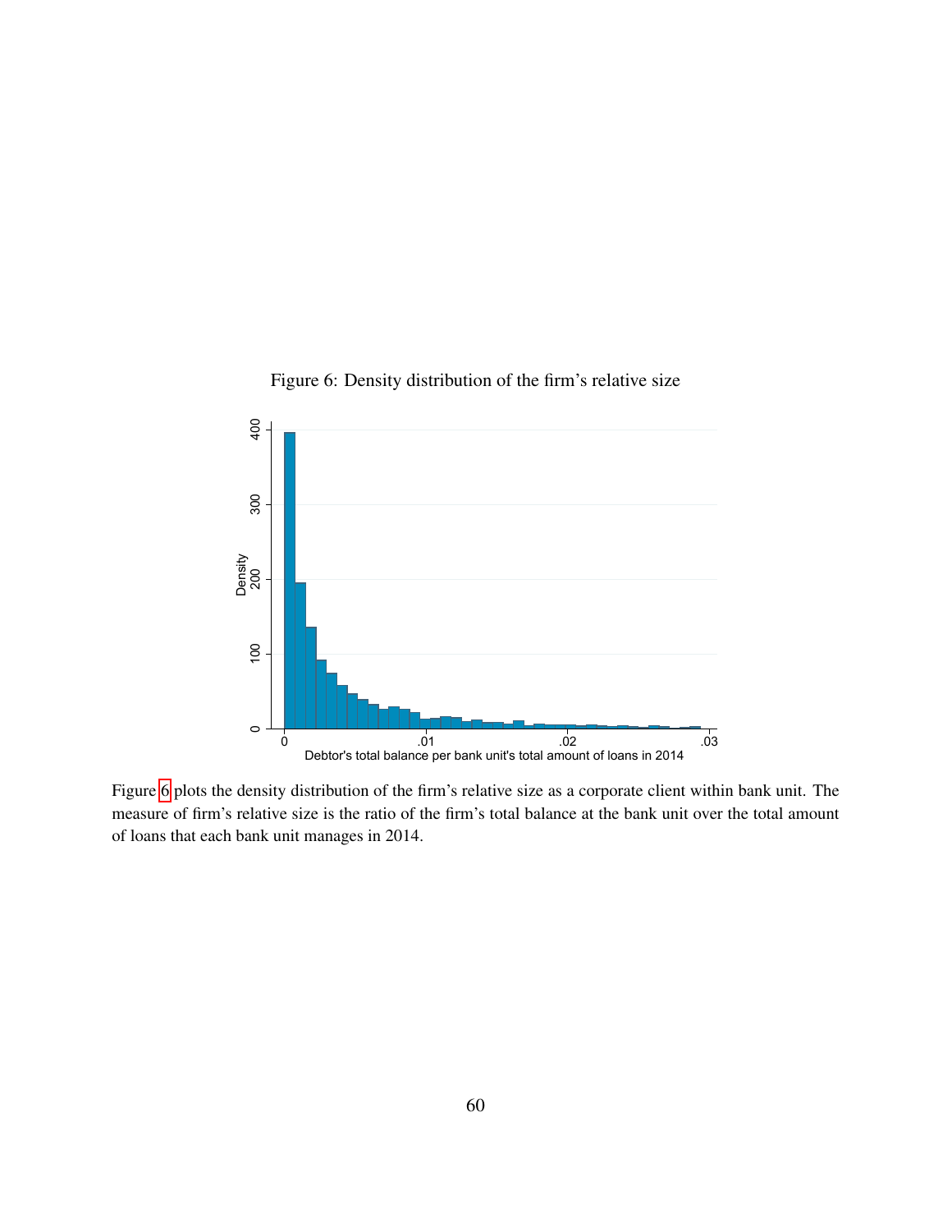Figure 6: Density distribution of the firm's relative size

Figure 6 plots the density distribution of the firm's relative size as a corporate client within bank unit. The measure of firm's relative size is the ratio of the firm's total balance at the bank unit over the total amount of loans that each bank unit manages in 2014.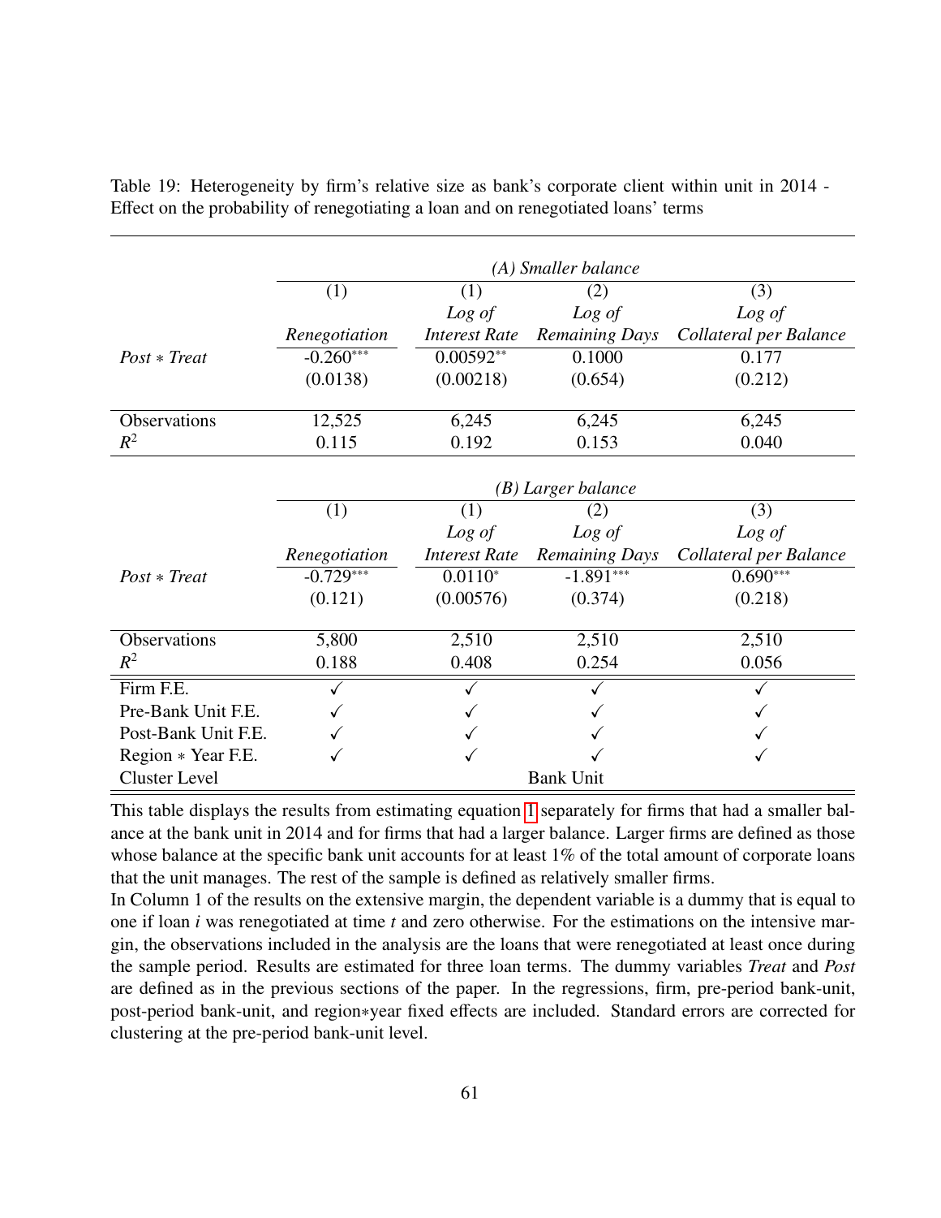Table 19: Heterogeneity by firm's relative size as bank's corporate client within unit in 2014 - Effect on the probability of renegotiating a loan and on renegotiated loans' terms

| | *(A) Smaller balance* | | | |
|---|---|---|---|---|
| | (1) | (1) | (2) | (3) |
| | *Renegotiation* | *Log of Interest Rate* | *Log of Remaining Days* | *Log of Collateral per Balance* |
| *Post* ∗ *Treat* | -0.260*** | 0.00592** | 0.1000 | 0.177 |
| | (0.0138) | (0.00218) | (0.654) | (0.212) |
| Observations | 12,525 | 6,245 | 6,245 | 6,245 |
| $R^2$ | 0.115 | 0.192 | 0.153 | 0.040 |
| | *(B) Larger balance* | | | |
| | (1) | (1) | (2) | (3) |
| | *Renegotiation* | *Log of Interest Rate* | *Log of Remaining Days* | *Log of Collateral per Balance* |
| *Post* ∗ *Treat* | -0.729*** | 0.0110* | -1.891*** | 0.690*** |
| | (0.121) | (0.00576) | (0.374) | (0.218) |
| Observations | 5,800 | 2,510 | 2,510 | 2,510 |
| $R^2$ | 0.188 | 0.408 | 0.254 | 0.056 |
| Firm F.E. | ✓ | ✓ | ✓ | ✓ |
| Pre-Bank Unit F.E. | ✓ | ✓ | ✓ | ✓ |
| Post-Bank Unit F.E. | ✓ | ✓ | ✓ | ✓ |
| Region ∗ Year F.E. | ✓ | ✓ | ✓ | ✓ |
| Cluster Level | Bank Unit | | | |

This table displays the results from estimating equation 1 separately for firms that had a smaller balance at the bank unit in 2014 and for firms that had a larger balance. Larger firms are defined as those whose balance at the specific bank unit accounts for at least 1% of the total amount of corporate loans that the unit manages. The rest of the sample is defined as relatively smaller firms.
In Column 1 of the results on the extensive margin, the dependent variable is a dummy that is equal to one if loan $i$ was renegotiated at time $t$ and zero otherwise. For the estimations on the intensive margin, the observations included in the analysis are the loans that were renegotiated at least once during the sample period. Results are estimated for three loan terms. The dummy variables *Treat* and *Post* are defined as in the previous sections of the paper. In the regressions, firm, pre-period bank-unit, post-period bank-unit, and region∗year fixed effects are included. Standard errors are corrected for clustering at the pre-period bank-unit level.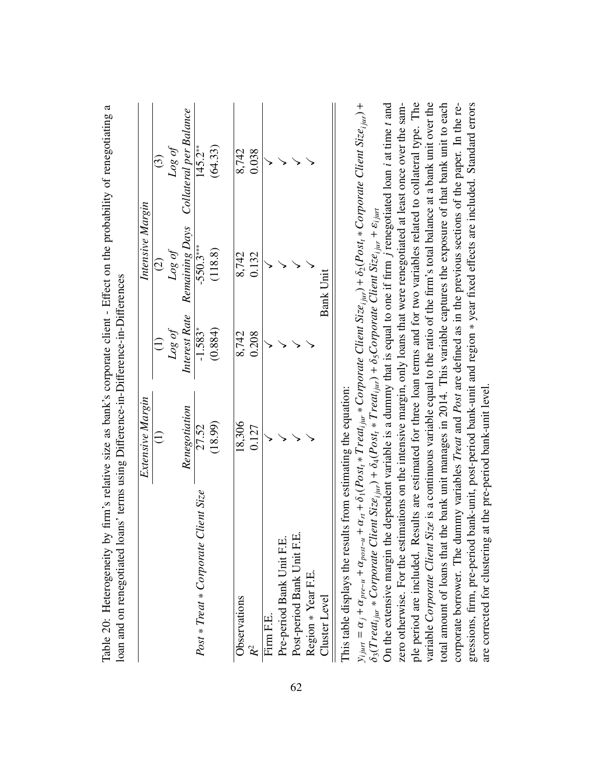Table 20: Heterogeneity by firm's relative size as bank's corporate client - Effect on the probability of renegotiating a loan and on renegotiated loans' terms using Difference-in-Difference-in-Differences

| | *Extensive Margin* | *Intensive Margin* | | |
|---|---|---|---|---|
| | (1) | (1) | (2) | (3) |
| | *Renegotiation* | *Log of Interest Rate* | *Log of Remaining Days* | *Log of Collateral per Balance* |
| *Post* * *Treat* * *Corporate Client Size* | 27.52 | -1.583* | -550.3*** | 145.2** |
| | (18.99) | (0.884) | (118.8) | (64.33) |
| Observations | 18,306 | 8,742 | 8,742 | 8,742 |
| $R^2$ | 0.127 | 0.208 | 0.132 | 0.038 |
| Firm F.E. | ✓ | ✓ | ✓ | ✓ |
| Pre-period Bank Unit F.E. | ✓ | ✓ | ✓ | ✓ |
| Post-period Bank Unit F.E. | ✓ | ✓ | ✓ | ✓ |
| Region * Year F.E. | ✓ | ✓ | ✓ | ✓ |
| Cluster Level | Bank Unit | | | |

This table displays the results from estimating the equation:

$$y_{ijurt} = \alpha_j + \alpha_{pre-u} + \alpha_{post-u} + \alpha_{rt} + \delta_1(Post_t * Treat_{ijur} * Corporate\ Client\ Size_{ijur}) + \delta_2(Post_t * Corporate\ Client\ Size_{ijur}) + \delta_3(Treat_{ijur} * Corporate\ Client\ Size_{ijur}) + \delta_4(Post_t * Treat_{ijur}) + \delta_5 Corporate\ Client\ Size_{ijur} + \varepsilon_{ijurt}$$

On the extensive margin the dependent variable is a dummy that is equal to one if firm $j$ renegotiated loan $i$ at time $t$ and zero otherwise. For the estimations on the intensive margin, only loans that were renegotiated at least once over the sample period are included. Results are estimated for three loan terms and for two variables related to collateral type. The variable *Corporate Client Size* is a continuous variable equal to the ratio of the firm's total balance at a bank unit over the total amount of loans that the bank unit manages in 2014. This variable captures the exposure of that bank unit to each corporate borrower. The dummy variables *Treat* and *Post* are defined as in the previous sections of the paper. In the regressions, firm, pre-period bank-unit, post-period bank-unit and region * year fixed effects are included. Standard errors are corrected for clustering at the pre-period bank-unit level.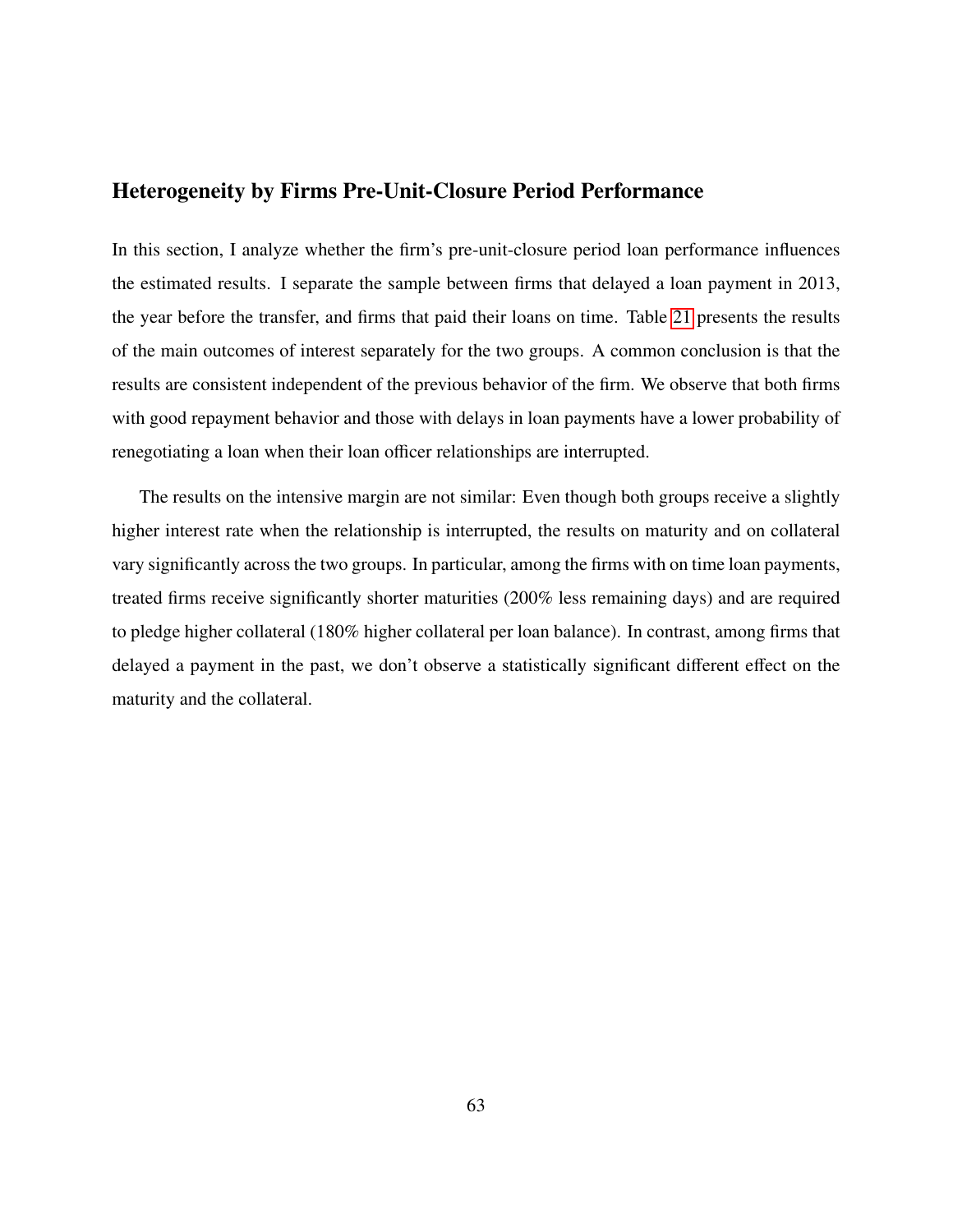### Heterogeneity by Firms Pre-Unit-Closure Period Performance

In this section, I analyze whether the firm's pre-unit-closure period loan performance influences the estimated results. I separate the sample between firms that delayed a loan payment in 2013, the year before the transfer, and firms that paid their loans on time. Table 21 presents the results of the main outcomes of interest separately for the two groups. A common conclusion is that the results are consistent independent of the previous behavior of the firm. We observe that both firms with good repayment behavior and those with delays in loan payments have a lower probability of renegotiating a loan when their loan officer relationships are interrupted.

The results on the intensive margin are not similar: Even though both groups receive a slightly higher interest rate when the relationship is interrupted, the results on maturity and on collateral vary significantly across the two groups. In particular, among the firms with on time loan payments, treated firms receive significantly shorter maturities (200% less remaining days) and are required to pledge higher collateral (180% higher collateral per loan balance). In contrast, among firms that delayed a payment in the past, we don't observe a statistically significant different effect on the maturity and the collateral.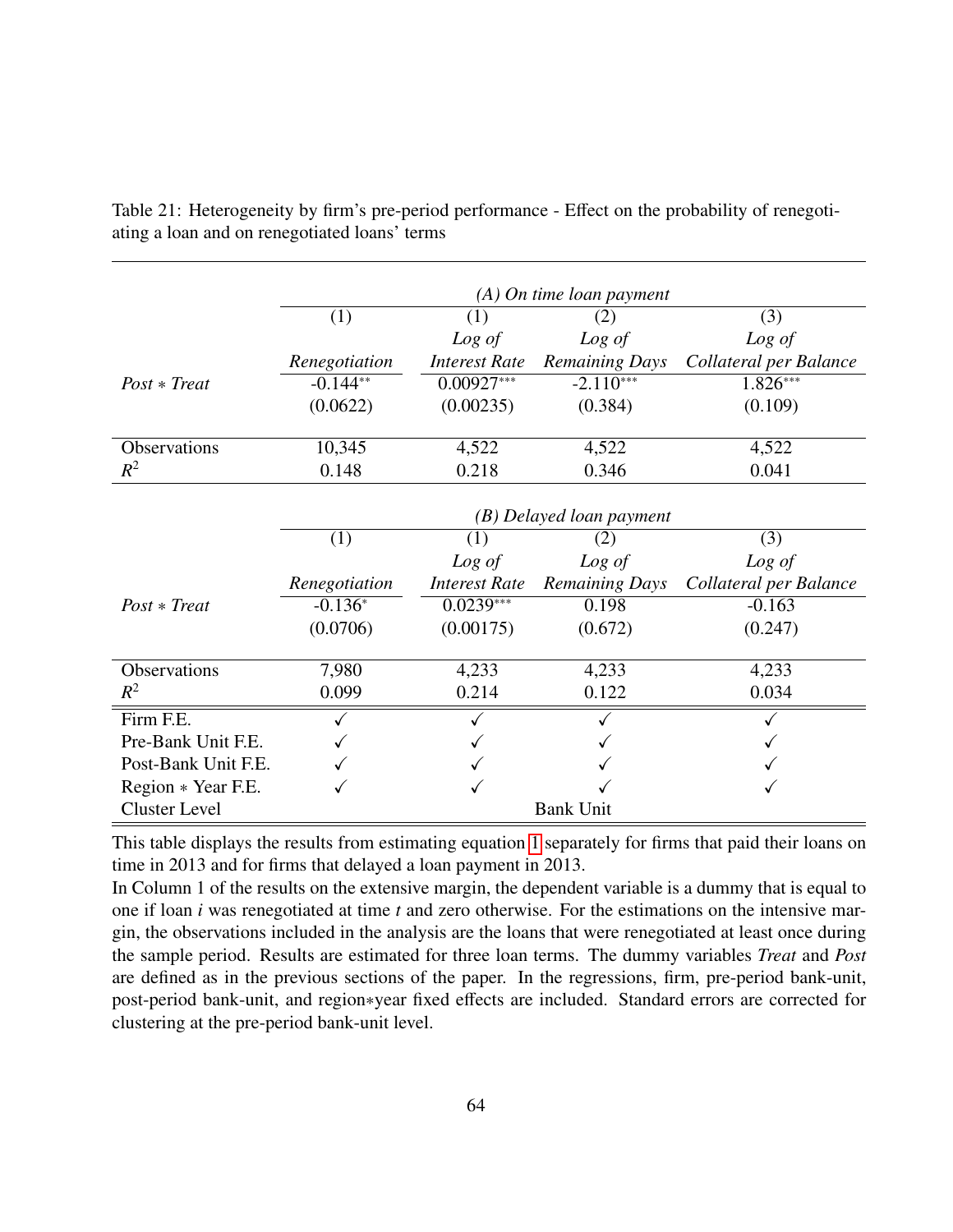Table 21: Heterogeneity by firm's pre-period performance - Effect on the probability of renegotiating a loan and on renegotiated loans' terms

| | (A) On time loan payment | | | |
|---|---|---|---|---|
| | (1) | (1) | (2) | (3) |
| | *Renegotiation* | *Log of Interest Rate* | *Log of Remaining Days* | *Log of Collateral per Balance* |
| *Post ∗ Treat* | -0.144** | 0.00927*** | -2.110*** | 1.826*** |
| | (0.0622) | (0.00235) | (0.384) | (0.109) |
| Observations | 10,345 | 4,522 | 4,522 | 4,522 |
| $R^2$ | 0.148 | 0.218 | 0.346 | 0.041 |
| | **(B) Delayed loan payment** | | | |
| | (1) | (1) | (2) | (3) |
| | *Renegotiation* | *Log of Interest Rate* | *Log of Remaining Days* | *Log of Collateral per Balance* |
| *Post ∗ Treat* | -0.136* | 0.0239*** | 0.198 | -0.163 |
| | (0.0706) | (0.00175) | (0.672) | (0.247) |
| Observations | 7,980 | 4,233 | 4,233 | 4,233 |
| $R^2$ | 0.099 | 0.214 | 0.122 | 0.034 |
| Firm F.E. | ✓ | ✓ | ✓ | ✓ |
| Pre-Bank Unit F.E. | ✓ | ✓ | ✓ | ✓ |
| Post-Bank Unit F.E. | ✓ | ✓ | ✓ | ✓ |
| Region ∗ Year F.E. | ✓ | ✓ | ✓ | ✓ |
| Cluster Level | | Bank Unit | | |

This table displays the results from estimating equation 1 separately for firms that paid their loans on time in 2013 and for firms that delayed a loan payment in 2013.
In Column 1 of the results on the extensive margin, the dependent variable is a dummy that is equal to one if loan $i$ was renegotiated at time $t$ and zero otherwise. For the estimations on the intensive margin, the observations included in the analysis are the loans that were renegotiated at least once during the sample period. Results are estimated for three loan terms. The dummy variables *Treat* and *Post* are defined as in the previous sections of the paper. In the regressions, firm, pre-period bank-unit, post-period bank-unit, and region∗year fixed effects are included. Standard errors are corrected for clustering at the pre-period bank-unit level.